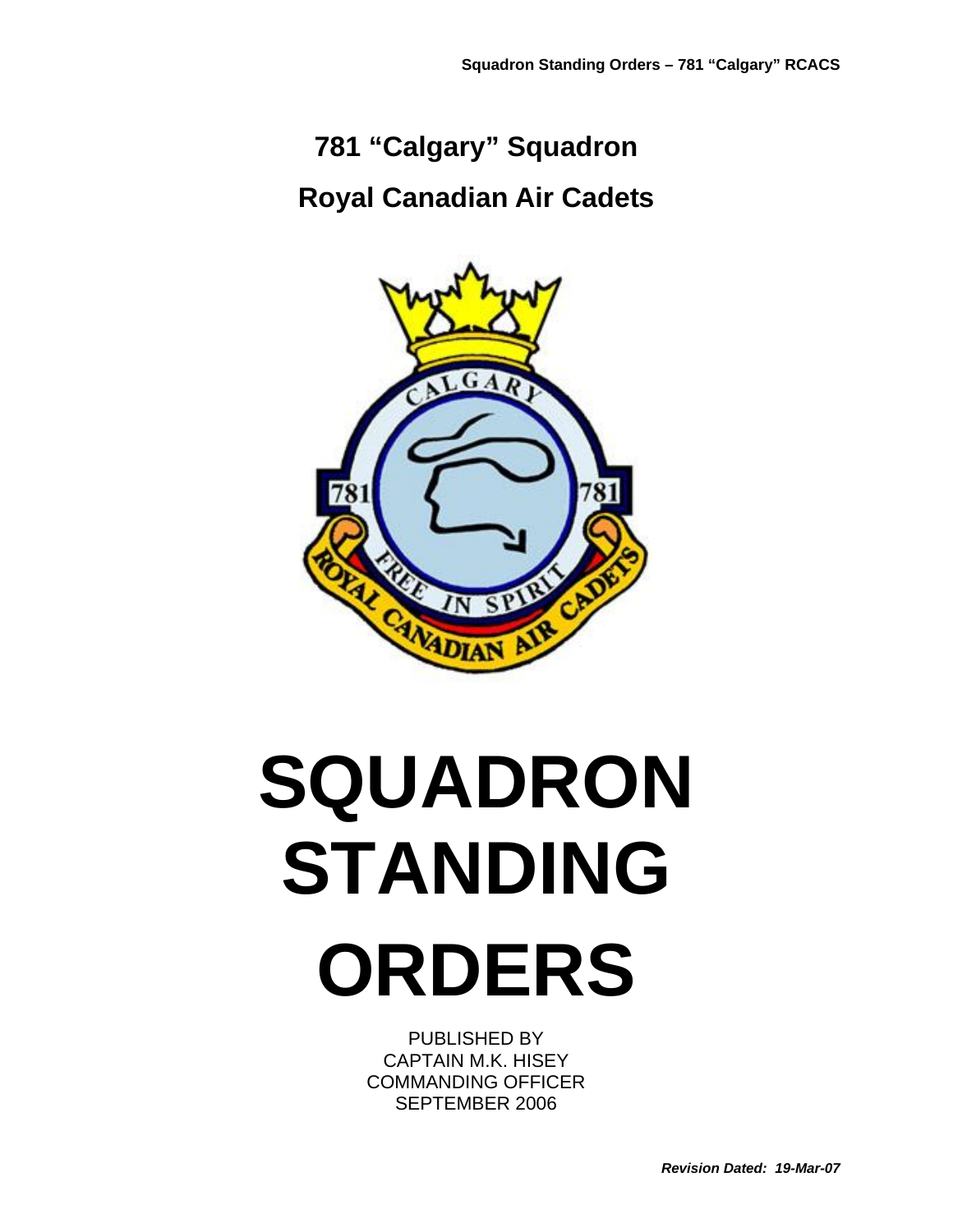# 781 "Calgary" Squadron

# Royal Canadian Air Cadets

# SQUADRON STANDING ORDERS

PUBLISHED BY
CAPTAIN M.K. HISEY
COMMANDING OFFICER
SEPTEMBER 2006

***Revision Dated: 19-Mar-07***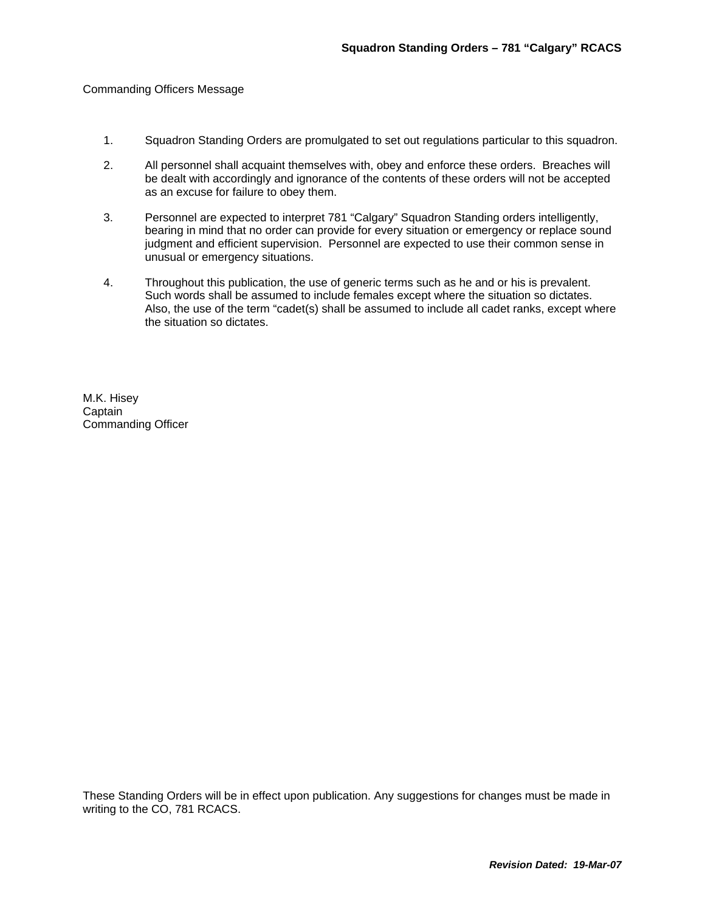Commanding Officers Message

1. Squadron Standing Orders are promulgated to set out regulations particular to this squadron.

2. All personnel shall acquaint themselves with, obey and enforce these orders. Breaches will be dealt with accordingly and ignorance of the contents of these orders will not be accepted as an excuse for failure to obey them.

3. Personnel are expected to interpret 781 “Calgary” Squadron Standing orders intelligently, bearing in mind that no order can provide for every situation or emergency or replace sound judgment and efficient supervision. Personnel are expected to use their common sense in unusual or emergency situations.

4. Throughout this publication, the use of generic terms such as he and or his is prevalent. Such words shall be assumed to include females except where the situation so dictates. Also, the use of the term “cadet(s) shall be assumed to include all cadet ranks, except where the situation so dictates.

M.K. Hisey
Captain
Commanding Officer

These Standing Orders will be in effect upon publication. Any suggestions for changes must be made in writing to the CO, 781 RCACS.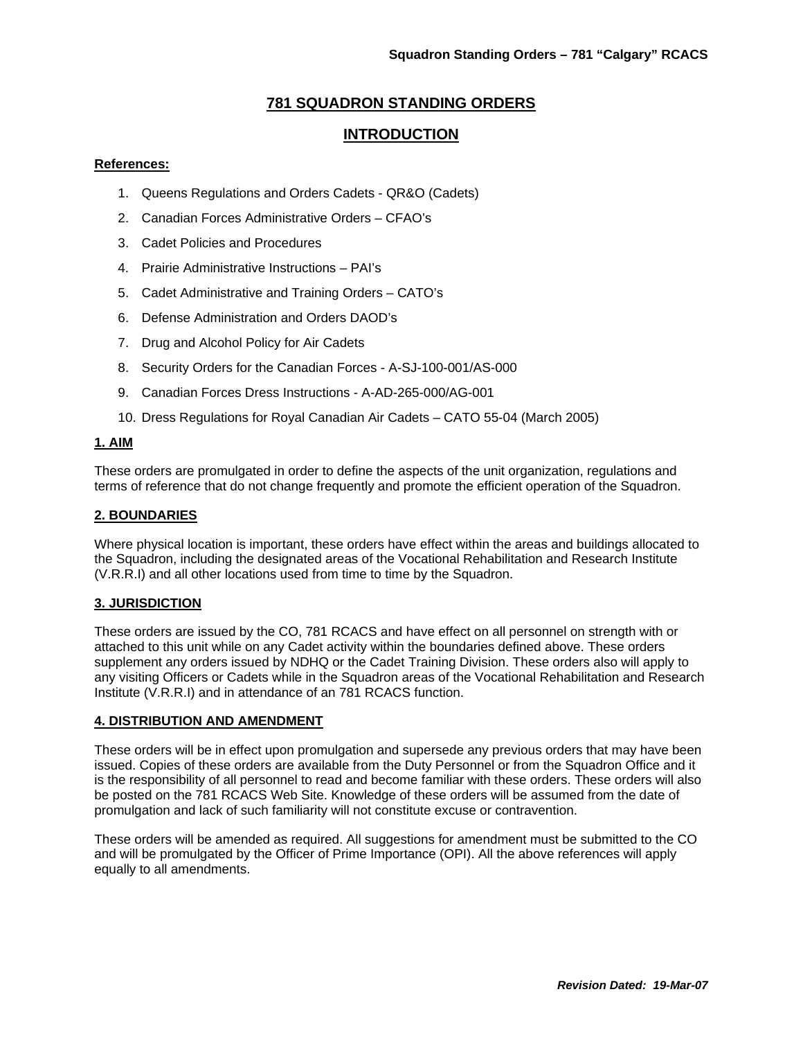# 781 SQUADRON STANDING ORDERS

## INTRODUCTION

**References:**

1. Queens Regulations and Orders Cadets - QR&O (Cadets)
2. Canadian Forces Administrative Orders – CFAO's
3. Cadet Policies and Procedures
4. Prairie Administrative Instructions – PAI's
5. Cadet Administrative and Training Orders – CATO's
6. Defense Administration and Orders DAOD's
7. Drug and Alcohol Policy for Air Cadets
8. Security Orders for the Canadian Forces - A-SJ-100-001/AS-000
9. Canadian Forces Dress Instructions - A-AD-265-000/AG-001
10. Dress Regulations for Royal Canadian Air Cadets – CATO 55-04 (March 2005)

### 1. AIM

These orders are promulgated in order to define the aspects of the unit organization, regulations and terms of reference that do not change frequently and promote the efficient operation of the Squadron.

### 2. BOUNDARIES

Where physical location is important, these orders have effect within the areas and buildings allocated to the Squadron, including the designated areas of the Vocational Rehabilitation and Research Institute (V.R.R.I) and all other locations used from time to time by the Squadron.

### 3. JURISDICTION

These orders are issued by the CO, 781 RCACS and have effect on all personnel on strength with or attached to this unit while on any Cadet activity within the boundaries defined above. These orders supplement any orders issued by NDHQ or the Cadet Training Division. These orders also will apply to any visiting Officers or Cadets while in the Squadron areas of the Vocational Rehabilitation and Research Institute (V.R.R.I) and in attendance of an 781 RCACS function.

### 4. DISTRIBUTION AND AMENDMENT

These orders will be in effect upon promulgation and supersede any previous orders that may have been issued. Copies of these orders are available from the Duty Personnel or from the Squadron Office and it is the responsibility of all personnel to read and become familiar with these orders. These orders will also be posted on the 781 RCACS Web Site. Knowledge of these orders will be assumed from the date of promulgation and lack of such familiarity will not constitute excuse or contravention.

These orders will be amended as required. All suggestions for amendment must be submitted to the CO and will be promulgated by the Officer of Prime Importance (OPI). All the above references will apply equally to all amendments.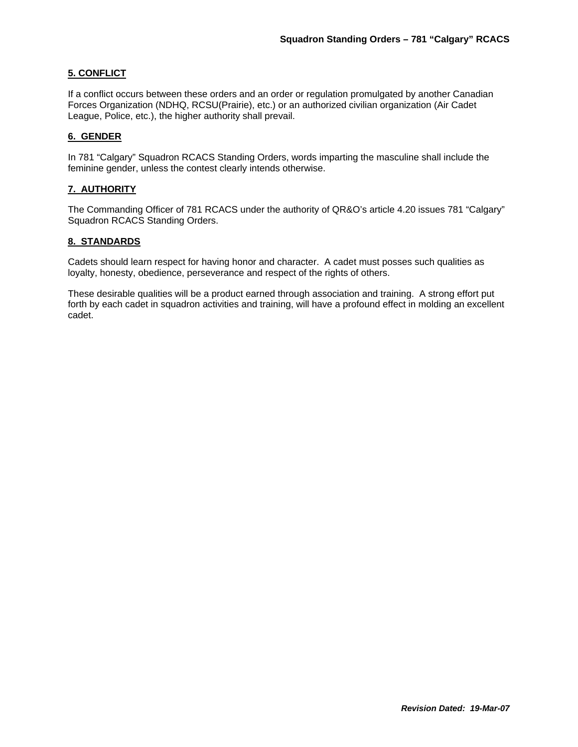## 5. CONFLICT

If a conflict occurs between these orders and an order or regulation promulgated by another Canadian Forces Organization (NDHQ, RCSU(Prairie), etc.) or an authorized civilian organization (Air Cadet League, Police, etc.), the higher authority shall prevail.

## 6. GENDER

In 781 “Calgary” Squadron RCACS Standing Orders, words imparting the masculine shall include the feminine gender, unless the contest clearly intends otherwise.

## 7. AUTHORITY

The Commanding Officer of 781 RCACS under the authority of QR&O’s article 4.20 issues 781 “Calgary” Squadron RCACS Standing Orders.

## 8. STANDARDS

Cadets should learn respect for having honor and character. A cadet must posses such qualities as loyalty, honesty, obedience, perseverance and respect of the rights of others.

These desirable qualities will be a product earned through association and training. A strong effort put forth by each cadet in squadron activities and training, will have a profound effect in molding an excellent cadet.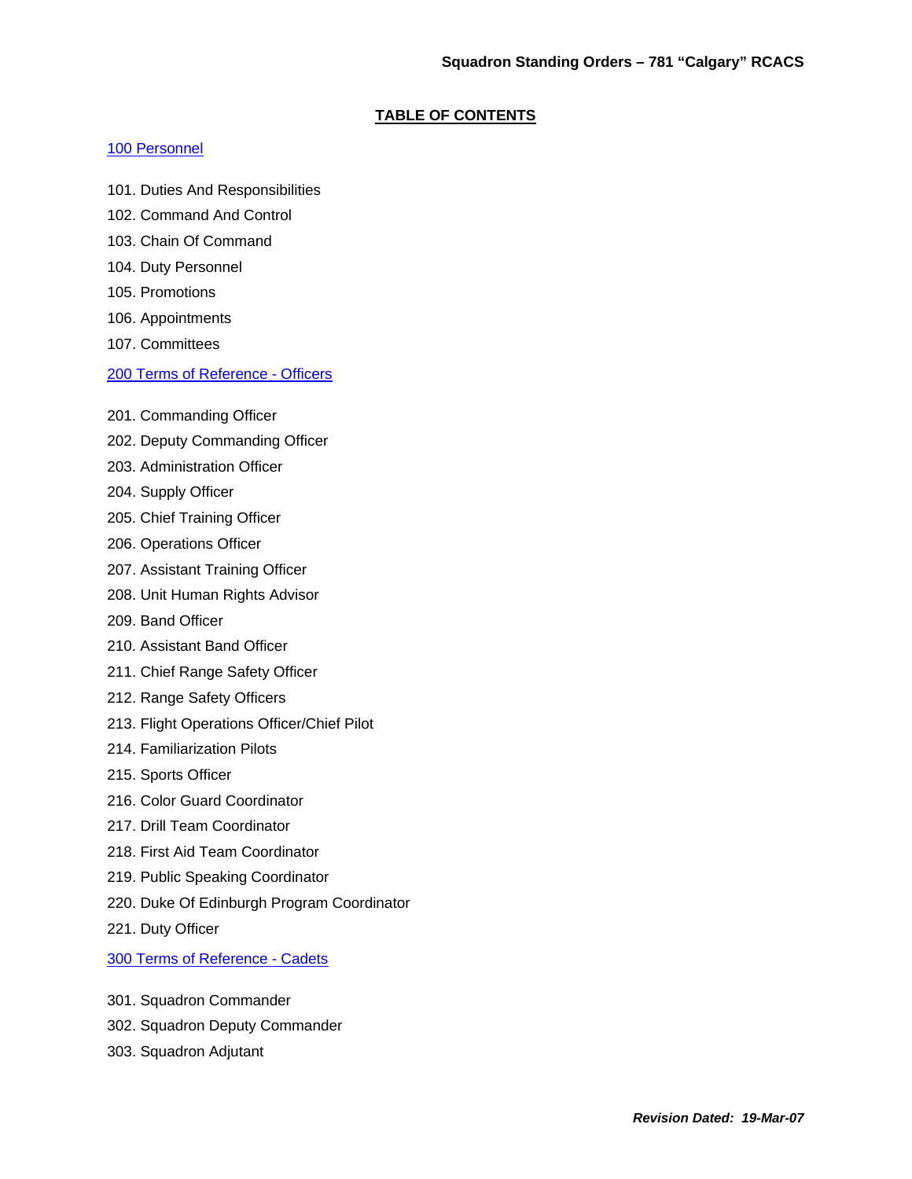## TABLE OF CONTENTS

[100 Personnel]

101. Duties And Responsibilities
102. Command And Control
103. Chain Of Command
104. Duty Personnel
105. Promotions
106. Appointments
107. Committees

[200 Terms of Reference - Officers]

201. Commanding Officer
202. Deputy Commanding Officer
203. Administration Officer
204. Supply Officer
205. Chief Training Officer
206. Operations Officer
207. Assistant Training Officer
208. Unit Human Rights Advisor
209. Band Officer
210. Assistant Band Officer
211. Chief Range Safety Officer
212. Range Safety Officers
213. Flight Operations Officer/Chief Pilot
214. Familiarization Pilots
215. Sports Officer
216. Color Guard Coordinator
217. Drill Team Coordinator
218. First Aid Team Coordinator
219. Public Speaking Coordinator
220. Duke Of Edinburgh Program Coordinator
221. Duty Officer

[300 Terms of Reference - Cadets]

301. Squadron Commander
302. Squadron Deputy Commander
303. Squadron Adjutant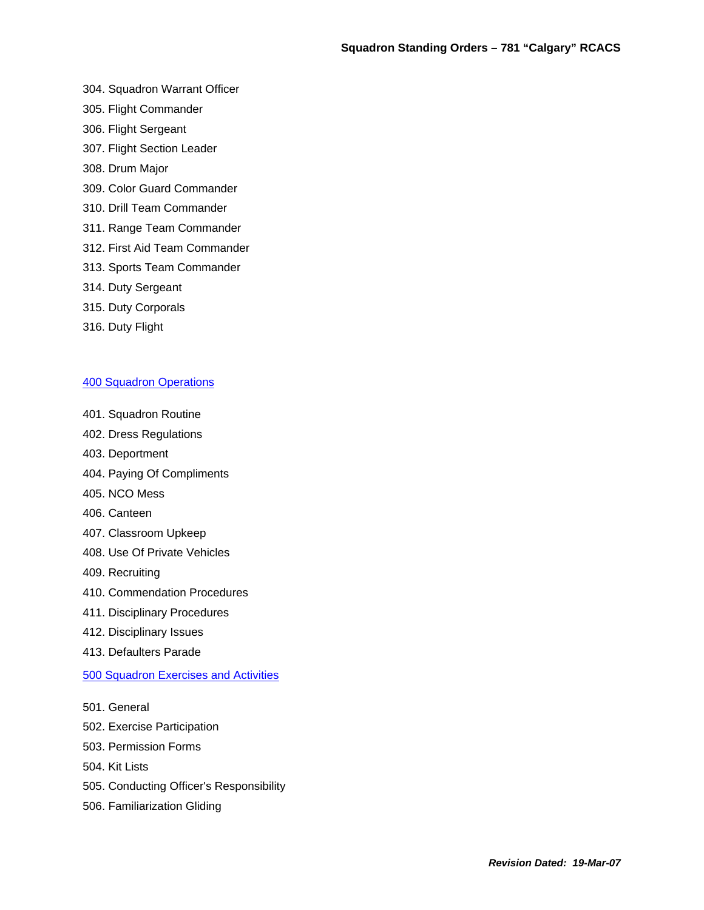304. Squadron Warrant Officer

305. Flight Commander

306. Flight Sergeant

307. Flight Section Leader

308. Drum Major

309. Color Guard Commander

310. Drill Team Commander

311. Range Team Commander

312. First Aid Team Commander

313. Sports Team Commander

314. Duty Sergeant

315. Duty Corporals

316. Duty Flight

[400 Squadron Operations]

401. Squadron Routine

402. Dress Regulations

403. Deportment

404. Paying Of Compliments

405. NCO Mess

406. Canteen

407. Classroom Upkeep

408. Use Of Private Vehicles

409. Recruiting

410. Commendation Procedures

411. Disciplinary Procedures

412. Disciplinary Issues

413. Defaulters Parade

[500 Squadron Exercises and Activities]

501. General

502. Exercise Participation

503. Permission Forms

504. Kit Lists

505. Conducting Officer's Responsibility

506. Familiarization Gliding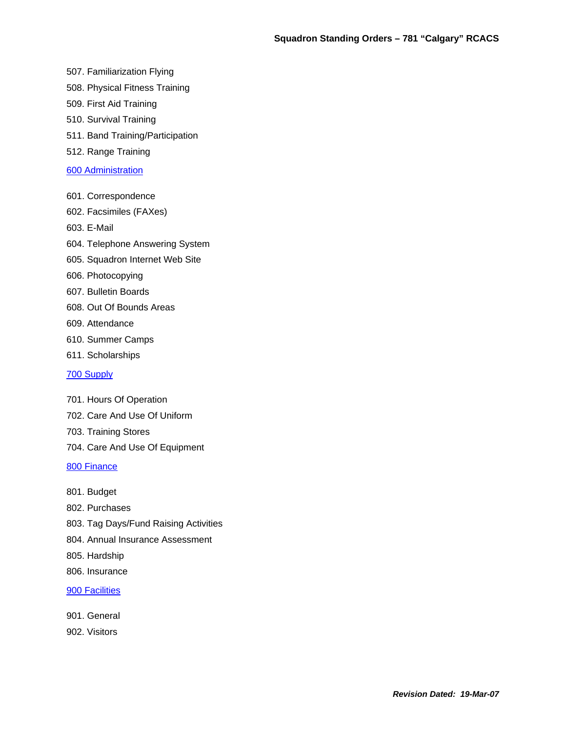507. Familiarization Flying

508. Physical Fitness Training

509. First Aid Training

510. Survival Training

511. Band Training/Participation

512. Range Training

[600 Administration]

601. Correspondence

602. Facsimiles (FAXes)

603. E-Mail

604. Telephone Answering System

605. Squadron Internet Web Site

606. Photocopying

607. Bulletin Boards

608. Out Of Bounds Areas

609. Attendance

610. Summer Camps

611. Scholarships

[700 Supply]

701. Hours Of Operation

702. Care And Use Of Uniform

703. Training Stores

704. Care And Use Of Equipment

[800 Finance]

801. Budget

802. Purchases

803. Tag Days/Fund Raising Activities

804. Annual Insurance Assessment

805. Hardship

806. Insurance

[900 Facilities]

901. General

902. Visitors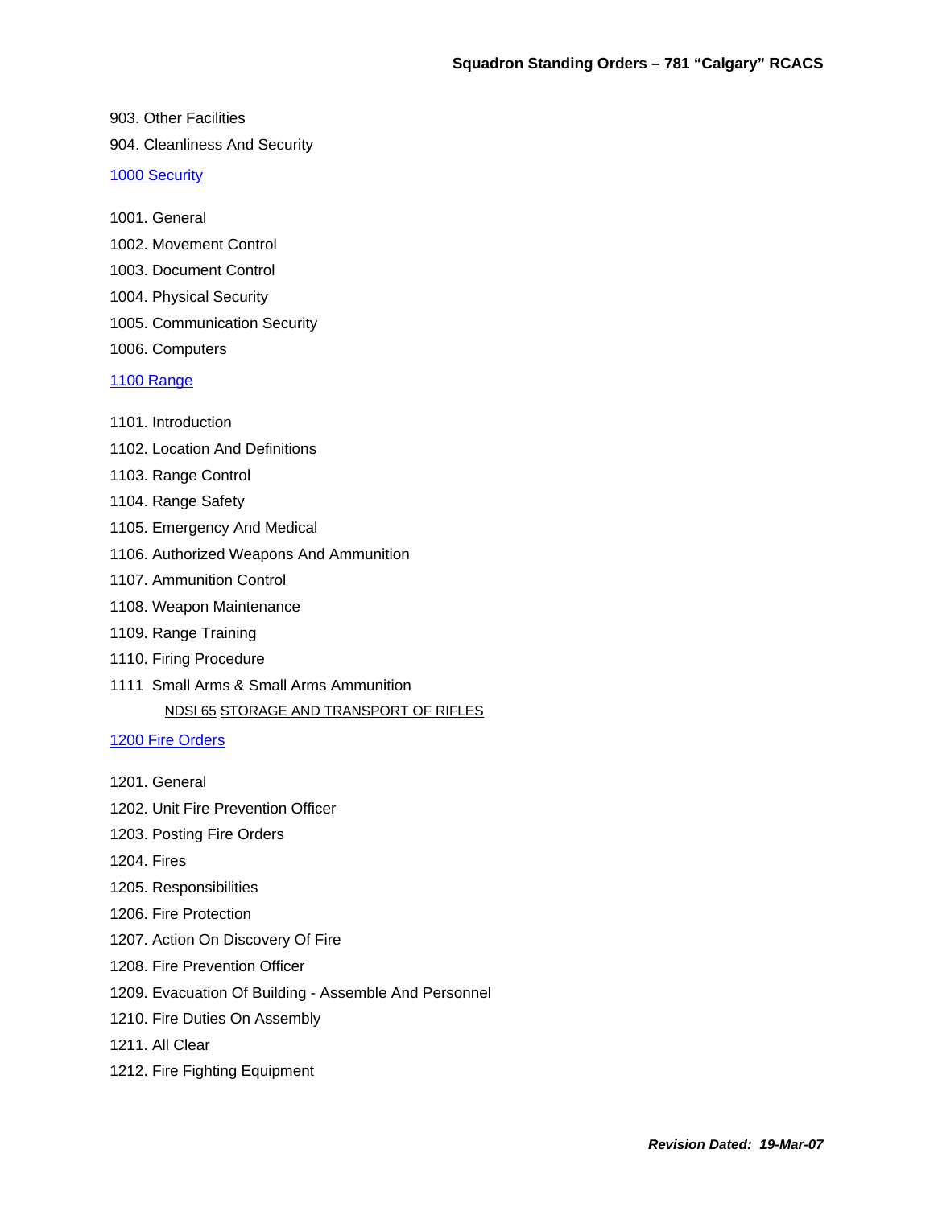903. Other Facilities

904. Cleanliness And Security

[1000 Security]

1001. General

1002. Movement Control

1003. Document Control

1004. Physical Security

1005. Communication Security

1006. Computers

[1100 Range]

1101. Introduction

1102. Location And Definitions

1103. Range Control

1104. Range Safety

1105. Emergency And Medical

1106. Authorized Weapons And Ammunition

1107. Ammunition Control

1108. Weapon Maintenance

1109. Range Training

1110. Firing Procedure

1111 Small Arms & Small Arms Ammunition

NDSI 65 STORAGE AND TRANSPORT OF RIFLES

[1200 Fire Orders]

1201. General

1202. Unit Fire Prevention Officer

1203. Posting Fire Orders

1204. Fires

1205. Responsibilities

1206. Fire Protection

1207. Action On Discovery Of Fire

1208. Fire Prevention Officer

1209. Evacuation Of Building - Assemble And Personnel

1210. Fire Duties On Assembly

1211. All Clear

1212. Fire Fighting Equipment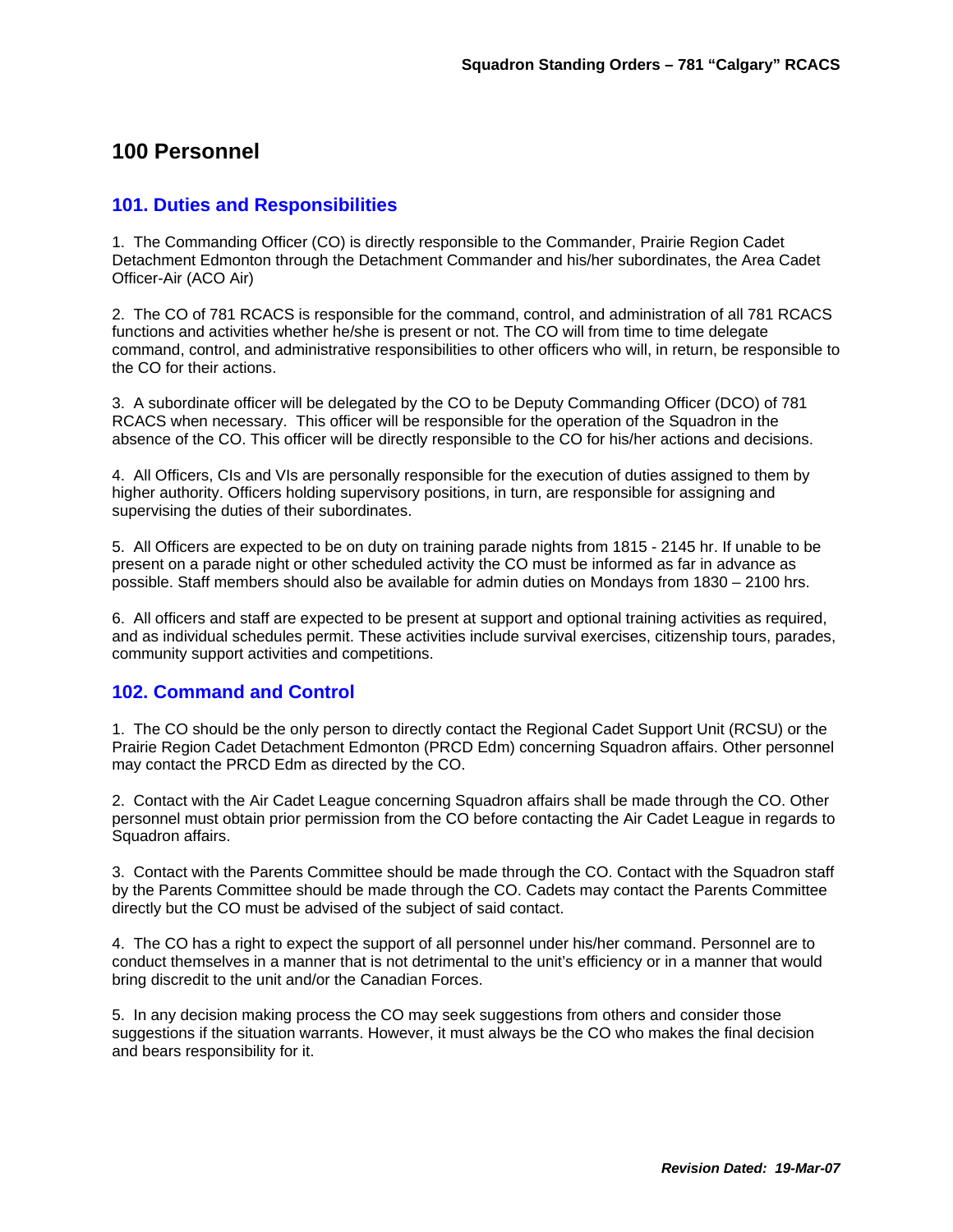# 100 Personnel

## 101. Duties and Responsibilities

1. The Commanding Officer (CO) is directly responsible to the Commander, Prairie Region Cadet Detachment Edmonton through the Detachment Commander and his/her subordinates, the Area Cadet Officer-Air (ACO Air)

2. The CO of 781 RCACS is responsible for the command, control, and administration of all 781 RCACS functions and activities whether he/she is present or not. The CO will from time to time delegate command, control, and administrative responsibilities to other officers who will, in return, be responsible to the CO for their actions.

3. A subordinate officer will be delegated by the CO to be Deputy Commanding Officer (DCO) of 781 RCACS when necessary. This officer will be responsible for the operation of the Squadron in the absence of the CO. This officer will be directly responsible to the CO for his/her actions and decisions.

4. All Officers, CIs and VIs are personally responsible for the execution of duties assigned to them by higher authority. Officers holding supervisory positions, in turn, are responsible for assigning and supervising the duties of their subordinates.

5. All Officers are expected to be on duty on training parade nights from 1815 - 2145 hr. If unable to be present on a parade night or other scheduled activity the CO must be informed as far in advance as possible. Staff members should also be available for admin duties on Mondays from 1830 – 2100 hrs.

6. All officers and staff are expected to be present at support and optional training activities as required, and as individual schedules permit. These activities include survival exercises, citizenship tours, parades, community support activities and competitions.

## 102. Command and Control

1. The CO should be the only person to directly contact the Regional Cadet Support Unit (RCSU) or the Prairie Region Cadet Detachment Edmonton (PRCD Edm) concerning Squadron affairs. Other personnel may contact the PRCD Edm as directed by the CO.

2. Contact with the Air Cadet League concerning Squadron affairs shall be made through the CO. Other personnel must obtain prior permission from the CO before contacting the Air Cadet League in regards to Squadron affairs.

3. Contact with the Parents Committee should be made through the CO. Contact with the Squadron staff by the Parents Committee should be made through the CO. Cadets may contact the Parents Committee directly but the CO must be advised of the subject of said contact.

4. The CO has a right to expect the support of all personnel under his/her command. Personnel are to conduct themselves in a manner that is not detrimental to the unit's efficiency or in a manner that would bring discredit to the unit and/or the Canadian Forces.

5. In any decision making process the CO may seek suggestions from others and consider those suggestions if the situation warrants. However, it must always be the CO who makes the final decision and bears responsibility for it.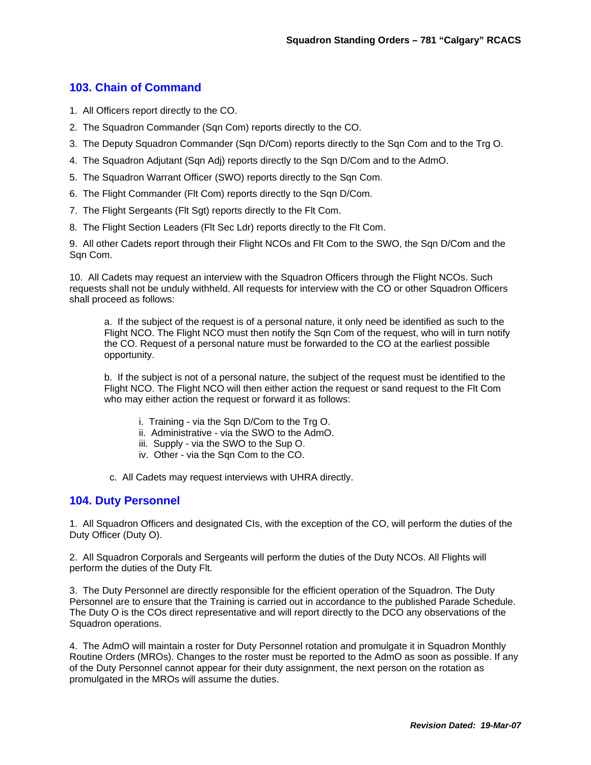## 103. Chain of Command

1. All Officers report directly to the CO.
2. The Squadron Commander (Sqn Com) reports directly to the CO.
3. The Deputy Squadron Commander (Sqn D/Com) reports directly to the Sqn Com and to the Trg O.
4. The Squadron Adjutant (Sqn Adj) reports directly to the Sqn D/Com and to the AdmO.
5. The Squadron Warrant Officer (SWO) reports directly to the Sqn Com.
6. The Flight Commander (Flt Com) reports directly to the Sqn D/Com.
7. The Flight Sergeants (Flt Sgt) reports directly to the Flt Com.
8. The Flight Section Leaders (Flt Sec Ldr) reports directly to the Flt Com.
9. All other Cadets report through their Flight NCOs and Flt Com to the SWO, the Sqn D/Com and the Sqn Com.

10. All Cadets may request an interview with the Squadron Officers through the Flight NCOs. Such requests shall not be unduly withheld. All requests for interview with the CO or other Squadron Officers shall proceed as follows:

   a. If the subject of the request is of a personal nature, it only need be identified as such to the Flight NCO. The Flight NCO must then notify the Sqn Com of the request, who will in turn notify the CO. Request of a personal nature must be forwarded to the CO at the earliest possible opportunity.

   b. If the subject is not of a personal nature, the subject of the request must be identified to the Flight NCO. The Flight NCO will then either action the request or sand request to the Flt Com who may either action the request or forward it as follows:

      i. Training - via the Sqn D/Com to the Trg O.
      ii. Administrative - via the SWO to the AdmO.
      iii. Supply - via the SWO to the Sup O.
      iv. Other - via the Sqn Com to the CO.

   c. All Cadets may request interviews with UHRA directly.

## 104. Duty Personnel

1. All Squadron Officers and designated CIs, with the exception of the CO, will perform the duties of the Duty Officer (Duty O).

2. All Squadron Corporals and Sergeants will perform the duties of the Duty NCOs. All Flights will perform the duties of the Duty Flt.

3. The Duty Personnel are directly responsible for the efficient operation of the Squadron. The Duty Personnel are to ensure that the Training is carried out in accordance to the published Parade Schedule. The Duty O is the COs direct representative and will report directly to the DCO any observations of the Squadron operations.

4. The AdmO will maintain a roster for Duty Personnel rotation and promulgate it in Squadron Monthly Routine Orders (MROs). Changes to the roster must be reported to the AdmO as soon as possible. If any of the Duty Personnel cannot appear for their duty assignment, the next person on the rotation as promulgated in the MROs will assume the duties.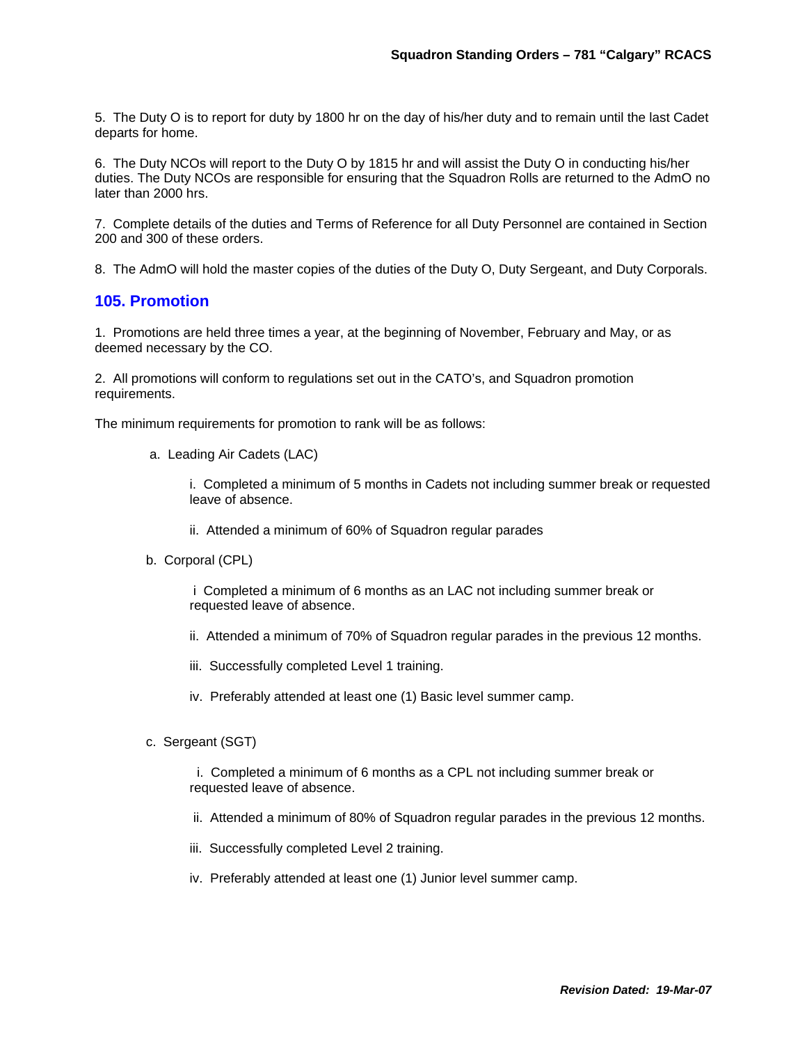5. The Duty O is to report for duty by 1800 hr on the day of his/her duty and to remain until the last Cadet departs for home.

6. The Duty NCOs will report to the Duty O by 1815 hr and will assist the Duty O in conducting his/her duties. The Duty NCOs are responsible for ensuring that the Squadron Rolls are returned to the AdmO no later than 2000 hrs.

7. Complete details of the duties and Terms of Reference for all Duty Personnel are contained in Section 200 and 300 of these orders.

8. The AdmO will hold the master copies of the duties of the Duty O, Duty Sergeant, and Duty Corporals.

## 105. Promotion

1. Promotions are held three times a year, at the beginning of November, February and May, or as deemed necessary by the CO.

2. All promotions will conform to regulations set out in the CATO's, and Squadron promotion requirements.

The minimum requirements for promotion to rank will be as follows:

a. Leading Air Cadets (LAC)

   i. Completed a minimum of 5 months in Cadets not including summer break or requested leave of absence.

   ii. Attended a minimum of 60% of Squadron regular parades

b. Corporal (CPL)

   i Completed a minimum of 6 months as an LAC not including summer break or requested leave of absence.

   ii. Attended a minimum of 70% of Squadron regular parades in the previous 12 months.

   iii. Successfully completed Level 1 training.

   iv. Preferably attended at least one (1) Basic level summer camp.

c. Sergeant (SGT)

   i. Completed a minimum of 6 months as a CPL not including summer break or requested leave of absence.

   ii. Attended a minimum of 80% of Squadron regular parades in the previous 12 months.

   iii. Successfully completed Level 2 training.

   iv. Preferably attended at least one (1) Junior level summer camp.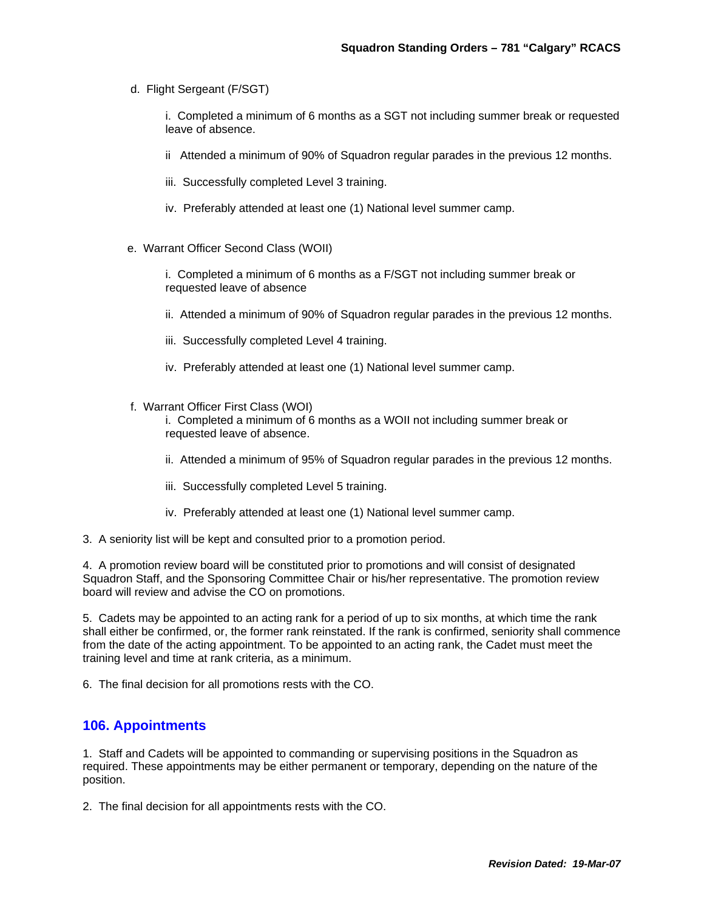d. Flight Sergeant (F/SGT)

   i. Completed a minimum of 6 months as a SGT not including summer break or requested leave of absence.

   ii Attended a minimum of 90% of Squadron regular parades in the previous 12 months.

   iii. Successfully completed Level 3 training.

   iv. Preferably attended at least one (1) National level summer camp.

e. Warrant Officer Second Class (WOII)

   i. Completed a minimum of 6 months as a F/SGT not including summer break or requested leave of absence

   ii. Attended a minimum of 90% of Squadron regular parades in the previous 12 months.

   iii. Successfully completed Level 4 training.

   iv. Preferably attended at least one (1) National level summer camp.

f. Warrant Officer First Class (WOI)

   i. Completed a minimum of 6 months as a WOII not including summer break or requested leave of absence.

   ii. Attended a minimum of 95% of Squadron regular parades in the previous 12 months.

   iii. Successfully completed Level 5 training.

   iv. Preferably attended at least one (1) National level summer camp.

3. A seniority list will be kept and consulted prior to a promotion period.

4. A promotion review board will be constituted prior to promotions and will consist of designated Squadron Staff, and the Sponsoring Committee Chair or his/her representative. The promotion review board will review and advise the CO on promotions.

5. Cadets may be appointed to an acting rank for a period of up to six months, at which time the rank shall either be confirmed, or, the former rank reinstated. If the rank is confirmed, seniority shall commence from the date of the acting appointment. To be appointed to an acting rank, the Cadet must meet the training level and time at rank criteria, as a minimum.

6. The final decision for all promotions rests with the CO.

## 106. Appointments

1. Staff and Cadets will be appointed to commanding or supervising positions in the Squadron as required. These appointments may be either permanent or temporary, depending on the nature of the position.

2. The final decision for all appointments rests with the CO.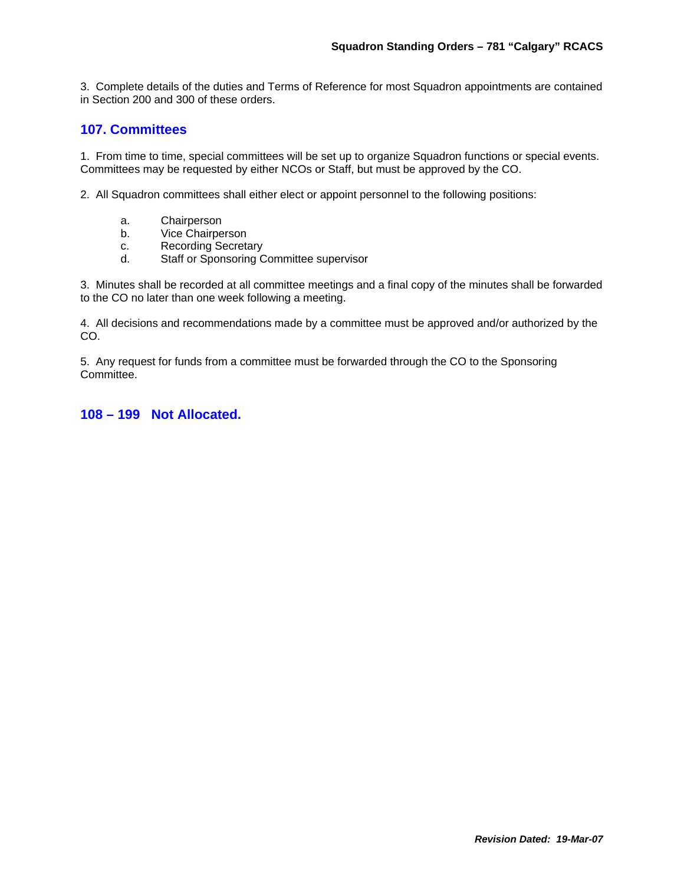3. Complete details of the duties and Terms of Reference for most Squadron appointments are contained in Section 200 and 300 of these orders.

## 107. Committees

1. From time to time, special committees will be set up to organize Squadron functions or special events. Committees may be requested by either NCOs or Staff, but must be approved by the CO.

2. All Squadron committees shall either elect or appoint personnel to the following positions:

a. Chairperson
b. Vice Chairperson
c. Recording Secretary
d. Staff or Sponsoring Committee supervisor

3. Minutes shall be recorded at all committee meetings and a final copy of the minutes shall be forwarded to the CO no later than one week following a meeting.

4. All decisions and recommendations made by a committee must be approved and/or authorized by the CO.

5. Any request for funds from a committee must be forwarded through the CO to the Sponsoring Committee.

## 108 – 199 Not Allocated.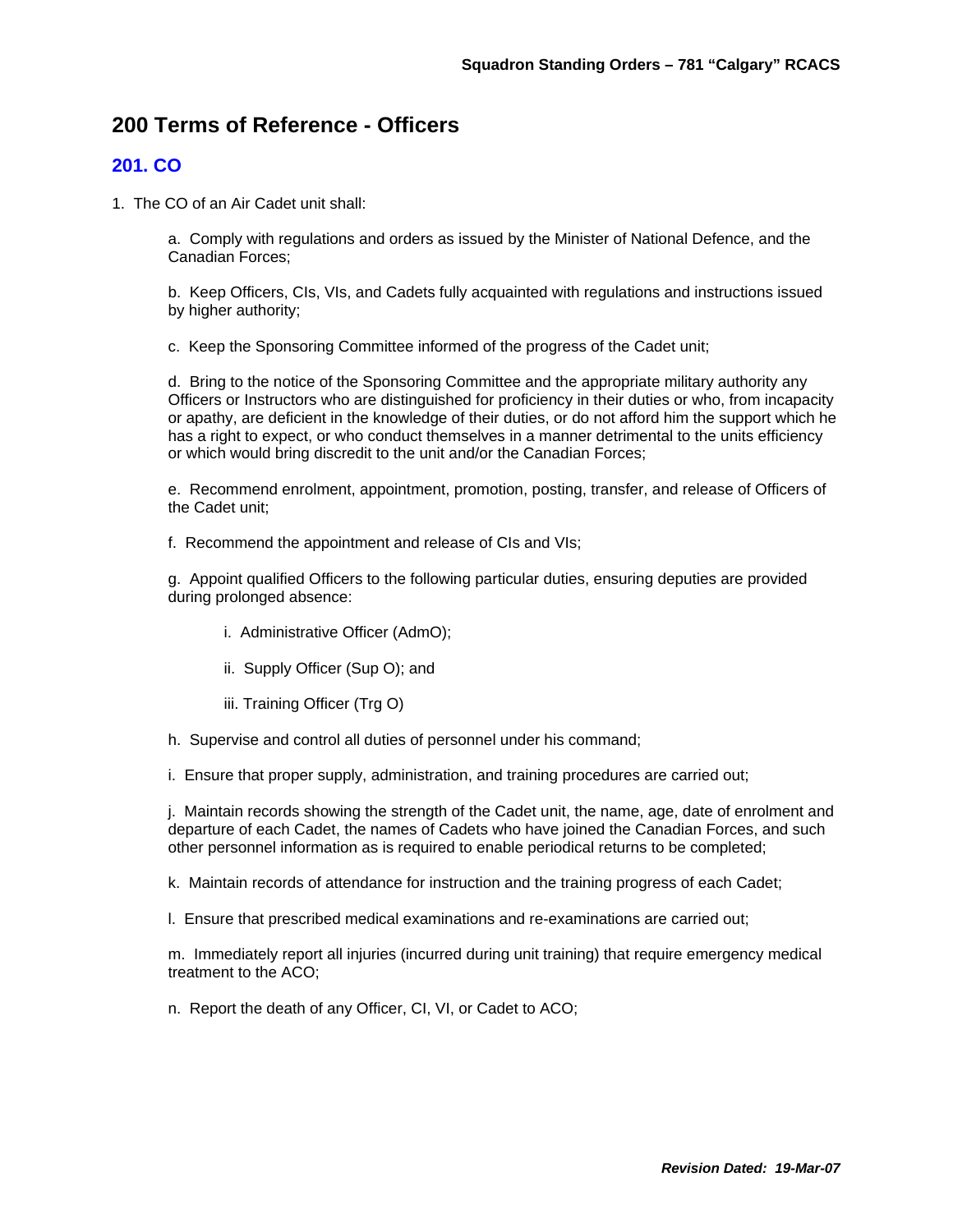# 200 Terms of Reference - Officers

## 201. CO

1. The CO of an Air Cadet unit shall:

   a. Comply with regulations and orders as issued by the Minister of National Defence, and the Canadian Forces;

   b. Keep Officers, CIs, VIs, and Cadets fully acquainted with regulations and instructions issued by higher authority;

   c. Keep the Sponsoring Committee informed of the progress of the Cadet unit;

   d. Bring to the notice of the Sponsoring Committee and the appropriate military authority any Officers or Instructors who are distinguished for proficiency in their duties or who, from incapacity or apathy, are deficient in the knowledge of their duties, or do not afford him the support which he has a right to expect, or who conduct themselves in a manner detrimental to the units efficiency or which would bring discredit to the unit and/or the Canadian Forces;

   e. Recommend enrolment, appointment, promotion, posting, transfer, and release of Officers of the Cadet unit;

   f. Recommend the appointment and release of CIs and VIs;

   g. Appoint qualified Officers to the following particular duties, ensuring deputies are provided during prolonged absence:

      i. Administrative Officer (AdmO);

      ii. Supply Officer (Sup O); and

      iii. Training Officer (Trg O)

   h. Supervise and control all duties of personnel under his command;

   i. Ensure that proper supply, administration, and training procedures are carried out;

   j. Maintain records showing the strength of the Cadet unit, the name, age, date of enrolment and departure of each Cadet, the names of Cadets who have joined the Canadian Forces, and such other personnel information as is required to enable periodical returns to be completed;

   k. Maintain records of attendance for instruction and the training progress of each Cadet;

   l. Ensure that prescribed medical examinations and re-examinations are carried out;

   m. Immediately report all injuries (incurred during unit training) that require emergency medical treatment to the ACO;

   n. Report the death of any Officer, CI, VI, or Cadet to ACO;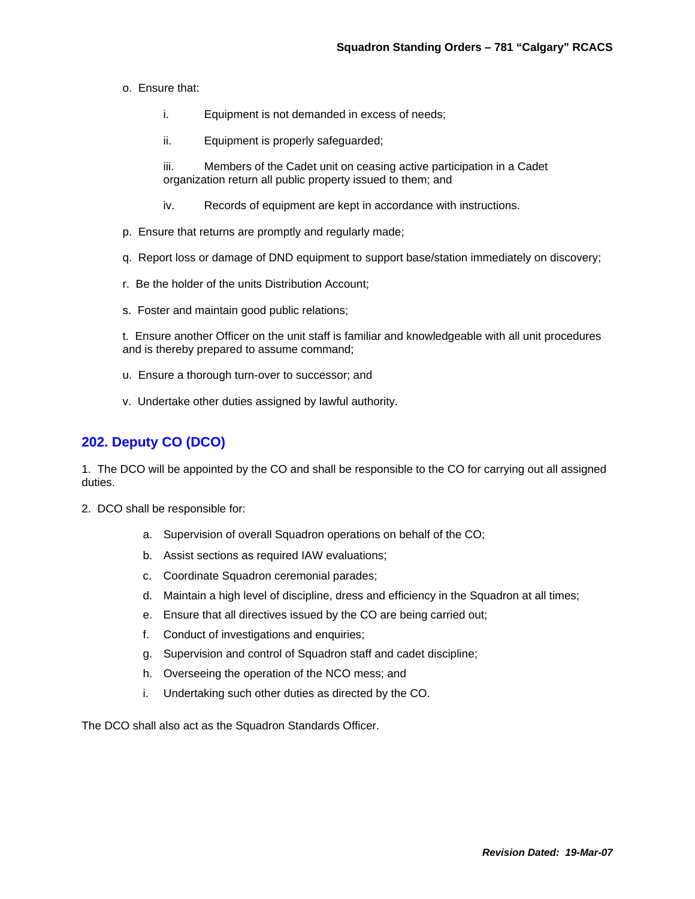o. Ensure that:

   i. Equipment is not demanded in excess of needs;

   ii. Equipment is properly safeguarded;

   iii. Members of the Cadet unit on ceasing active participation in a Cadet organization return all public property issued to them; and

   iv. Records of equipment are kept in accordance with instructions.

p. Ensure that returns are promptly and regularly made;

q. Report loss or damage of DND equipment to support base/station immediately on discovery;

r. Be the holder of the units Distribution Account;

s. Foster and maintain good public relations;

t. Ensure another Officer on the unit staff is familiar and knowledgeable with all unit procedures and is thereby prepared to assume command;

u. Ensure a thorough turn-over to successor; and

v. Undertake other duties assigned by lawful authority.

## 202. Deputy CO (DCO)

1. The DCO will be appointed by the CO and shall be responsible to the CO for carrying out all assigned duties.

2. DCO shall be responsible for:

   a. Supervision of overall Squadron operations on behalf of the CO;
   b. Assist sections as required IAW evaluations;
   c. Coordinate Squadron ceremonial parades;
   d. Maintain a high level of discipline, dress and efficiency in the Squadron at all times;
   e. Ensure that all directives issued by the CO are being carried out;
   f. Conduct of investigations and enquiries;
   g. Supervision and control of Squadron staff and cadet discipline;
   h. Overseeing the operation of the NCO mess; and
   i. Undertaking such other duties as directed by the CO.

The DCO shall also act as the Squadron Standards Officer.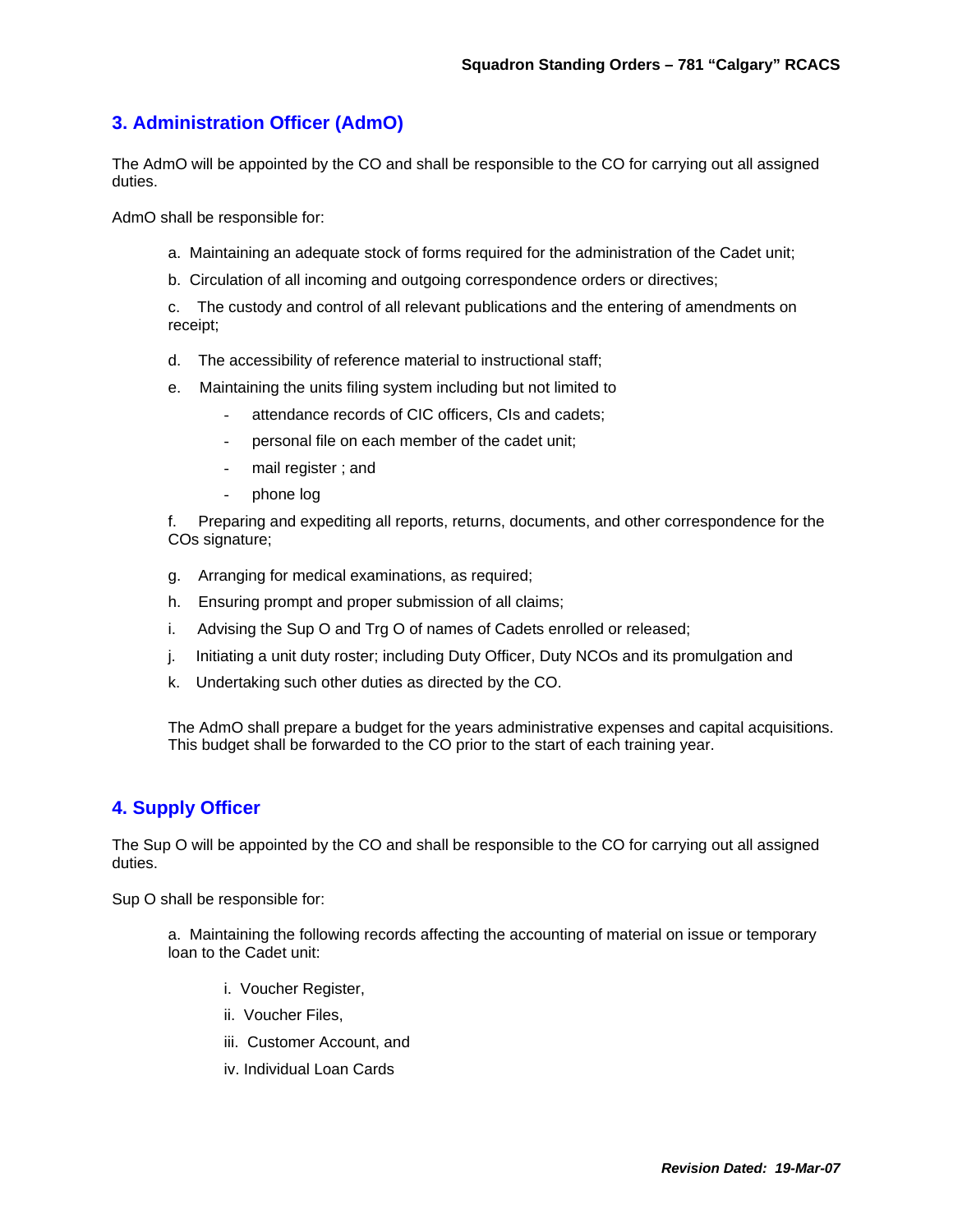## 3. Administration Officer (AdmO)

The AdmO will be appointed by the CO and shall be responsible to the CO for carrying out all assigned duties.

AdmO shall be responsible for:

a. Maintaining an adequate stock of forms required for the administration of the Cadet unit;

b. Circulation of all incoming and outgoing correspondence orders or directives;

c. The custody and control of all relevant publications and the entering of amendments on receipt;

d. The accessibility of reference material to instructional staff;

e. Maintaining the units filing system including but not limited to

- attendance records of CIC officers, CIs and cadets;
- personal file on each member of the cadet unit;
- mail register ; and
- phone log

f. Preparing and expediting all reports, returns, documents, and other correspondence for the COs signature;

g. Arranging for medical examinations, as required;

h. Ensuring prompt and proper submission of all claims;

i. Advising the Sup O and Trg O of names of Cadets enrolled or released;

j. Initiating a unit duty roster; including Duty Officer, Duty NCOs and its promulgation and

k. Undertaking such other duties as directed by the CO.

The AdmO shall prepare a budget for the years administrative expenses and capital acquisitions. This budget shall be forwarded to the CO prior to the start of each training year.

## 4. Supply Officer

The Sup O will be appointed by the CO and shall be responsible to the CO for carrying out all assigned duties.

Sup O shall be responsible for:

a. Maintaining the following records affecting the accounting of material on issue or temporary loan to the Cadet unit:

i. Voucher Register,

ii. Voucher Files,

iii. Customer Account, and

iv. Individual Loan Cards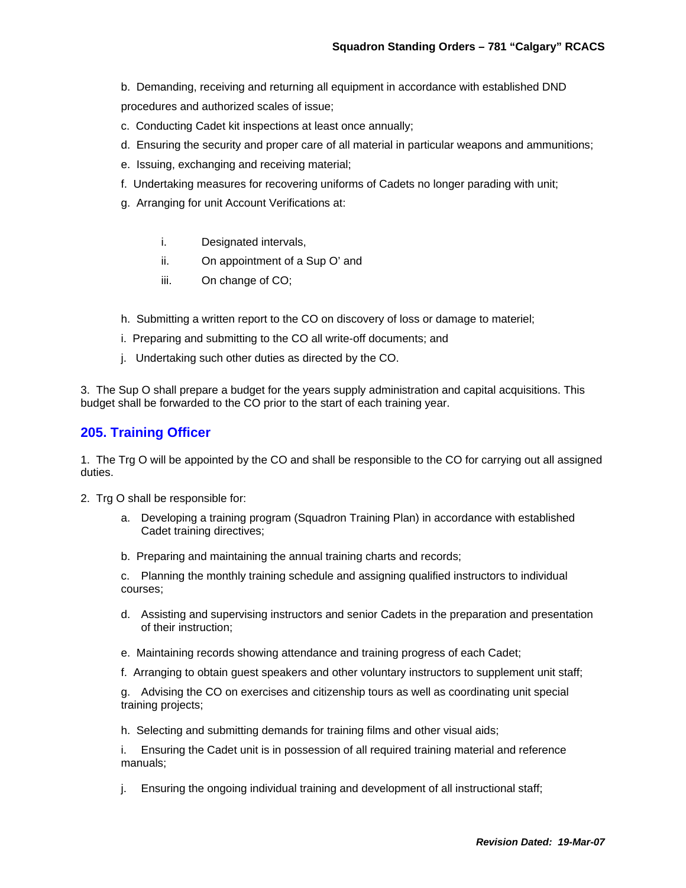b. Demanding, receiving and returning all equipment in accordance with established DND procedures and authorized scales of issue;

c. Conducting Cadet kit inspections at least once annually;

d. Ensuring the security and proper care of all material in particular weapons and ammunitions;

e. Issuing, exchanging and receiving material;

f. Undertaking measures for recovering uniforms of Cadets no longer parading with unit;

g. Arranging for unit Account Verifications at:

i. Designated intervals,

ii. On appointment of a Sup O' and

iii. On change of CO;

h. Submitting a written report to the CO on discovery of loss or damage to materiel;

i. Preparing and submitting to the CO all write-off documents; and

j. Undertaking such other duties as directed by the CO.

3. The Sup O shall prepare a budget for the years supply administration and capital acquisitions. This budget shall be forwarded to the CO prior to the start of each training year.

## 205. Training Officer

1. The Trg O will be appointed by the CO and shall be responsible to the CO for carrying out all assigned duties.

2. Trg O shall be responsible for:

a. Developing a training program (Squadron Training Plan) in accordance with established Cadet training directives;

b. Preparing and maintaining the annual training charts and records;

c. Planning the monthly training schedule and assigning qualified instructors to individual courses;

d. Assisting and supervising instructors and senior Cadets in the preparation and presentation of their instruction;

e. Maintaining records showing attendance and training progress of each Cadet;

f. Arranging to obtain guest speakers and other voluntary instructors to supplement unit staff;

g. Advising the CO on exercises and citizenship tours as well as coordinating unit special training projects;

h. Selecting and submitting demands for training films and other visual aids;

i. Ensuring the Cadet unit is in possession of all required training material and reference manuals;

j. Ensuring the ongoing individual training and development of all instructional staff;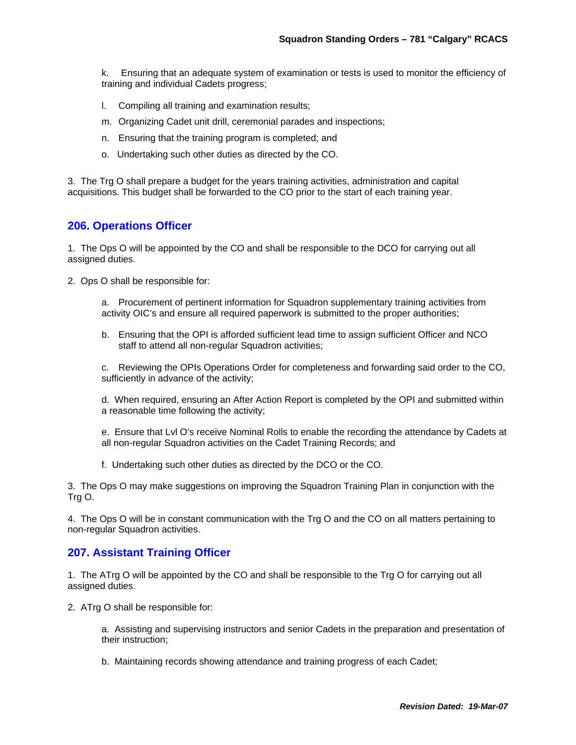k. Ensuring that an adequate system of examination or tests is used to monitor the efficiency of training and individual Cadets progress;

l. Compiling all training and examination results;

m. Organizing Cadet unit drill, ceremonial parades and inspections;

n. Ensuring that the training program is completed; and

o. Undertaking such other duties as directed by the CO.

3. The Trg O shall prepare a budget for the years training activities, administration and capital acquisitions. This budget shall be forwarded to the CO prior to the start of each training year.

## 206. Operations Officer

1. The Ops O will be appointed by the CO and shall be responsible to the DCO for carrying out all assigned duties.

2. Ops O shall be responsible for:

a. Procurement of pertinent information for Squadron supplementary training activities from activity OIC's and ensure all required paperwork is submitted to the proper authorities;

b. Ensuring that the OPI is afforded sufficient lead time to assign sufficient Officer and NCO staff to attend all non-regular Squadron activities;

c. Reviewing the OPIs Operations Order for completeness and forwarding said order to the CO, sufficiently in advance of the activity;

d. When required, ensuring an After Action Report is completed by the OPI and submitted within a reasonable time following the activity;

e. Ensure that Lvl O's receive Nominal Rolls to enable the recording the attendance by Cadets at all non-regular Squadron activities on the Cadet Training Records; and

f. Undertaking such other duties as directed by the DCO or the CO.

3. The Ops O may make suggestions on improving the Squadron Training Plan in conjunction with the Trg O.

4. The Ops O will be in constant communication with the Trg O and the CO on all matters pertaining to non-regular Squadron activities.

## 207. Assistant Training Officer

1. The ATrg O will be appointed by the CO and shall be responsible to the Trg O for carrying out all assigned duties.

2. ATrg O shall be responsible for:

a. Assisting and supervising instructors and senior Cadets in the preparation and presentation of their instruction;

b. Maintaining records showing attendance and training progress of each Cadet;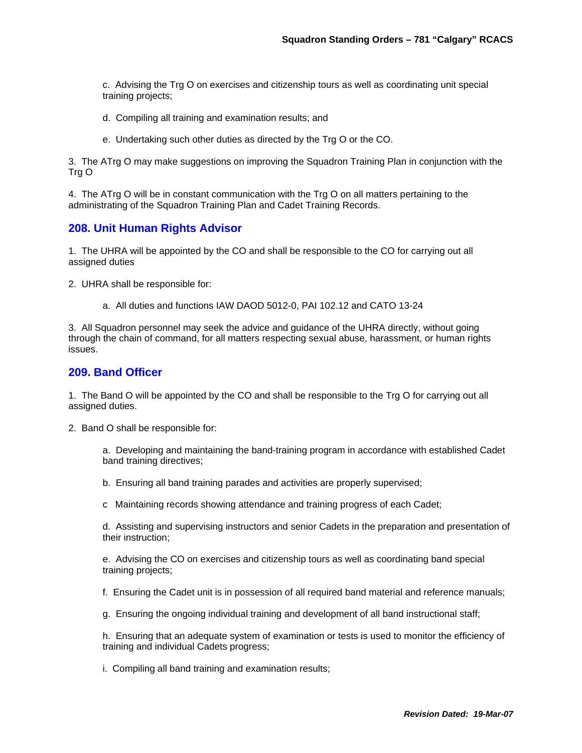c. Advising the Trg O on exercises and citizenship tours as well as coordinating unit special training projects;

d. Compiling all training and examination results; and

e. Undertaking such other duties as directed by the Trg O or the CO.

3. The ATrg O may make suggestions on improving the Squadron Training Plan in conjunction with the Trg O

4. The ATrg O will be in constant communication with the Trg O on all matters pertaining to the administrating of the Squadron Training Plan and Cadet Training Records.

## 208. Unit Human Rights Advisor

1. The UHRA will be appointed by the CO and shall be responsible to the CO for carrying out all assigned duties

2. UHRA shall be responsible for:

a. All duties and functions IAW DAOD 5012-0, PAI 102.12 and CATO 13-24

3. All Squadron personnel may seek the advice and guidance of the UHRA directly, without going through the chain of command, for all matters respecting sexual abuse, harassment, or human rights issues.

## 209. Band Officer

1. The Band O will be appointed by the CO and shall be responsible to the Trg O for carrying out all assigned duties.

2. Band O shall be responsible for:

a. Developing and maintaining the band-training program in accordance with established Cadet band training directives;

b. Ensuring all band training parades and activities are properly supervised;

c Maintaining records showing attendance and training progress of each Cadet;

d. Assisting and supervising instructors and senior Cadets in the preparation and presentation of their instruction;

e. Advising the CO on exercises and citizenship tours as well as coordinating band special training projects;

f. Ensuring the Cadet unit is in possession of all required band material and reference manuals;

g. Ensuring the ongoing individual training and development of all band instructional staff;

h. Ensuring that an adequate system of examination or tests is used to monitor the efficiency of training and individual Cadets progress;

i. Compiling all band training and examination results;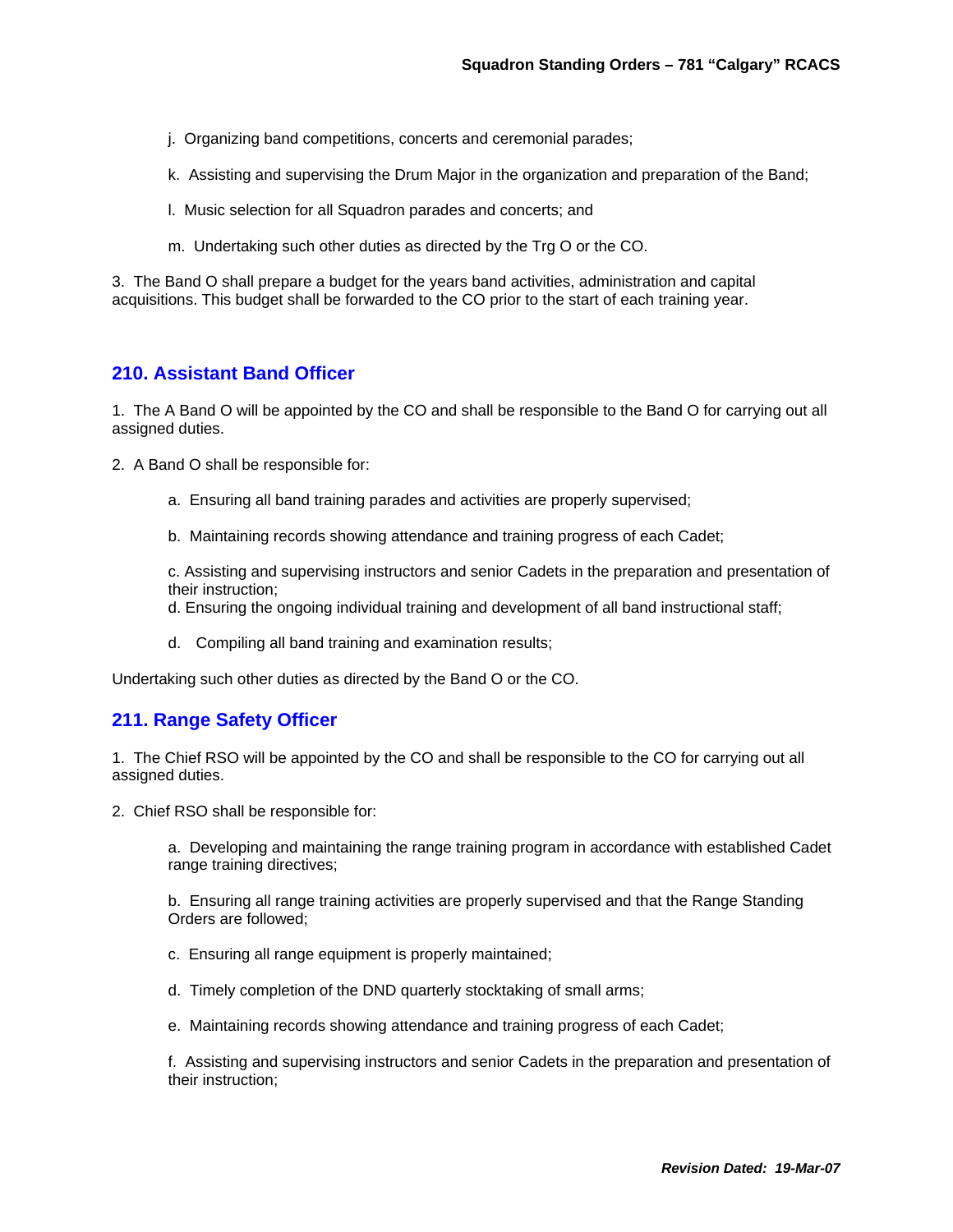j. Organizing band competitions, concerts and ceremonial parades;

k. Assisting and supervising the Drum Major in the organization and preparation of the Band;

l. Music selection for all Squadron parades and concerts; and

m. Undertaking such other duties as directed by the Trg O or the CO.

3. The Band O shall prepare a budget for the years band activities, administration and capital acquisitions. This budget shall be forwarded to the CO prior to the start of each training year.

## 210. Assistant Band Officer

1. The A Band O will be appointed by the CO and shall be responsible to the Band O for carrying out all assigned duties.

2. A Band O shall be responsible for:

a. Ensuring all band training parades and activities are properly supervised;

b. Maintaining records showing attendance and training progress of each Cadet;

c. Assisting and supervising instructors and senior Cadets in the preparation and presentation of their instruction;
d. Ensuring the ongoing individual training and development of all band instructional staff;

d. Compiling all band training and examination results;

Undertaking such other duties as directed by the Band O or the CO.

## 211. Range Safety Officer

1. The Chief RSO will be appointed by the CO and shall be responsible to the CO for carrying out all assigned duties.

2. Chief RSO shall be responsible for:

a. Developing and maintaining the range training program in accordance with established Cadet range training directives;

b. Ensuring all range training activities are properly supervised and that the Range Standing Orders are followed;

c. Ensuring all range equipment is properly maintained;

d. Timely completion of the DND quarterly stocktaking of small arms;

e. Maintaining records showing attendance and training progress of each Cadet;

f. Assisting and supervising instructors and senior Cadets in the preparation and presentation of their instruction;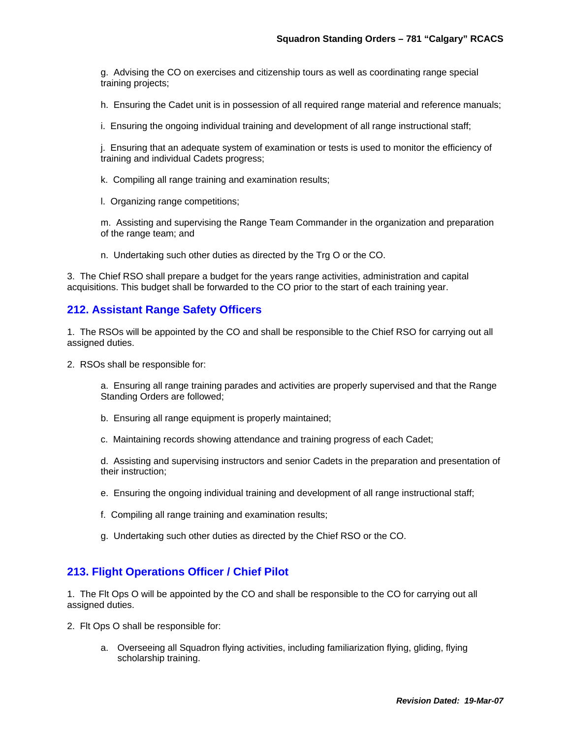g. Advising the CO on exercises and citizenship tours as well as coordinating range special training projects;

h. Ensuring the Cadet unit is in possession of all required range material and reference manuals;

i. Ensuring the ongoing individual training and development of all range instructional staff;

j. Ensuring that an adequate system of examination or tests is used to monitor the efficiency of training and individual Cadets progress;

k. Compiling all range training and examination results;

l. Organizing range competitions;

m. Assisting and supervising the Range Team Commander in the organization and preparation of the range team; and

n. Undertaking such other duties as directed by the Trg O or the CO.

3. The Chief RSO shall prepare a budget for the years range activities, administration and capital acquisitions. This budget shall be forwarded to the CO prior to the start of each training year.

## 212. Assistant Range Safety Officers

1. The RSOs will be appointed by the CO and shall be responsible to the Chief RSO for carrying out all assigned duties.

2. RSOs shall be responsible for:

a. Ensuring all range training parades and activities are properly supervised and that the Range Standing Orders are followed;

b. Ensuring all range equipment is properly maintained;

c. Maintaining records showing attendance and training progress of each Cadet;

d. Assisting and supervising instructors and senior Cadets in the preparation and presentation of their instruction;

e. Ensuring the ongoing individual training and development of all range instructional staff;

f. Compiling all range training and examination results;

g. Undertaking such other duties as directed by the Chief RSO or the CO.

## 213. Flight Operations Officer / Chief Pilot

1. The Flt Ops O will be appointed by the CO and shall be responsible to the CO for carrying out all assigned duties.

2. Flt Ops O shall be responsible for:

a. Overseeing all Squadron flying activities, including familiarization flying, gliding, flying scholarship training.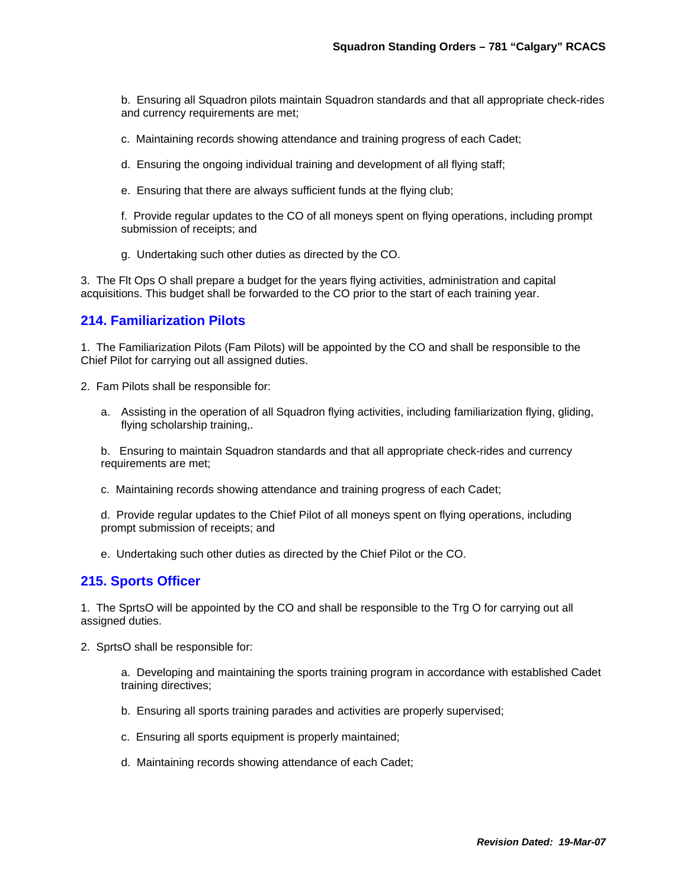b. Ensuring all Squadron pilots maintain Squadron standards and that all appropriate check-rides and currency requirements are met;

c. Maintaining records showing attendance and training progress of each Cadet;

d. Ensuring the ongoing individual training and development of all flying staff;

e. Ensuring that there are always sufficient funds at the flying club;

f. Provide regular updates to the CO of all moneys spent on flying operations, including prompt submission of receipts; and

g. Undertaking such other duties as directed by the CO.

3. The Flt Ops O shall prepare a budget for the years flying activities, administration and capital acquisitions. This budget shall be forwarded to the CO prior to the start of each training year.

## 214. Familiarization Pilots

1. The Familiarization Pilots (Fam Pilots) will be appointed by the CO and shall be responsible to the Chief Pilot for carrying out all assigned duties.

2. Fam Pilots shall be responsible for:

a. Assisting in the operation of all Squadron flying activities, including familiarization flying, gliding, flying scholarship training,.

b. Ensuring to maintain Squadron standards and that all appropriate check-rides and currency requirements are met;

c. Maintaining records showing attendance and training progress of each Cadet;

d. Provide regular updates to the Chief Pilot of all moneys spent on flying operations, including prompt submission of receipts; and

e. Undertaking such other duties as directed by the Chief Pilot or the CO.

## 215. Sports Officer

1. The SprtsO will be appointed by the CO and shall be responsible to the Trg O for carrying out all assigned duties.

2. SprtsO shall be responsible for:

a. Developing and maintaining the sports training program in accordance with established Cadet training directives;

b. Ensuring all sports training parades and activities are properly supervised;

c. Ensuring all sports equipment is properly maintained;

d. Maintaining records showing attendance of each Cadet;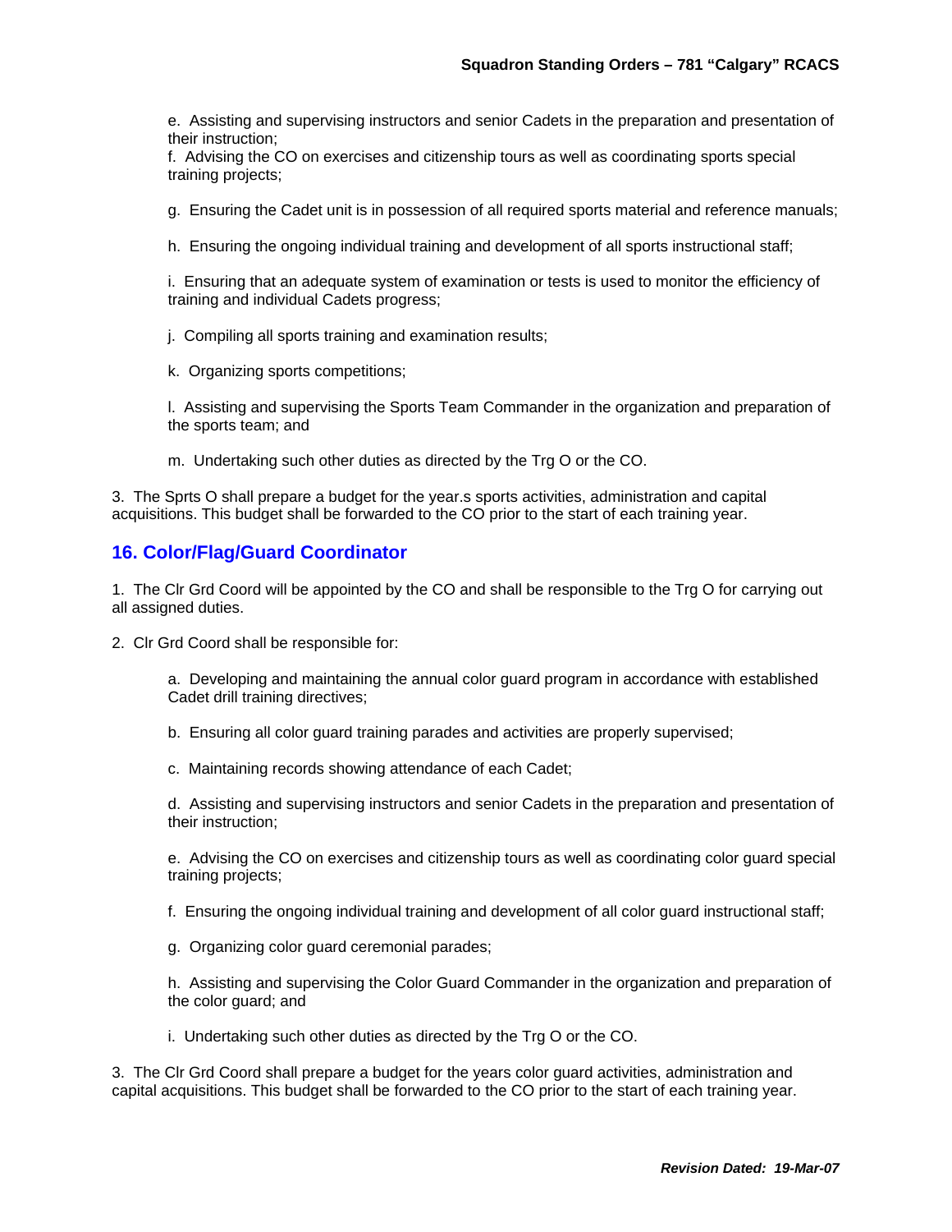e. Assisting and supervising instructors and senior Cadets in the preparation and presentation of their instruction;

f. Advising the CO on exercises and citizenship tours as well as coordinating sports special training projects;

g. Ensuring the Cadet unit is in possession of all required sports material and reference manuals;

h. Ensuring the ongoing individual training and development of all sports instructional staff;

i. Ensuring that an adequate system of examination or tests is used to monitor the efficiency of training and individual Cadets progress;

j. Compiling all sports training and examination results;

k. Organizing sports competitions;

l. Assisting and supervising the Sports Team Commander in the organization and preparation of the sports team; and

m. Undertaking such other duties as directed by the Trg O or the CO.

3. The Sprts O shall prepare a budget for the year.s sports activities, administration and capital acquisitions. This budget shall be forwarded to the CO prior to the start of each training year.

## 16. Color/Flag/Guard Coordinator

1. The Clr Grd Coord will be appointed by the CO and shall be responsible to the Trg O for carrying out all assigned duties.

2. Clr Grd Coord shall be responsible for:

a. Developing and maintaining the annual color guard program in accordance with established Cadet drill training directives;

b. Ensuring all color guard training parades and activities are properly supervised;

c. Maintaining records showing attendance of each Cadet;

d. Assisting and supervising instructors and senior Cadets in the preparation and presentation of their instruction;

e. Advising the CO on exercises and citizenship tours as well as coordinating color guard special training projects;

f. Ensuring the ongoing individual training and development of all color guard instructional staff;

g. Organizing color guard ceremonial parades;

h. Assisting and supervising the Color Guard Commander in the organization and preparation of the color guard; and

i. Undertaking such other duties as directed by the Trg O or the CO.

3. The Clr Grd Coord shall prepare a budget for the years color guard activities, administration and capital acquisitions. This budget shall be forwarded to the CO prior to the start of each training year.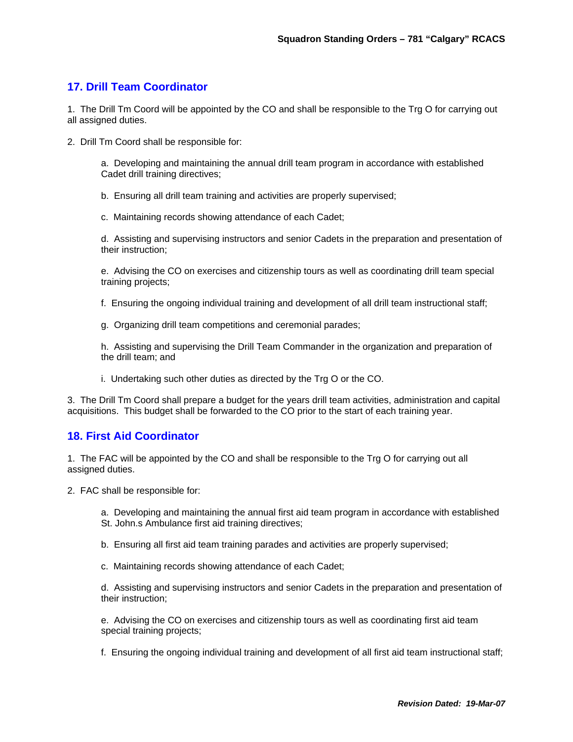## 17. Drill Team Coordinator

1. The Drill Tm Coord will be appointed by the CO and shall be responsible to the Trg O for carrying out all assigned duties.

2. Drill Tm Coord shall be responsible for:

   a. Developing and maintaining the annual drill team program in accordance with established Cadet drill training directives;

   b. Ensuring all drill team training and activities are properly supervised;

   c. Maintaining records showing attendance of each Cadet;

   d. Assisting and supervising instructors and senior Cadets in the preparation and presentation of their instruction;

   e. Advising the CO on exercises and citizenship tours as well as coordinating drill team special training projects;

   f. Ensuring the ongoing individual training and development of all drill team instructional staff;

   g. Organizing drill team competitions and ceremonial parades;

   h. Assisting and supervising the Drill Team Commander in the organization and preparation of the drill team; and

   i. Undertaking such other duties as directed by the Trg O or the CO.

3. The Drill Tm Coord shall prepare a budget for the years drill team activities, administration and capital acquisitions. This budget shall be forwarded to the CO prior to the start of each training year.

## 18. First Aid Coordinator

1. The FAC will be appointed by the CO and shall be responsible to the Trg O for carrying out all assigned duties.

2. FAC shall be responsible for:

   a. Developing and maintaining the annual first aid team program in accordance with established St. John.s Ambulance first aid training directives;

   b. Ensuring all first aid team training parades and activities are properly supervised;

   c. Maintaining records showing attendance of each Cadet;

   d. Assisting and supervising instructors and senior Cadets in the preparation and presentation of their instruction;

   e. Advising the CO on exercises and citizenship tours as well as coordinating first aid team special training projects;

   f. Ensuring the ongoing individual training and development of all first aid team instructional staff;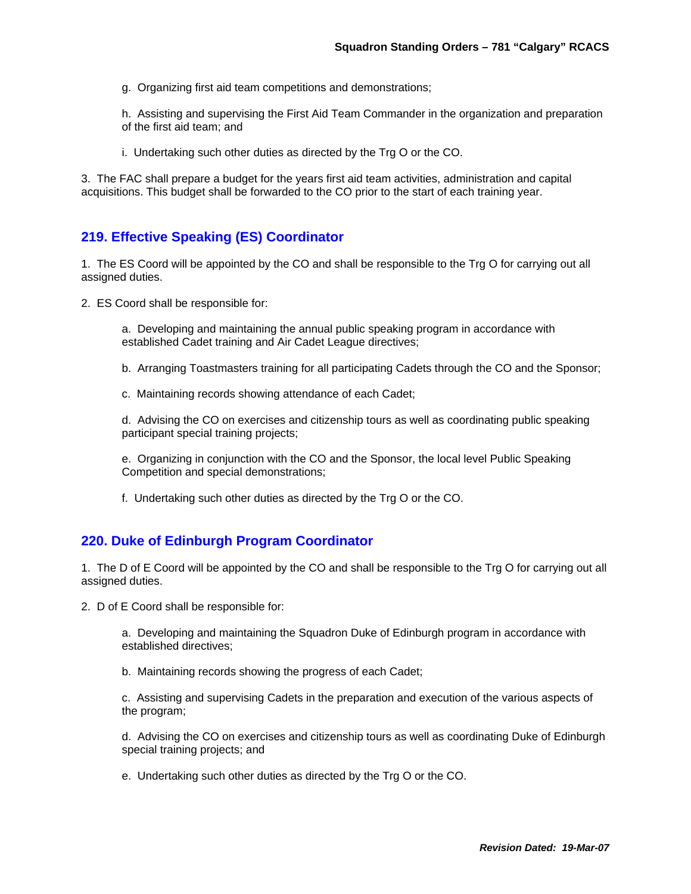g. Organizing first aid team competitions and demonstrations;

h. Assisting and supervising the First Aid Team Commander in the organization and preparation of the first aid team; and

i. Undertaking such other duties as directed by the Trg O or the CO.

3. The FAC shall prepare a budget for the years first aid team activities, administration and capital acquisitions. This budget shall be forwarded to the CO prior to the start of each training year.

## 219. Effective Speaking (ES) Coordinator

1. The ES Coord will be appointed by the CO and shall be responsible to the Trg O for carrying out all assigned duties.

2. ES Coord shall be responsible for:

a. Developing and maintaining the annual public speaking program in accordance with established Cadet training and Air Cadet League directives;

b. Arranging Toastmasters training for all participating Cadets through the CO and the Sponsor;

c. Maintaining records showing attendance of each Cadet;

d. Advising the CO on exercises and citizenship tours as well as coordinating public speaking participant special training projects;

e. Organizing in conjunction with the CO and the Sponsor, the local level Public Speaking Competition and special demonstrations;

f. Undertaking such other duties as directed by the Trg O or the CO.

## 220. Duke of Edinburgh Program Coordinator

1. The D of E Coord will be appointed by the CO and shall be responsible to the Trg O for carrying out all assigned duties.

2. D of E Coord shall be responsible for:

a. Developing and maintaining the Squadron Duke of Edinburgh program in accordance with established directives;

b. Maintaining records showing the progress of each Cadet;

c. Assisting and supervising Cadets in the preparation and execution of the various aspects of the program;

d. Advising the CO on exercises and citizenship tours as well as coordinating Duke of Edinburgh special training projects; and

e. Undertaking such other duties as directed by the Trg O or the CO.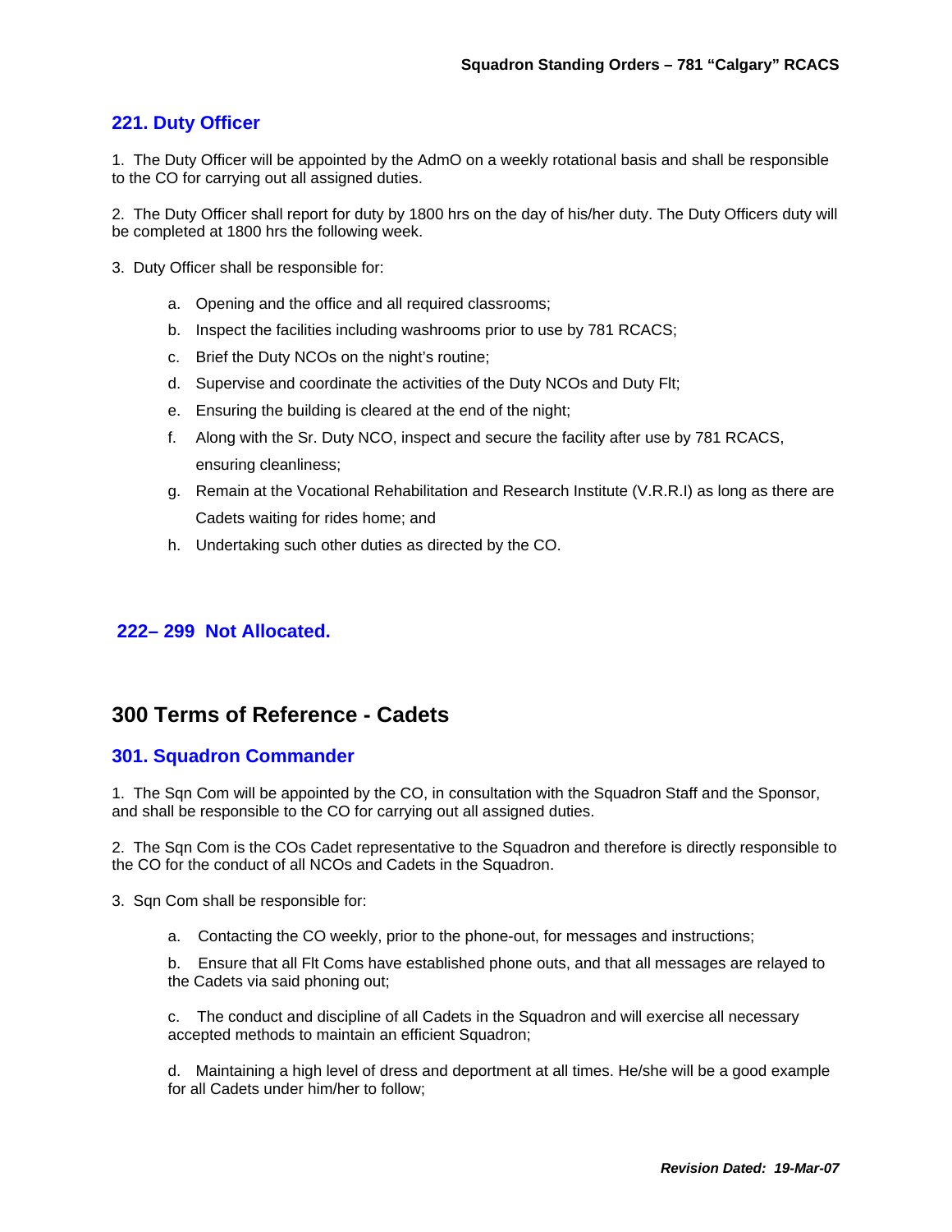### 221. Duty Officer

1. The Duty Officer will be appointed by the AdmO on a weekly rotational basis and shall be responsible to the CO for carrying out all assigned duties.

2. The Duty Officer shall report for duty by 1800 hrs on the day of his/her duty. The Duty Officers duty will be completed at 1800 hrs the following week.

3. Duty Officer shall be responsible for:

   a. Opening and the office and all required classrooms;

   b. Inspect the facilities including washrooms prior to use by 781 RCACS;

   c. Brief the Duty NCOs on the night's routine;

   d. Supervise and coordinate the activities of the Duty NCOs and Duty Flt;

   e. Ensuring the building is cleared at the end of the night;

   f. Along with the Sr. Duty NCO, inspect and secure the facility after use by 781 RCACS, ensuring cleanliness;

   g. Remain at the Vocational Rehabilitation and Research Institute (V.R.R.I) as long as there are Cadets waiting for rides home; and

   h. Undertaking such other duties as directed by the CO.

### 222– 299 Not Allocated.

## 300 Terms of Reference - Cadets

### 301. Squadron Commander

1. The Sqn Com will be appointed by the CO, in consultation with the Squadron Staff and the Sponsor, and shall be responsible to the CO for carrying out all assigned duties.

2. The Sqn Com is the COs Cadet representative to the Squadron and therefore is directly responsible to the CO for the conduct of all NCOs and Cadets in the Squadron.

3. Sqn Com shall be responsible for:

   a. Contacting the CO weekly, prior to the phone-out, for messages and instructions;

   b. Ensure that all Flt Coms have established phone outs, and that all messages are relayed to the Cadets via said phoning out;

   c. The conduct and discipline of all Cadets in the Squadron and will exercise all necessary accepted methods to maintain an efficient Squadron;

   d. Maintaining a high level of dress and deportment at all times. He/she will be a good example for all Cadets under him/her to follow;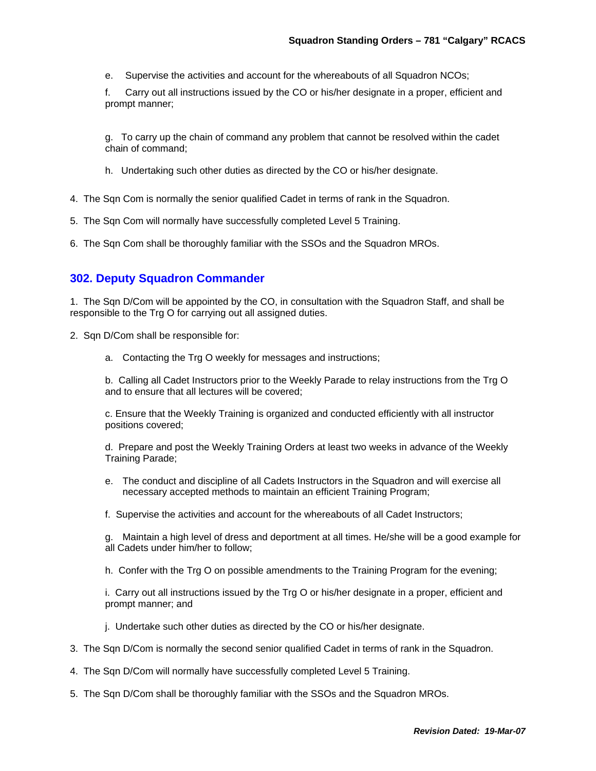e. Supervise the activities and account for the whereabouts of all Squadron NCOs;

f. Carry out all instructions issued by the CO or his/her designate in a proper, efficient and prompt manner;

g. To carry up the chain of command any problem that cannot be resolved within the cadet chain of command;

h. Undertaking such other duties as directed by the CO or his/her designate.

4. The Sqn Com is normally the senior qualified Cadet in terms of rank in the Squadron.

5. The Sqn Com will normally have successfully completed Level 5 Training.

6. The Sqn Com shall be thoroughly familiar with the SSOs and the Squadron MROs.

## 302. Deputy Squadron Commander

1. The Sqn D/Com will be appointed by the CO, in consultation with the Squadron Staff, and shall be responsible to the Trg O for carrying out all assigned duties.

2. Sqn D/Com shall be responsible for:

a. Contacting the Trg O weekly for messages and instructions;

b. Calling all Cadet Instructors prior to the Weekly Parade to relay instructions from the Trg O and to ensure that all lectures will be covered;

c. Ensure that the Weekly Training is organized and conducted efficiently with all instructor positions covered;

d. Prepare and post the Weekly Training Orders at least two weeks in advance of the Weekly Training Parade;

e. The conduct and discipline of all Cadets Instructors in the Squadron and will exercise all necessary accepted methods to maintain an efficient Training Program;

f. Supervise the activities and account for the whereabouts of all Cadet Instructors;

g. Maintain a high level of dress and deportment at all times. He/she will be a good example for all Cadets under him/her to follow;

h. Confer with the Trg O on possible amendments to the Training Program for the evening;

i. Carry out all instructions issued by the Trg O or his/her designate in a proper, efficient and prompt manner; and

j. Undertake such other duties as directed by the CO or his/her designate.

3. The Sqn D/Com is normally the second senior qualified Cadet in terms of rank in the Squadron.

4. The Sqn D/Com will normally have successfully completed Level 5 Training.

5. The Sqn D/Com shall be thoroughly familiar with the SSOs and the Squadron MROs.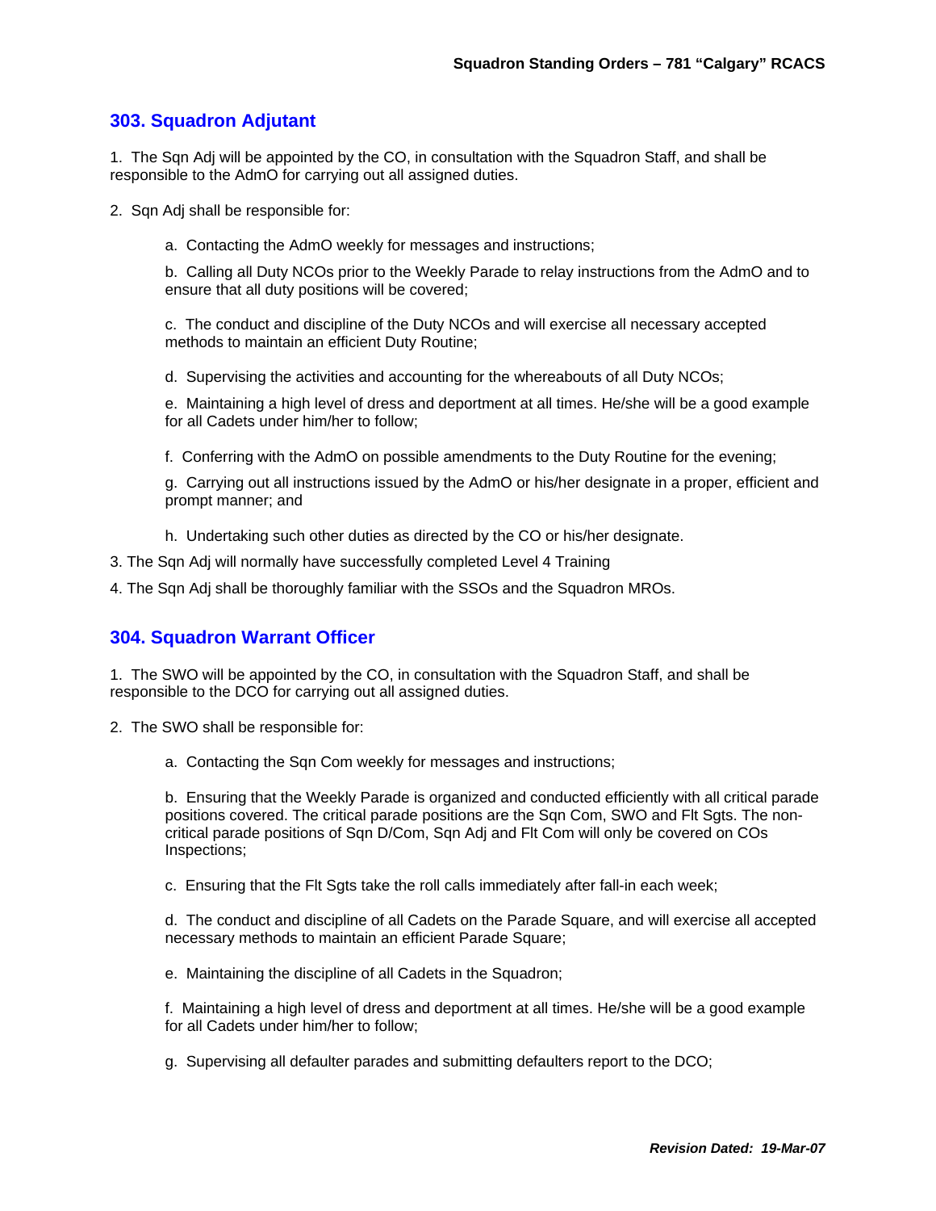## 303. Squadron Adjutant

1. The Sqn Adj will be appointed by the CO, in consultation with the Squadron Staff, and shall be responsible to the AdmO for carrying out all assigned duties.

2. Sqn Adj shall be responsible for:

   a. Contacting the AdmO weekly for messages and instructions;

   b. Calling all Duty NCOs prior to the Weekly Parade to relay instructions from the AdmO and to ensure that all duty positions will be covered;

   c. The conduct and discipline of the Duty NCOs and will exercise all necessary accepted methods to maintain an efficient Duty Routine;

   d. Supervising the activities and accounting for the whereabouts of all Duty NCOs;

   e. Maintaining a high level of dress and deportment at all times. He/she will be a good example for all Cadets under him/her to follow;

   f. Conferring with the AdmO on possible amendments to the Duty Routine for the evening;

   g. Carrying out all instructions issued by the AdmO or his/her designate in a proper, efficient and prompt manner; and

   h. Undertaking such other duties as directed by the CO or his/her designate.

3. The Sqn Adj will normally have successfully completed Level 4 Training

4. The Sqn Adj shall be thoroughly familiar with the SSOs and the Squadron MROs.

## 304. Squadron Warrant Officer

1. The SWO will be appointed by the CO, in consultation with the Squadron Staff, and shall be responsible to the DCO for carrying out all assigned duties.

2. The SWO shall be responsible for:

   a. Contacting the Sqn Com weekly for messages and instructions;

   b. Ensuring that the Weekly Parade is organized and conducted efficiently with all critical parade positions covered. The critical parade positions are the Sqn Com, SWO and Flt Sgts. The non-critical parade positions of Sqn D/Com, Sqn Adj and Flt Com will only be covered on COs Inspections;

   c. Ensuring that the Flt Sgts take the roll calls immediately after fall-in each week;

   d. The conduct and discipline of all Cadets on the Parade Square, and will exercise all accepted necessary methods to maintain an efficient Parade Square;

   e. Maintaining the discipline of all Cadets in the Squadron;

   f. Maintaining a high level of dress and deportment at all times. He/she will be a good example for all Cadets under him/her to follow;

   g. Supervising all defaulter parades and submitting defaulters report to the DCO;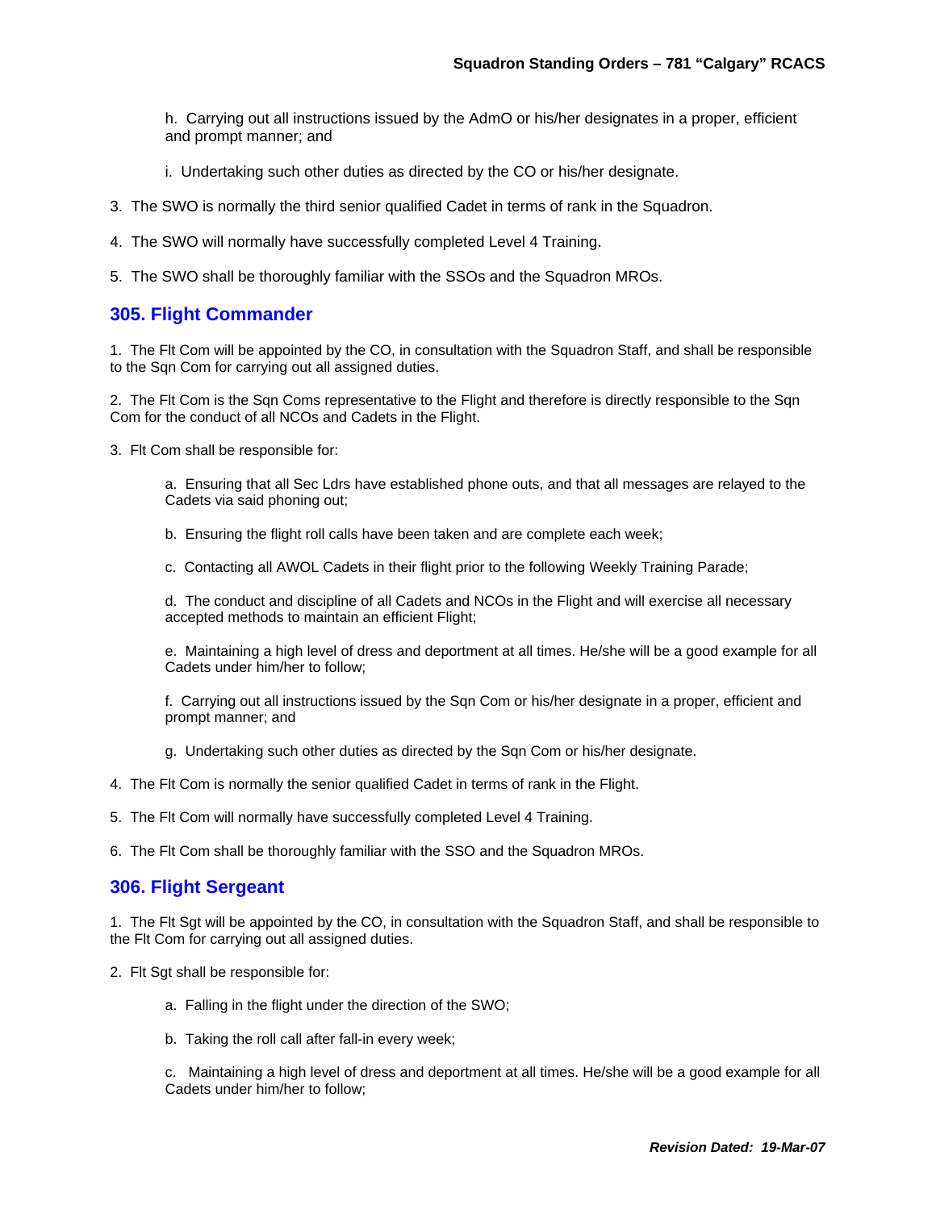h. Carrying out all instructions issued by the AdmO or his/her designates in a proper, efficient and prompt manner; and

i. Undertaking such other duties as directed by the CO or his/her designate.

3. The SWO is normally the third senior qualified Cadet in terms of rank in the Squadron.

4. The SWO will normally have successfully completed Level 4 Training.

5. The SWO shall be thoroughly familiar with the SSOs and the Squadron MROs.

## 305. Flight Commander

1. The Flt Com will be appointed by the CO, in consultation with the Squadron Staff, and shall be responsible to the Sqn Com for carrying out all assigned duties.

2. The Flt Com is the Sqn Coms representative to the Flight and therefore is directly responsible to the Sqn Com for the conduct of all NCOs and Cadets in the Flight.

3. Flt Com shall be responsible for:

a. Ensuring that all Sec Ldrs have established phone outs, and that all messages are relayed to the Cadets via said phoning out;

b. Ensuring the flight roll calls have been taken and are complete each week;

c. Contacting all AWOL Cadets in their flight prior to the following Weekly Training Parade;

d. The conduct and discipline of all Cadets and NCOs in the Flight and will exercise all necessary accepted methods to maintain an efficient Flight;

e. Maintaining a high level of dress and deportment at all times. He/she will be a good example for all Cadets under him/her to follow;

f. Carrying out all instructions issued by the Sqn Com or his/her designate in a proper, efficient and prompt manner; and

g. Undertaking such other duties as directed by the Sqn Com or his/her designate.

4. The Flt Com is normally the senior qualified Cadet in terms of rank in the Flight.

5. The Flt Com will normally have successfully completed Level 4 Training.

6. The Flt Com shall be thoroughly familiar with the SSO and the Squadron MROs.

## 306. Flight Sergeant

1. The Flt Sgt will be appointed by the CO, in consultation with the Squadron Staff, and shall be responsible to the Flt Com for carrying out all assigned duties.

2. Flt Sgt shall be responsible for:

a. Falling in the flight under the direction of the SWO;

b. Taking the roll call after fall-in every week;

c. Maintaining a high level of dress and deportment at all times. He/she will be a good example for all Cadets under him/her to follow;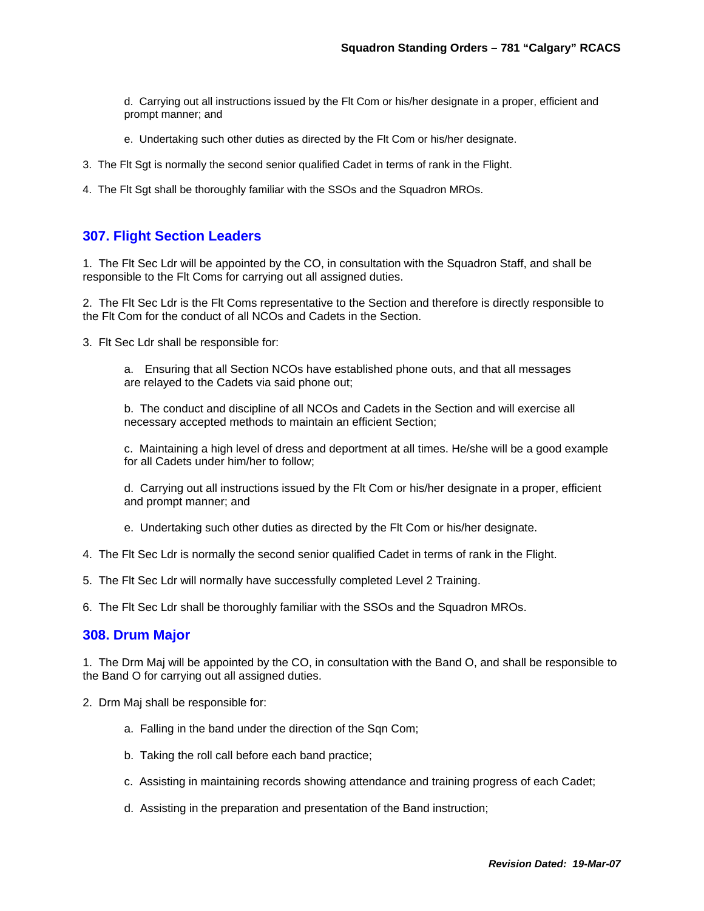d. Carrying out all instructions issued by the Flt Com or his/her designate in a proper, efficient and prompt manner; and

e. Undertaking such other duties as directed by the Flt Com or his/her designate.

3. The Flt Sgt is normally the second senior qualified Cadet in terms of rank in the Flight.

4. The Flt Sgt shall be thoroughly familiar with the SSOs and the Squadron MROs.

## 307. Flight Section Leaders

1. The Flt Sec Ldr will be appointed by the CO, in consultation with the Squadron Staff, and shall be responsible to the Flt Coms for carrying out all assigned duties.

2. The Flt Sec Ldr is the Flt Coms representative to the Section and therefore is directly responsible to the Flt Com for the conduct of all NCOs and Cadets in the Section.

3. Flt Sec Ldr shall be responsible for:

a. Ensuring that all Section NCOs have established phone outs, and that all messages are relayed to the Cadets via said phone out;

b. The conduct and discipline of all NCOs and Cadets in the Section and will exercise all necessary accepted methods to maintain an efficient Section;

c. Maintaining a high level of dress and deportment at all times. He/she will be a good example for all Cadets under him/her to follow;

d. Carrying out all instructions issued by the Flt Com or his/her designate in a proper, efficient and prompt manner; and

e. Undertaking such other duties as directed by the Flt Com or his/her designate.

4. The Flt Sec Ldr is normally the second senior qualified Cadet in terms of rank in the Flight.

5. The Flt Sec Ldr will normally have successfully completed Level 2 Training.

6. The Flt Sec Ldr shall be thoroughly familiar with the SSOs and the Squadron MROs.

## 308. Drum Major

1. The Drm Maj will be appointed by the CO, in consultation with the Band O, and shall be responsible to the Band O for carrying out all assigned duties.

2. Drm Maj shall be responsible for:

a. Falling in the band under the direction of the Sqn Com;

b. Taking the roll call before each band practice;

c. Assisting in maintaining records showing attendance and training progress of each Cadet;

d. Assisting in the preparation and presentation of the Band instruction;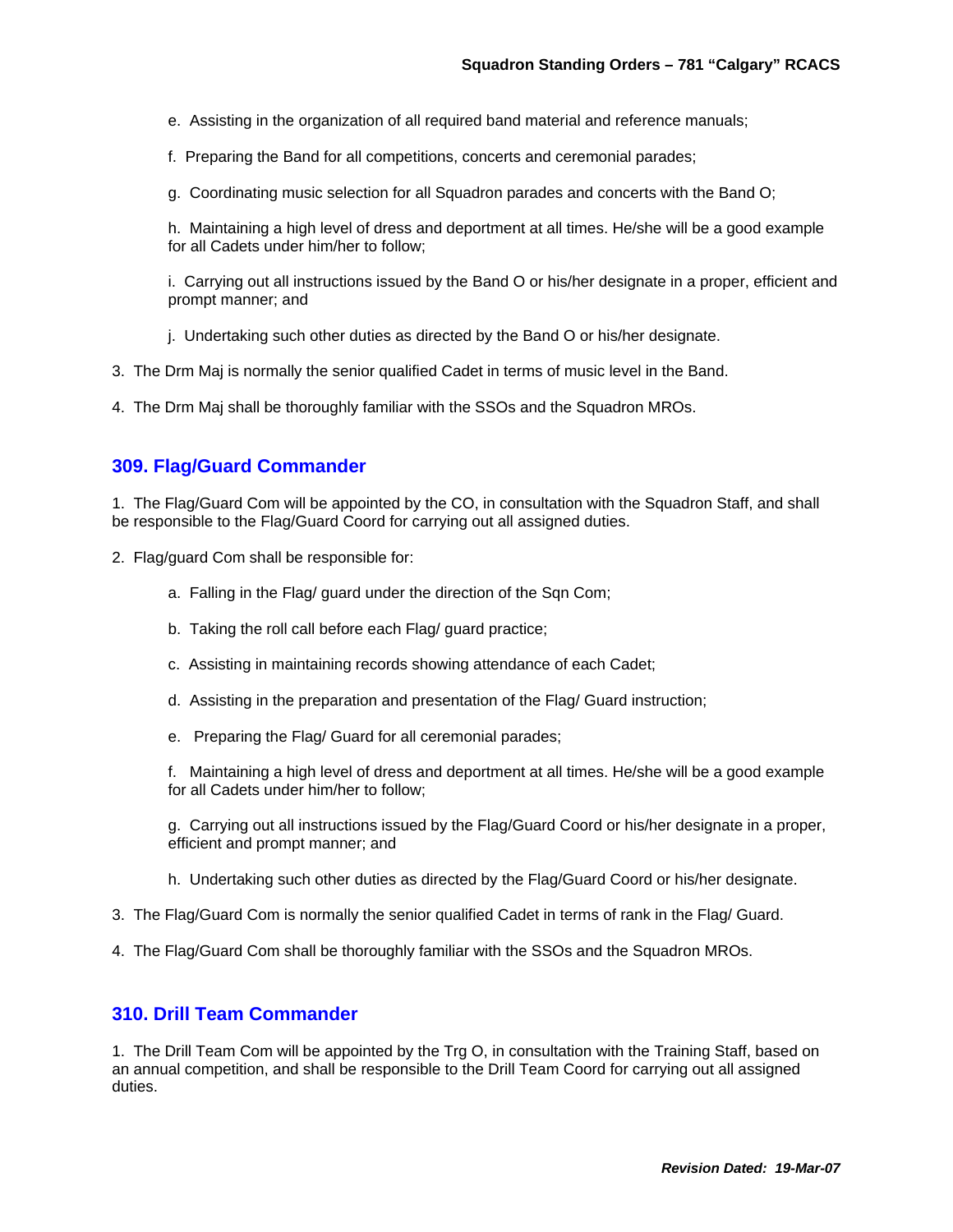e. Assisting in the organization of all required band material and reference manuals;

f. Preparing the Band for all competitions, concerts and ceremonial parades;

g. Coordinating music selection for all Squadron parades and concerts with the Band O;

h. Maintaining a high level of dress and deportment at all times. He/she will be a good example for all Cadets under him/her to follow;

i. Carrying out all instructions issued by the Band O or his/her designate in a proper, efficient and prompt manner; and

j. Undertaking such other duties as directed by the Band O or his/her designate.

3. The Drm Maj is normally the senior qualified Cadet in terms of music level in the Band.

4. The Drm Maj shall be thoroughly familiar with the SSOs and the Squadron MROs.

## 309. Flag/Guard Commander

1. The Flag/Guard Com will be appointed by the CO, in consultation with the Squadron Staff, and shall be responsible to the Flag/Guard Coord for carrying out all assigned duties.

2. Flag/guard Com shall be responsible for:

a. Falling in the Flag/ guard under the direction of the Sqn Com;

b. Taking the roll call before each Flag/ guard practice;

c. Assisting in maintaining records showing attendance of each Cadet;

d. Assisting in the preparation and presentation of the Flag/ Guard instruction;

e. Preparing the Flag/ Guard for all ceremonial parades;

f. Maintaining a high level of dress and deportment at all times. He/she will be a good example for all Cadets under him/her to follow;

g. Carrying out all instructions issued by the Flag/Guard Coord or his/her designate in a proper, efficient and prompt manner; and

h. Undertaking such other duties as directed by the Flag/Guard Coord or his/her designate.

3. The Flag/Guard Com is normally the senior qualified Cadet in terms of rank in the Flag/ Guard.

4. The Flag/Guard Com shall be thoroughly familiar with the SSOs and the Squadron MROs.

## 310. Drill Team Commander

1. The Drill Team Com will be appointed by the Trg O, in consultation with the Training Staff, based on an annual competition, and shall be responsible to the Drill Team Coord for carrying out all assigned duties.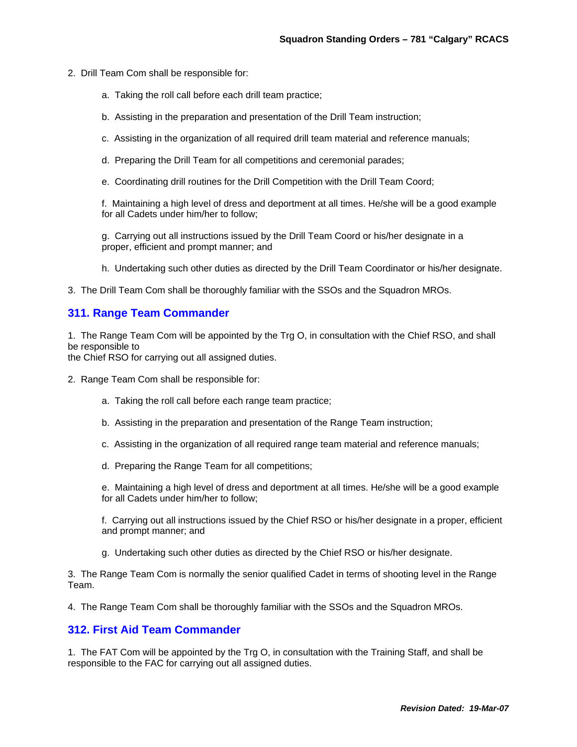2. Drill Team Com shall be responsible for:

   a. Taking the roll call before each drill team practice;

   b. Assisting in the preparation and presentation of the Drill Team instruction;

   c. Assisting in the organization of all required drill team material and reference manuals;

   d. Preparing the Drill Team for all competitions and ceremonial parades;

   e. Coordinating drill routines for the Drill Competition with the Drill Team Coord;

   f. Maintaining a high level of dress and deportment at all times. He/she will be a good example for all Cadets under him/her to follow;

   g. Carrying out all instructions issued by the Drill Team Coord or his/her designate in a proper, efficient and prompt manner; and

   h. Undertaking such other duties as directed by the Drill Team Coordinator or his/her designate.

3. The Drill Team Com shall be thoroughly familiar with the SSOs and the Squadron MROs.

## 311. Range Team Commander

1. The Range Team Com will be appointed by the Trg O, in consultation with the Chief RSO, and shall be responsible to the Chief RSO for carrying out all assigned duties.

2. Range Team Com shall be responsible for:

   a. Taking the roll call before each range team practice;

   b. Assisting in the preparation and presentation of the Range Team instruction;

   c. Assisting in the organization of all required range team material and reference manuals;

   d. Preparing the Range Team for all competitions;

   e. Maintaining a high level of dress and deportment at all times. He/she will be a good example for all Cadets under him/her to follow;

   f. Carrying out all instructions issued by the Chief RSO or his/her designate in a proper, efficient and prompt manner; and

   g. Undertaking such other duties as directed by the Chief RSO or his/her designate.

3. The Range Team Com is normally the senior qualified Cadet in terms of shooting level in the Range Team.

4. The Range Team Com shall be thoroughly familiar with the SSOs and the Squadron MROs.

## 312. First Aid Team Commander

1. The FAT Com will be appointed by the Trg O, in consultation with the Training Staff, and shall be responsible to the FAC for carrying out all assigned duties.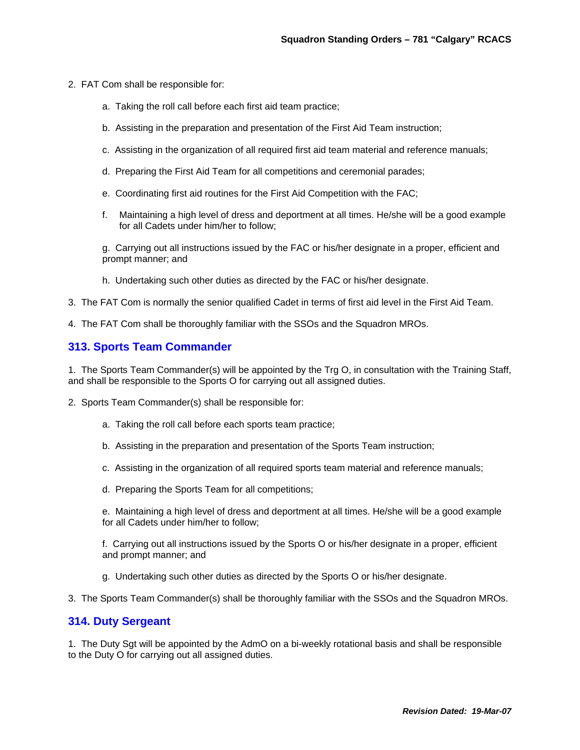2. FAT Com shall be responsible for:

   a. Taking the roll call before each first aid team practice;

   b. Assisting in the preparation and presentation of the First Aid Team instruction;

   c. Assisting in the organization of all required first aid team material and reference manuals;

   d. Preparing the First Aid Team for all competitions and ceremonial parades;

   e. Coordinating first aid routines for the First Aid Competition with the FAC;

   f. Maintaining a high level of dress and deportment at all times. He/she will be a good example for all Cadets under him/her to follow;

   g. Carrying out all instructions issued by the FAC or his/her designate in a proper, efficient and prompt manner; and

   h. Undertaking such other duties as directed by the FAC or his/her designate.

3. The FAT Com is normally the senior qualified Cadet in terms of first aid level in the First Aid Team.

4. The FAT Com shall be thoroughly familiar with the SSOs and the Squadron MROs.

## 313. Sports Team Commander

1. The Sports Team Commander(s) will be appointed by the Trg O, in consultation with the Training Staff, and shall be responsible to the Sports O for carrying out all assigned duties.

2. Sports Team Commander(s) shall be responsible for:

   a. Taking the roll call before each sports team practice;

   b. Assisting in the preparation and presentation of the Sports Team instruction;

   c. Assisting in the organization of all required sports team material and reference manuals;

   d. Preparing the Sports Team for all competitions;

   e. Maintaining a high level of dress and deportment at all times. He/she will be a good example for all Cadets under him/her to follow;

   f. Carrying out all instructions issued by the Sports O or his/her designate in a proper, efficient and prompt manner; and

   g. Undertaking such other duties as directed by the Sports O or his/her designate.

3. The Sports Team Commander(s) shall be thoroughly familiar with the SSOs and the Squadron MROs.

## 314. Duty Sergeant

1. The Duty Sgt will be appointed by the AdmO on a bi-weekly rotational basis and shall be responsible to the Duty O for carrying out all assigned duties.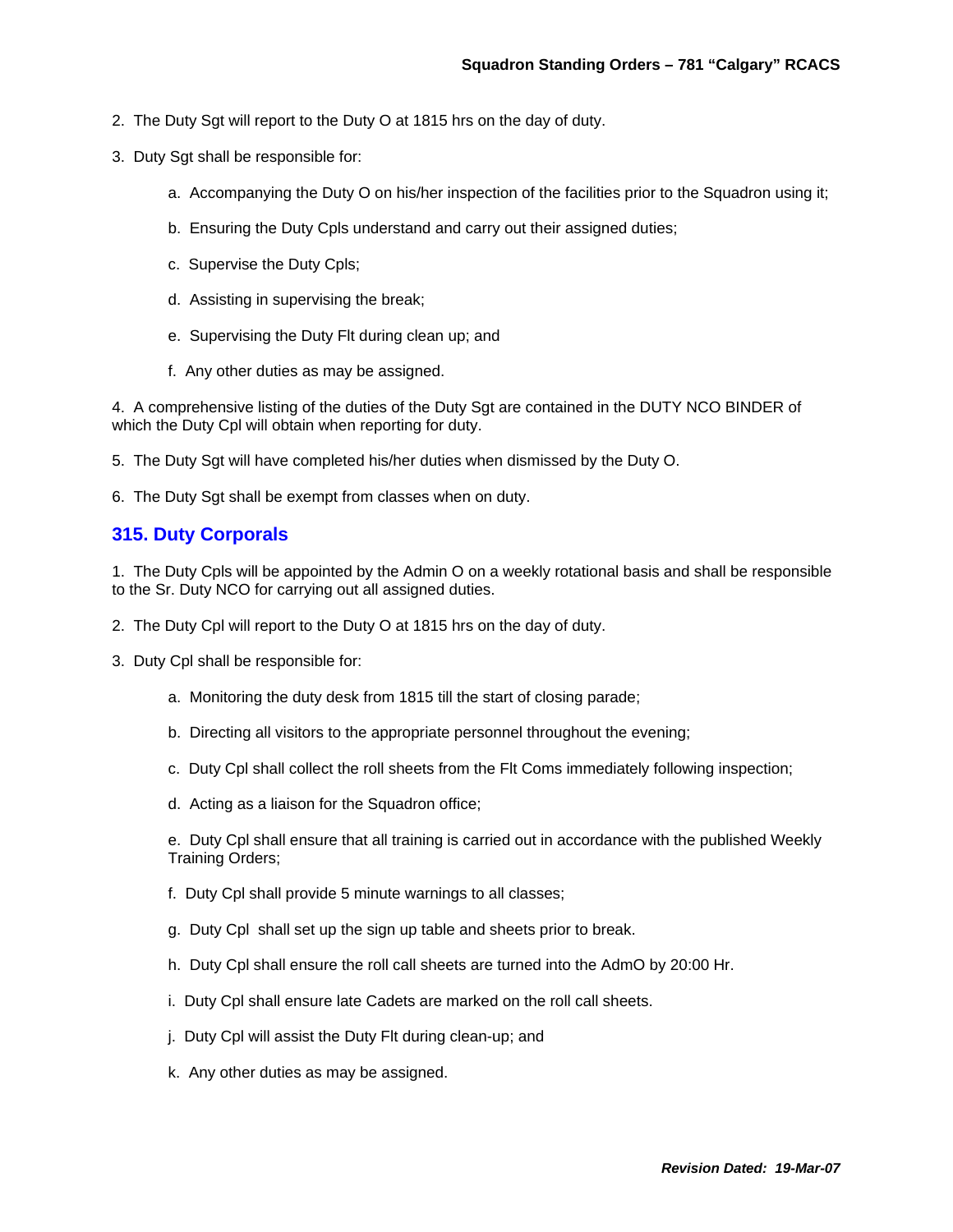2. The Duty Sgt will report to the Duty O at 1815 hrs on the day of duty.

3. Duty Sgt shall be responsible for:

   a. Accompanying the Duty O on his/her inspection of the facilities prior to the Squadron using it;

   b. Ensuring the Duty Cpls understand and carry out their assigned duties;

   c. Supervise the Duty Cpls;

   d. Assisting in supervising the break;

   e. Supervising the Duty Flt during clean up; and

   f. Any other duties as may be assigned.

4. A comprehensive listing of the duties of the Duty Sgt are contained in the DUTY NCO BINDER of which the Duty Cpl will obtain when reporting for duty.

5. The Duty Sgt will have completed his/her duties when dismissed by the Duty O.

6. The Duty Sgt shall be exempt from classes when on duty.

## 315. Duty Corporals

1. The Duty Cpls will be appointed by the Admin O on a weekly rotational basis and shall be responsible to the Sr. Duty NCO for carrying out all assigned duties.

2. The Duty Cpl will report to the Duty O at 1815 hrs on the day of duty.

3. Duty Cpl shall be responsible for:

   a. Monitoring the duty desk from 1815 till the start of closing parade;

   b. Directing all visitors to the appropriate personnel throughout the evening;

   c. Duty Cpl shall collect the roll sheets from the Flt Coms immediately following inspection;

   d. Acting as a liaison for the Squadron office;

   e. Duty Cpl shall ensure that all training is carried out in accordance with the published Weekly Training Orders;

   f. Duty Cpl shall provide 5 minute warnings to all classes;

   g. Duty Cpl shall set up the sign up table and sheets prior to break.

   h. Duty Cpl shall ensure the roll call sheets are turned into the AdmO by 20:00 Hr.

   i. Duty Cpl shall ensure late Cadets are marked on the roll call sheets.

   j. Duty Cpl will assist the Duty Flt during clean-up; and

   k. Any other duties as may be assigned.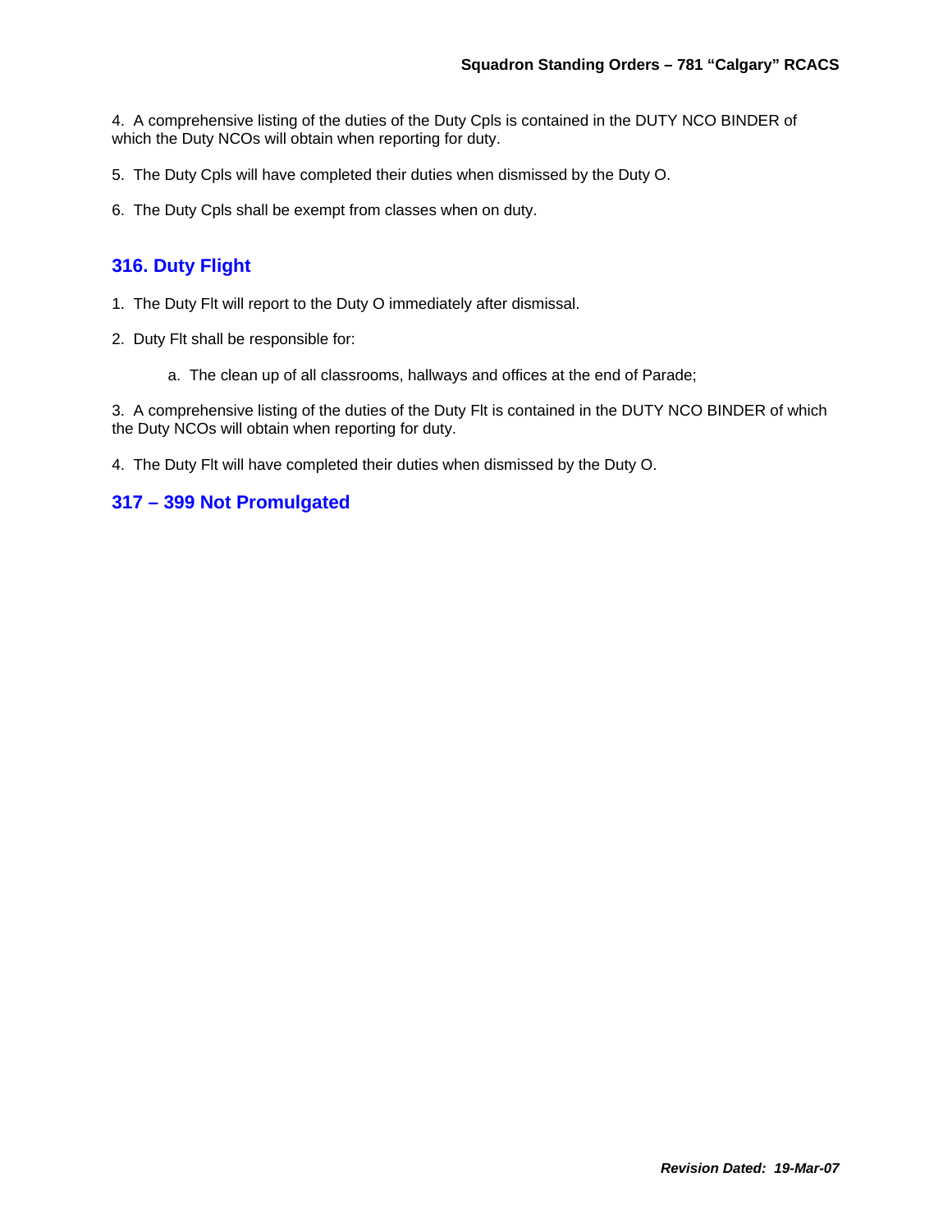4. A comprehensive listing of the duties of the Duty Cpls is contained in the DUTY NCO BINDER of which the Duty NCOs will obtain when reporting for duty.

5. The Duty Cpls will have completed their duties when dismissed by the Duty O.

6. The Duty Cpls shall be exempt from classes when on duty.

## 316. Duty Flight

1. The Duty Flt will report to the Duty O immediately after dismissal.

2. Duty Flt shall be responsible for:

    a. The clean up of all classrooms, hallways and offices at the end of Parade;

3. A comprehensive listing of the duties of the Duty Flt is contained in the DUTY NCO BINDER of which the Duty NCOs will obtain when reporting for duty.

4. The Duty Flt will have completed their duties when dismissed by the Duty O.

## 317 – 399 Not Promulgated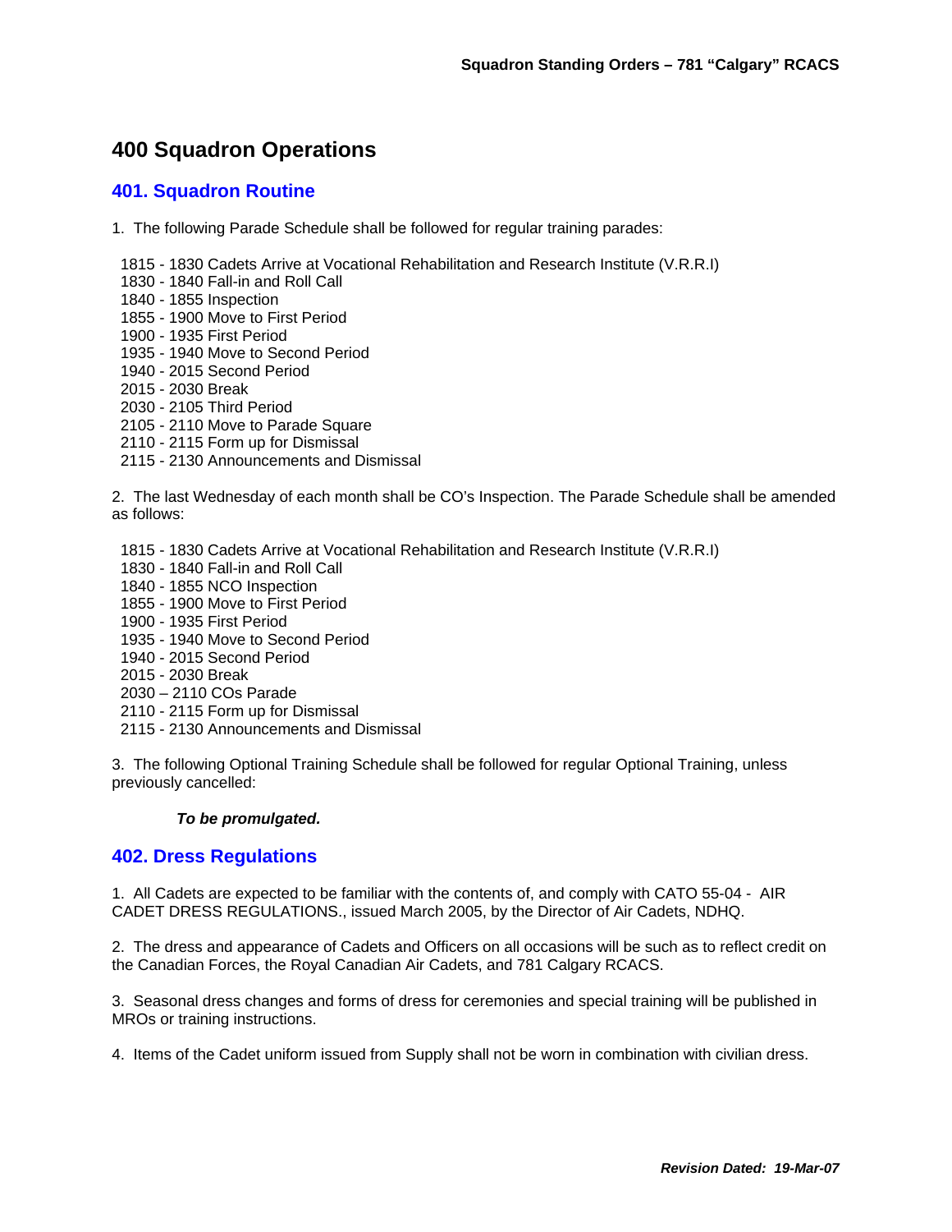# 400 Squadron Operations

## 401. Squadron Routine

1. The following Parade Schedule shall be followed for regular training parades:

1815 - 1830 Cadets Arrive at Vocational Rehabilitation and Research Institute (V.R.R.I)
1830 - 1840 Fall-in and Roll Call
1840 - 1855 Inspection
1855 - 1900 Move to First Period
1900 - 1935 First Period
1935 - 1940 Move to Second Period
1940 - 2015 Second Period
2015 - 2030 Break
2030 - 2105 Third Period
2105 - 2110 Move to Parade Square
2110 - 2115 Form up for Dismissal
2115 - 2130 Announcements and Dismissal

2. The last Wednesday of each month shall be CO's Inspection. The Parade Schedule shall be amended as follows:

1815 - 1830 Cadets Arrive at Vocational Rehabilitation and Research Institute (V.R.R.I)
1830 - 1840 Fall-in and Roll Call
1840 - 1855 NCO Inspection
1855 - 1900 Move to First Period
1900 - 1935 First Period
1935 - 1940 Move to Second Period
1940 - 2015 Second Period
2015 - 2030 Break
2030 – 2110 COs Parade
2110 - 2115 Form up for Dismissal
2115 - 2130 Announcements and Dismissal

3. The following Optional Training Schedule shall be followed for regular Optional Training, unless previously cancelled:

***To be promulgated.***

## 402. Dress Regulations

1. All Cadets are expected to be familiar with the contents of, and comply with CATO 55-04 - AIR CADET DRESS REGULATIONS., issued March 2005, by the Director of Air Cadets, NDHQ.

2. The dress and appearance of Cadets and Officers on all occasions will be such as to reflect credit on the Canadian Forces, the Royal Canadian Air Cadets, and 781 Calgary RCACS.

3. Seasonal dress changes and forms of dress for ceremonies and special training will be published in MROs or training instructions.

4. Items of the Cadet uniform issued from Supply shall not be worn in combination with civilian dress.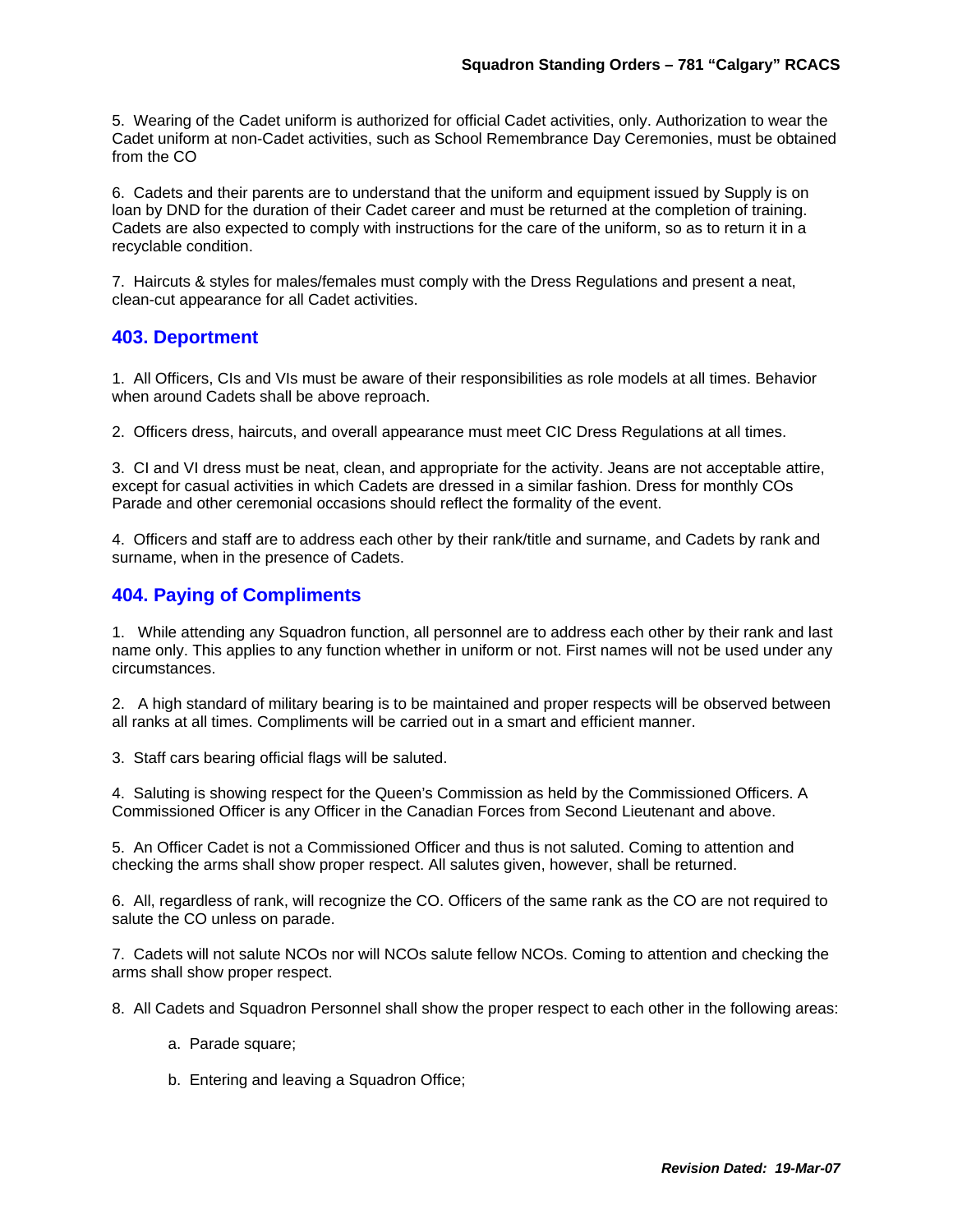5. Wearing of the Cadet uniform is authorized for official Cadet activities, only. Authorization to wear the Cadet uniform at non-Cadet activities, such as School Remembrance Day Ceremonies, must be obtained from the CO

6. Cadets and their parents are to understand that the uniform and equipment issued by Supply is on loan by DND for the duration of their Cadet career and must be returned at the completion of training. Cadets are also expected to comply with instructions for the care of the uniform, so as to return it in a recyclable condition.

7. Haircuts & styles for males/females must comply with the Dress Regulations and present a neat, clean-cut appearance for all Cadet activities.

## 403. Deportment

1. All Officers, CIs and VIs must be aware of their responsibilities as role models at all times. Behavior when around Cadets shall be above reproach.

2. Officers dress, haircuts, and overall appearance must meet CIC Dress Regulations at all times.

3. CI and VI dress must be neat, clean, and appropriate for the activity. Jeans are not acceptable attire, except for casual activities in which Cadets are dressed in a similar fashion. Dress for monthly COs Parade and other ceremonial occasions should reflect the formality of the event.

4. Officers and staff are to address each other by their rank/title and surname, and Cadets by rank and surname, when in the presence of Cadets.

## 404. Paying of Compliments

1. While attending any Squadron function, all personnel are to address each other by their rank and last name only. This applies to any function whether in uniform or not. First names will not be used under any circumstances.

2. A high standard of military bearing is to be maintained and proper respects will be observed between all ranks at all times. Compliments will be carried out in a smart and efficient manner.

3. Staff cars bearing official flags will be saluted.

4. Saluting is showing respect for the Queen's Commission as held by the Commissioned Officers. A Commissioned Officer is any Officer in the Canadian Forces from Second Lieutenant and above.

5. An Officer Cadet is not a Commissioned Officer and thus is not saluted. Coming to attention and checking the arms shall show proper respect. All salutes given, however, shall be returned.

6. All, regardless of rank, will recognize the CO. Officers of the same rank as the CO are not required to salute the CO unless on parade.

7. Cadets will not salute NCOs nor will NCOs salute fellow NCOs. Coming to attention and checking the arms shall show proper respect.

8. All Cadets and Squadron Personnel shall show the proper respect to each other in the following areas:

   a. Parade square;

   b. Entering and leaving a Squadron Office;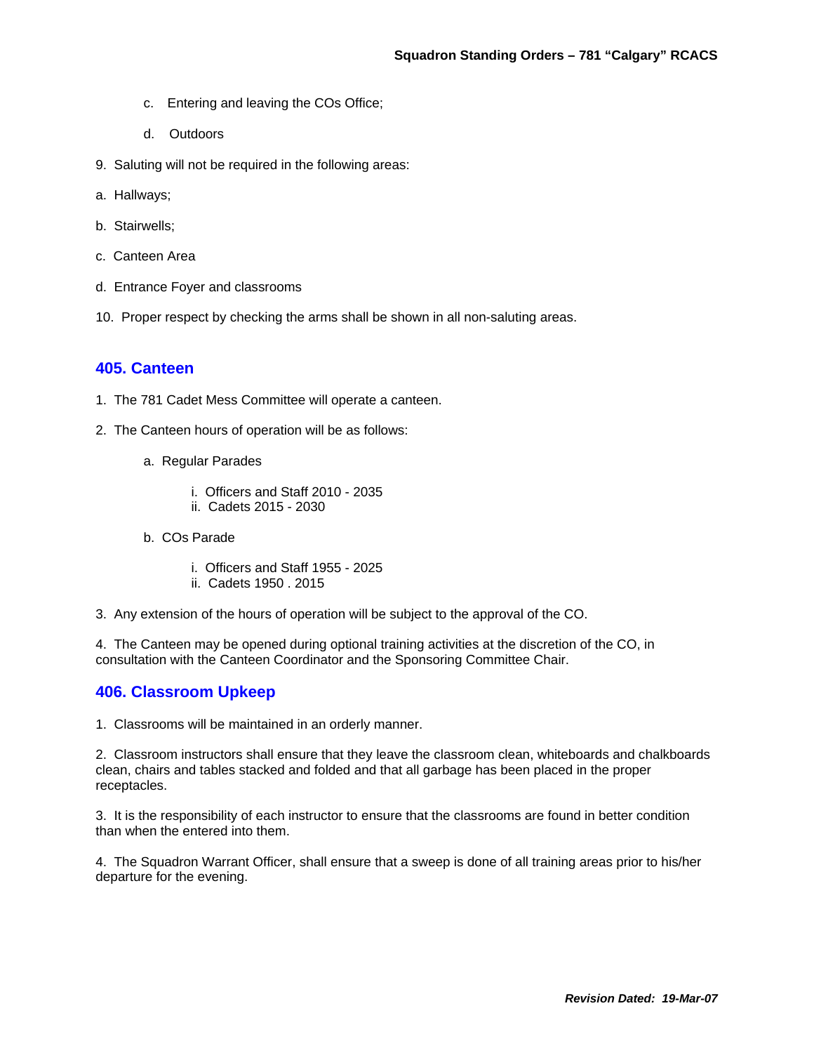c. Entering and leaving the COs Office;

d. Outdoors

9. Saluting will not be required in the following areas:

a. Hallways;

b. Stairwells;

c. Canteen Area

d. Entrance Foyer and classrooms

10. Proper respect by checking the arms shall be shown in all non-saluting areas.

## 405. Canteen

1. The 781 Cadet Mess Committee will operate a canteen.

2. The Canteen hours of operation will be as follows:

   a. Regular Parades

      i. Officers and Staff 2010 - 2035
      ii. Cadets 2015 - 2030

   b. COs Parade

      i. Officers and Staff 1955 - 2025
      ii. Cadets 1950 . 2015

3. Any extension of the hours of operation will be subject to the approval of the CO.

4. The Canteen may be opened during optional training activities at the discretion of the CO, in consultation with the Canteen Coordinator and the Sponsoring Committee Chair.

## 406. Classroom Upkeep

1. Classrooms will be maintained in an orderly manner.

2. Classroom instructors shall ensure that they leave the classroom clean, whiteboards and chalkboards clean, chairs and tables stacked and folded and that all garbage has been placed in the proper receptacles.

3. It is the responsibility of each instructor to ensure that the classrooms are found in better condition than when the entered into them.

4. The Squadron Warrant Officer, shall ensure that a sweep is done of all training areas prior to his/her departure for the evening.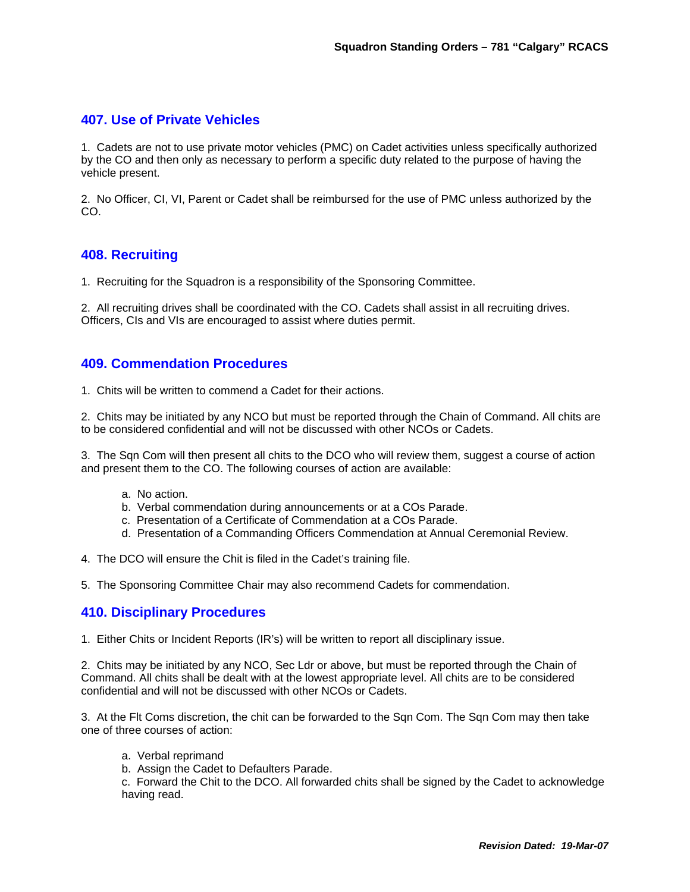## 407. Use of Private Vehicles

1. Cadets are not to use private motor vehicles (PMC) on Cadet activities unless specifically authorized by the CO and then only as necessary to perform a specific duty related to the purpose of having the vehicle present.

2. No Officer, CI, VI, Parent or Cadet shall be reimbursed for the use of PMC unless authorized by the CO.

## 408. Recruiting

1. Recruiting for the Squadron is a responsibility of the Sponsoring Committee.

2. All recruiting drives shall be coordinated with the CO. Cadets shall assist in all recruiting drives. Officers, CIs and VIs are encouraged to assist where duties permit.

## 409. Commendation Procedures

1. Chits will be written to commend a Cadet for their actions.

2. Chits may be initiated by any NCO but must be reported through the Chain of Command. All chits are to be considered confidential and will not be discussed with other NCOs or Cadets.

3. The Sqn Com will then present all chits to the DCO who will review them, suggest a course of action and present them to the CO. The following courses of action are available:

   a. No action.
   b. Verbal commendation during announcements or at a COs Parade.
   c. Presentation of a Certificate of Commendation at a COs Parade.
   d. Presentation of a Commanding Officers Commendation at Annual Ceremonial Review.

4. The DCO will ensure the Chit is filed in the Cadet's training file.

5. The Sponsoring Committee Chair may also recommend Cadets for commendation.

## 410. Disciplinary Procedures

1. Either Chits or Incident Reports (IR's) will be written to report all disciplinary issue.

2. Chits may be initiated by any NCO, Sec Ldr or above, but must be reported through the Chain of Command. All chits shall be dealt with at the lowest appropriate level. All chits are to be considered confidential and will not be discussed with other NCOs or Cadets.

3. At the Flt Coms discretion, the chit can be forwarded to the Sqn Com. The Sqn Com may then take one of three courses of action:

   a. Verbal reprimand
   b. Assign the Cadet to Defaulters Parade.
   c. Forward the Chit to the DCO. All forwarded chits shall be signed by the Cadet to acknowledge having read.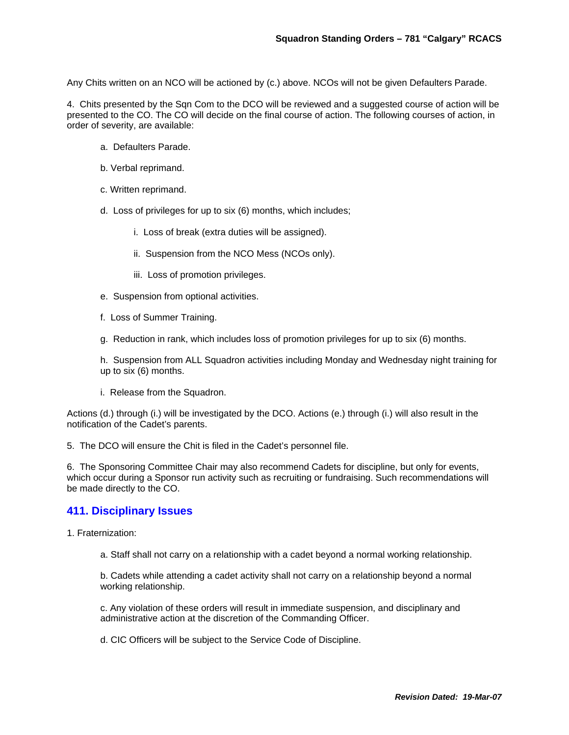Any Chits written on an NCO will be actioned by (c.) above. NCOs will not be given Defaulters Parade.

4. Chits presented by the Sqn Com to the DCO will be reviewed and a suggested course of action will be presented to the CO. The CO will decide on the final course of action. The following courses of action, in order of severity, are available:

   a. Defaulters Parade.

   b. Verbal reprimand.

   c. Written reprimand.

   d. Loss of privileges for up to six (6) months, which includes;

      i. Loss of break (extra duties will be assigned).

      ii. Suspension from the NCO Mess (NCOs only).

      iii. Loss of promotion privileges.

   e. Suspension from optional activities.

   f. Loss of Summer Training.

   g. Reduction in rank, which includes loss of promotion privileges for up to six (6) months.

   h. Suspension from ALL Squadron activities including Monday and Wednesday night training for up to six (6) months.

   i. Release from the Squadron.

Actions (d.) through (i.) will be investigated by the DCO. Actions (e.) through (i.) will also result in the notification of the Cadet's parents.

5. The DCO will ensure the Chit is filed in the Cadet's personnel file.

6. The Sponsoring Committee Chair may also recommend Cadets for discipline, but only for events, which occur during a Sponsor run activity such as recruiting or fundraising. Such recommendations will be made directly to the CO.

## 411. Disciplinary Issues

1. Fraternization:

   a. Staff shall not carry on a relationship with a cadet beyond a normal working relationship.

   b. Cadets while attending a cadet activity shall not carry on a relationship beyond a normal working relationship.

   c. Any violation of these orders will result in immediate suspension, and disciplinary and administrative action at the discretion of the Commanding Officer.

   d. CIC Officers will be subject to the Service Code of Discipline.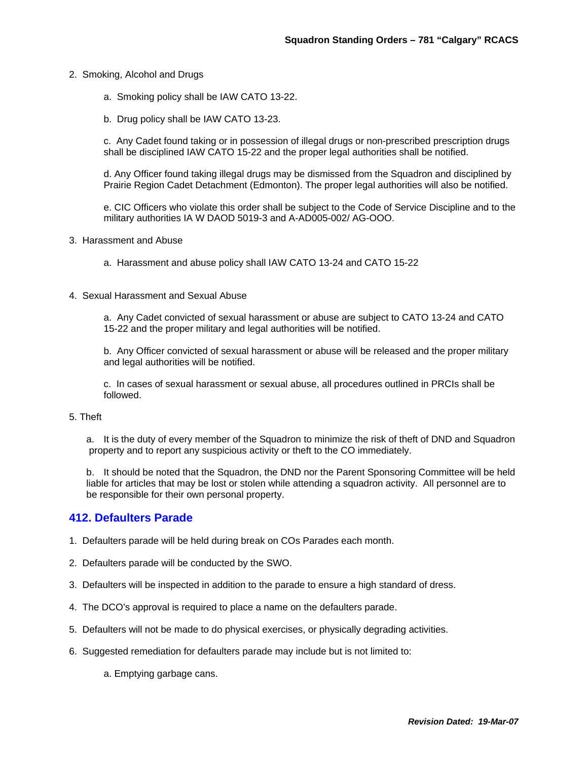2. Smoking, Alcohol and Drugs

   a. Smoking policy shall be IAW CATO 13-22.

   b. Drug policy shall be IAW CATO 13-23.

   c. Any Cadet found taking or in possession of illegal drugs or non-prescribed prescription drugs shall be disciplined IAW CATO 15-22 and the proper legal authorities shall be notified.

   d. Any Officer found taking illegal drugs may be dismissed from the Squadron and disciplined by Prairie Region Cadet Detachment (Edmonton). The proper legal authorities will also be notified.

   e. CIC Officers who violate this order shall be subject to the Code of Service Discipline and to the military authorities IA W DAOD 5019-3 and A-AD005-002/ AG-OOO.

3. Harassment and Abuse

   a. Harassment and abuse policy shall IAW CATO 13-24 and CATO 15-22

4. Sexual Harassment and Sexual Abuse

   a. Any Cadet convicted of sexual harassment or abuse are subject to CATO 13-24 and CATO 15-22 and the proper military and legal authorities will be notified.

   b. Any Officer convicted of sexual harassment or abuse will be released and the proper military and legal authorities will be notified.

   c. In cases of sexual harassment or sexual abuse, all procedures outlined in PRCIs shall be followed.

5. Theft

   a. It is the duty of every member of the Squadron to minimize the risk of theft of DND and Squadron property and to report any suspicious activity or theft to the CO immediately.

   b. It should be noted that the Squadron, the DND nor the Parent Sponsoring Committee will be held liable for articles that may be lost or stolen while attending a squadron activity. All personnel are to be responsible for their own personal property.

## 412. Defaulters Parade

1. Defaulters parade will be held during break on COs Parades each month.

2. Defaulters parade will be conducted by the SWO.

3. Defaulters will be inspected in addition to the parade to ensure a high standard of dress.

4. The DCO's approval is required to place a name on the defaulters parade.

5. Defaulters will not be made to do physical exercises, or physically degrading activities.

6. Suggested remediation for defaulters parade may include but is not limited to:

   a. Emptying garbage cans.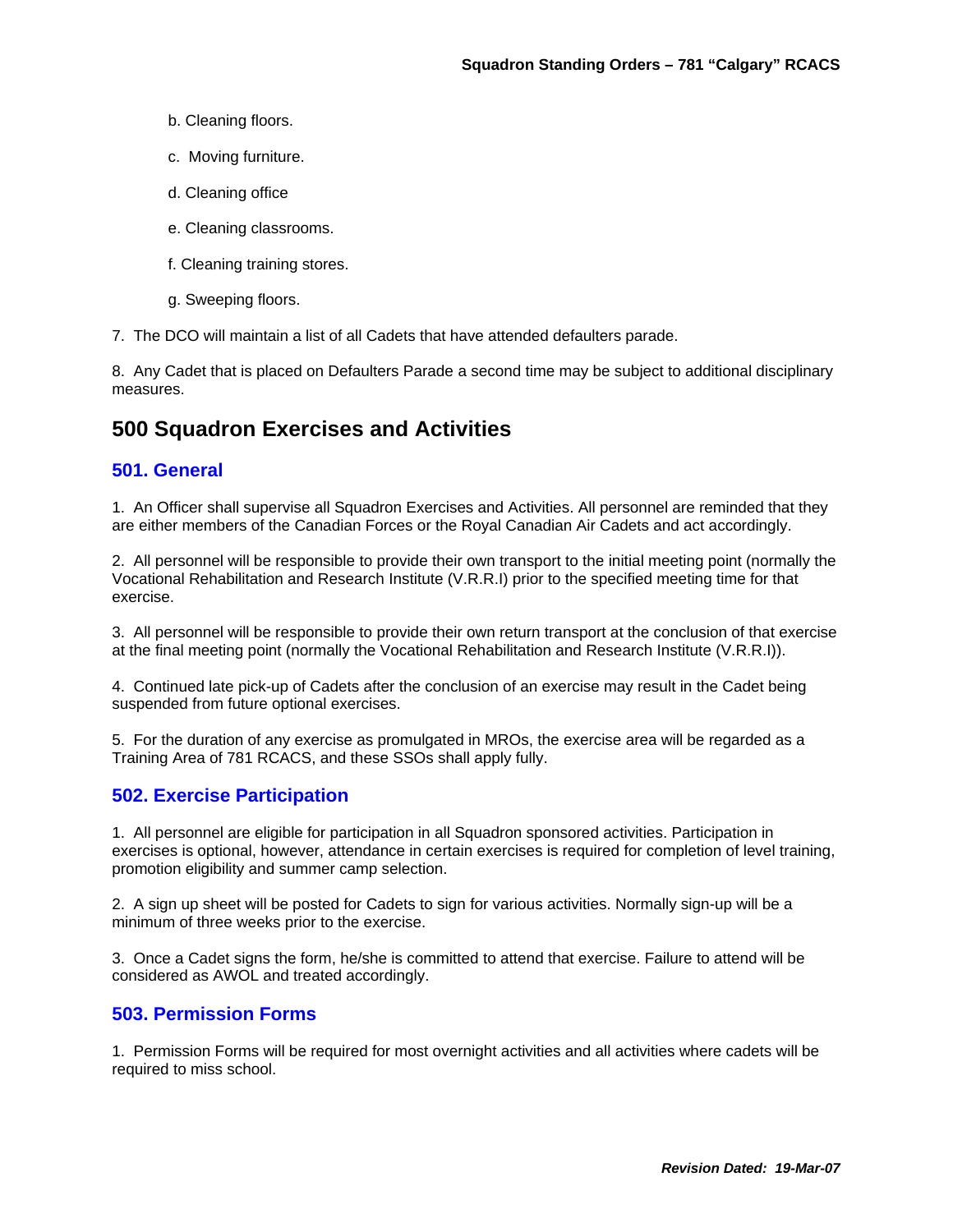b. Cleaning floors.

c. Moving furniture.

d. Cleaning office

e. Cleaning classrooms.

f. Cleaning training stores.

g. Sweeping floors.

7. The DCO will maintain a list of all Cadets that have attended defaulters parade.

8. Any Cadet that is placed on Defaulters Parade a second time may be subject to additional disciplinary measures.

# 500 Squadron Exercises and Activities

## 501. General

1. An Officer shall supervise all Squadron Exercises and Activities. All personnel are reminded that they are either members of the Canadian Forces or the Royal Canadian Air Cadets and act accordingly.

2. All personnel will be responsible to provide their own transport to the initial meeting point (normally the Vocational Rehabilitation and Research Institute (V.R.R.I) prior to the specified meeting time for that exercise.

3. All personnel will be responsible to provide their own return transport at the conclusion of that exercise at the final meeting point (normally the Vocational Rehabilitation and Research Institute (V.R.R.I)).

4. Continued late pick-up of Cadets after the conclusion of an exercise may result in the Cadet being suspended from future optional exercises.

5. For the duration of any exercise as promulgated in MROs, the exercise area will be regarded as a Training Area of 781 RCACS, and these SSOs shall apply fully.

## 502. Exercise Participation

1. All personnel are eligible for participation in all Squadron sponsored activities. Participation in exercises is optional, however, attendance in certain exercises is required for completion of level training, promotion eligibility and summer camp selection.

2. A sign up sheet will be posted for Cadets to sign for various activities. Normally sign-up will be a minimum of three weeks prior to the exercise.

3. Once a Cadet signs the form, he/she is committed to attend that exercise. Failure to attend will be considered as AWOL and treated accordingly.

## 503. Permission Forms

1. Permission Forms will be required for most overnight activities and all activities where cadets will be required to miss school.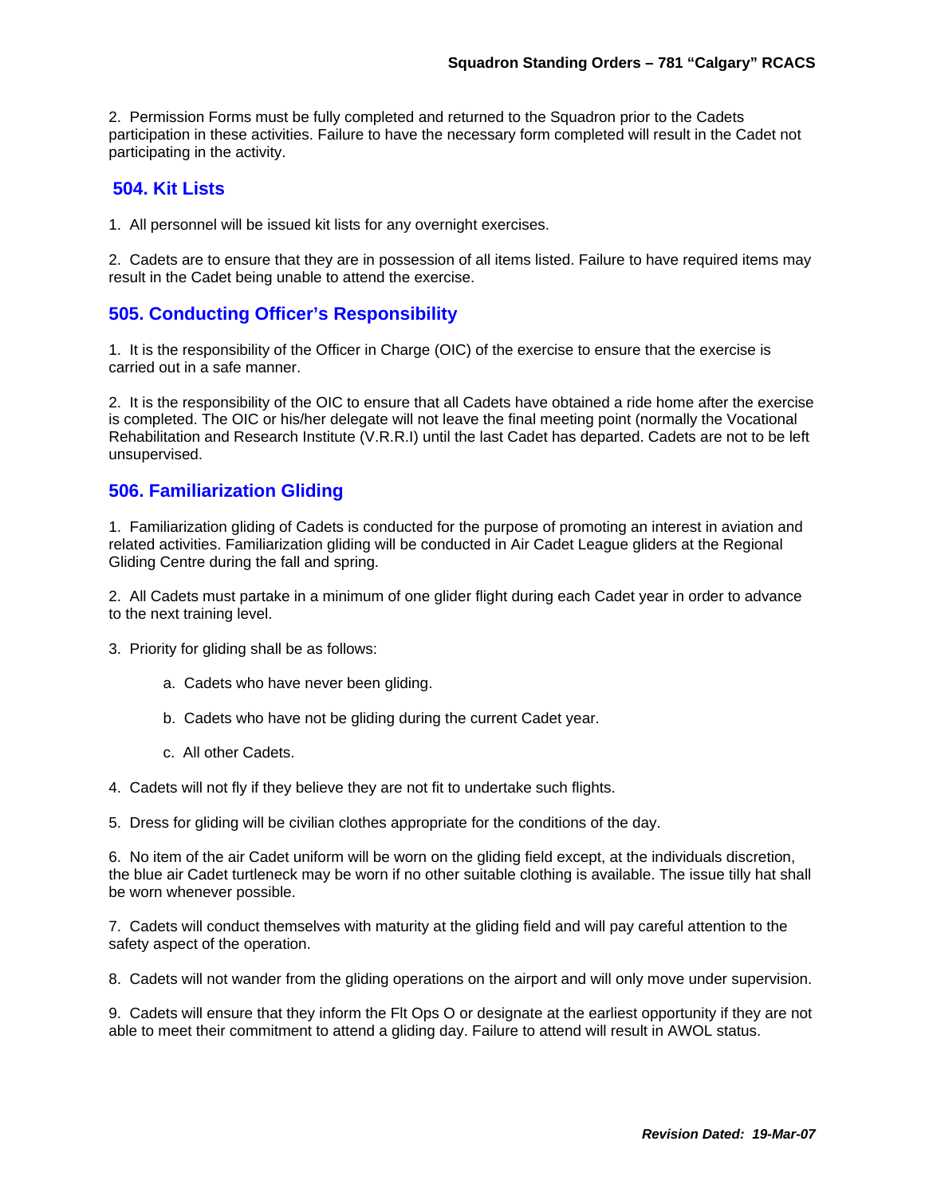2. Permission Forms must be fully completed and returned to the Squadron prior to the Cadets participation in these activities. Failure to have the necessary form completed will result in the Cadet not participating in the activity.

## 504. Kit Lists

1. All personnel will be issued kit lists for any overnight exercises.

2. Cadets are to ensure that they are in possession of all items listed. Failure to have required items may result in the Cadet being unable to attend the exercise.

## 505. Conducting Officer's Responsibility

1. It is the responsibility of the Officer in Charge (OIC) of the exercise to ensure that the exercise is carried out in a safe manner.

2. It is the responsibility of the OIC to ensure that all Cadets have obtained a ride home after the exercise is completed. The OIC or his/her delegate will not leave the final meeting point (normally the Vocational Rehabilitation and Research Institute (V.R.R.I) until the last Cadet has departed. Cadets are not to be left unsupervised.

## 506. Familiarization Gliding

1. Familiarization gliding of Cadets is conducted for the purpose of promoting an interest in aviation and related activities. Familiarization gliding will be conducted in Air Cadet League gliders at the Regional Gliding Centre during the fall and spring.

2. All Cadets must partake in a minimum of one glider flight during each Cadet year in order to advance to the next training level.

3. Priority for gliding shall be as follows:

    a. Cadets who have never been gliding.

    b. Cadets who have not be gliding during the current Cadet year.

    c. All other Cadets.

4. Cadets will not fly if they believe they are not fit to undertake such flights.

5. Dress for gliding will be civilian clothes appropriate for the conditions of the day.

6. No item of the air Cadet uniform will be worn on the gliding field except, at the individuals discretion, the blue air Cadet turtleneck may be worn if no other suitable clothing is available. The issue tilly hat shall be worn whenever possible.

7. Cadets will conduct themselves with maturity at the gliding field and will pay careful attention to the safety aspect of the operation.

8. Cadets will not wander from the gliding operations on the airport and will only move under supervision.

9. Cadets will ensure that they inform the Flt Ops O or designate at the earliest opportunity if they are not able to meet their commitment to attend a gliding day. Failure to attend will result in AWOL status.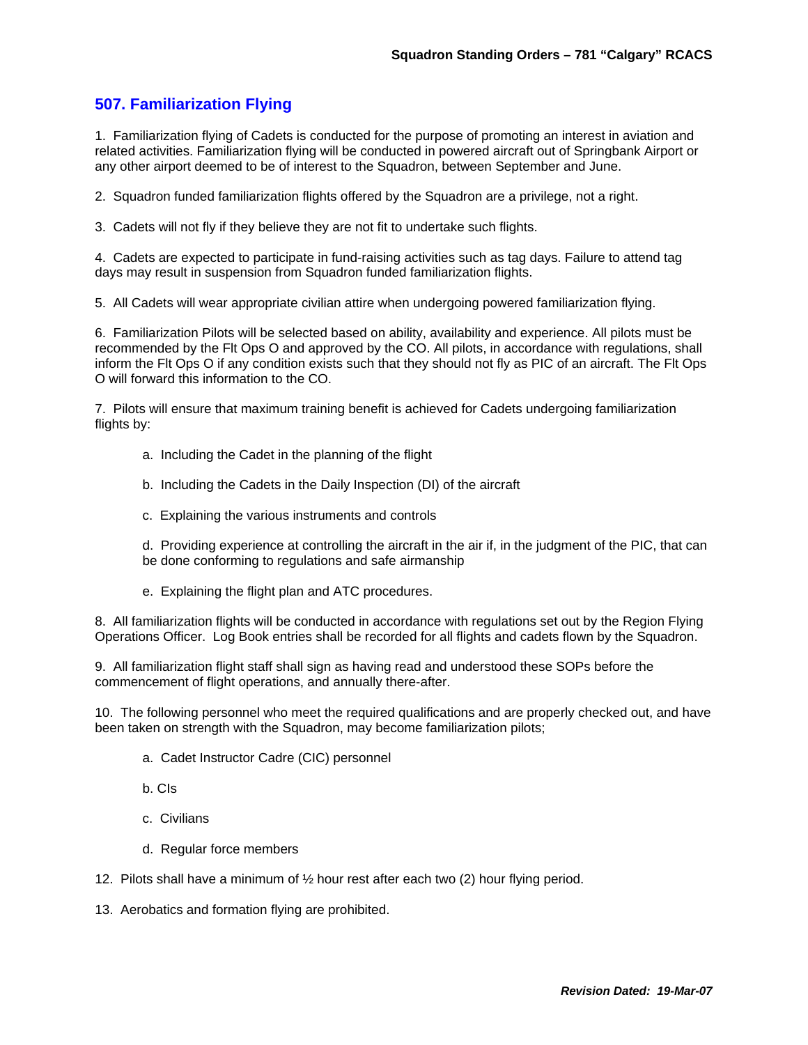## 507. Familiarization Flying

1. Familiarization flying of Cadets is conducted for the purpose of promoting an interest in aviation and related activities. Familiarization flying will be conducted in powered aircraft out of Springbank Airport or any other airport deemed to be of interest to the Squadron, between September and June.

2. Squadron funded familiarization flights offered by the Squadron are a privilege, not a right.

3. Cadets will not fly if they believe they are not fit to undertake such flights.

4. Cadets are expected to participate in fund-raising activities such as tag days. Failure to attend tag days may result in suspension from Squadron funded familiarization flights.

5. All Cadets will wear appropriate civilian attire when undergoing powered familiarization flying.

6. Familiarization Pilots will be selected based on ability, availability and experience. All pilots must be recommended by the Flt Ops O and approved by the CO. All pilots, in accordance with regulations, shall inform the Flt Ops O if any condition exists such that they should not fly as PIC of an aircraft. The Flt Ops O will forward this information to the CO.

7. Pilots will ensure that maximum training benefit is achieved for Cadets undergoing familiarization flights by:

   a. Including the Cadet in the planning of the flight

   b. Including the Cadets in the Daily Inspection (DI) of the aircraft

   c. Explaining the various instruments and controls

   d. Providing experience at controlling the aircraft in the air if, in the judgment of the PIC, that can be done conforming to regulations and safe airmanship

   e. Explaining the flight plan and ATC procedures.

8. All familiarization flights will be conducted in accordance with regulations set out by the Region Flying Operations Officer. Log Book entries shall be recorded for all flights and cadets flown by the Squadron.

9. All familiarization flight staff shall sign as having read and understood these SOPs before the commencement of flight operations, and annually there-after.

10. The following personnel who meet the required qualifications and are properly checked out, and have been taken on strength with the Squadron, may become familiarization pilots;

   a. Cadet Instructor Cadre (CIC) personnel

   b. CIs

   c. Civilians

   d. Regular force members

12. Pilots shall have a minimum of ½ hour rest after each two (2) hour flying period.

13. Aerobatics and formation flying are prohibited.

*Revision Dated: 19-Mar-07*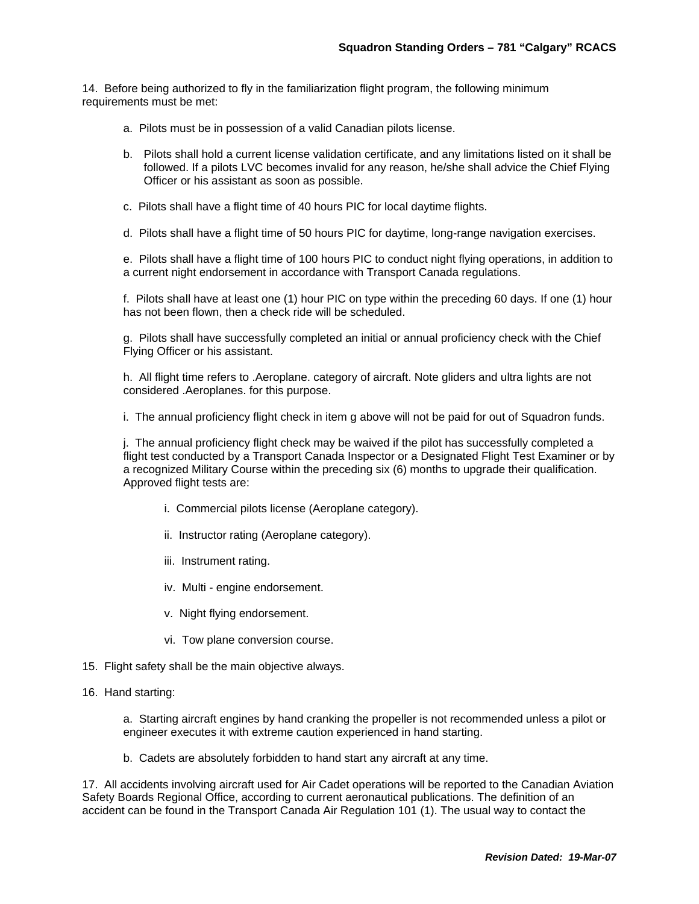14. Before being authorized to fly in the familiarization flight program, the following minimum requirements must be met:

a. Pilots must be in possession of a valid Canadian pilots license.

b. Pilots shall hold a current license validation certificate, and any limitations listed on it shall be followed. If a pilots LVC becomes invalid for any reason, he/she shall advice the Chief Flying Officer or his assistant as soon as possible.

c. Pilots shall have a flight time of 40 hours PIC for local daytime flights.

d. Pilots shall have a flight time of 50 hours PIC for daytime, long-range navigation exercises.

e. Pilots shall have a flight time of 100 hours PIC to conduct night flying operations, in addition to a current night endorsement in accordance with Transport Canada regulations.

f. Pilots shall have at least one (1) hour PIC on type within the preceding 60 days. If one (1) hour has not been flown, then a check ride will be scheduled.

g. Pilots shall have successfully completed an initial or annual proficiency check with the Chief Flying Officer or his assistant.

h. All flight time refers to .Aeroplane. category of aircraft. Note gliders and ultra lights are not considered .Aeroplanes. for this purpose.

i. The annual proficiency flight check in item g above will not be paid for out of Squadron funds.

j. The annual proficiency flight check may be waived if the pilot has successfully completed a flight test conducted by a Transport Canada Inspector or a Designated Flight Test Examiner or by a recognized Military Course within the preceding six (6) months to upgrade their qualification. Approved flight tests are:

i. Commercial pilots license (Aeroplane category).

ii. Instructor rating (Aeroplane category).

iii. Instrument rating.

iv. Multi - engine endorsement.

v. Night flying endorsement.

vi. Tow plane conversion course.

15. Flight safety shall be the main objective always.

16. Hand starting:

a. Starting aircraft engines by hand cranking the propeller is not recommended unless a pilot or engineer executes it with extreme caution experienced in hand starting.

b. Cadets are absolutely forbidden to hand start any aircraft at any time.

17. All accidents involving aircraft used for Air Cadet operations will be reported to the Canadian Aviation Safety Boards Regional Office, according to current aeronautical publications. The definition of an accident can be found in the Transport Canada Air Regulation 101 (1). The usual way to contact the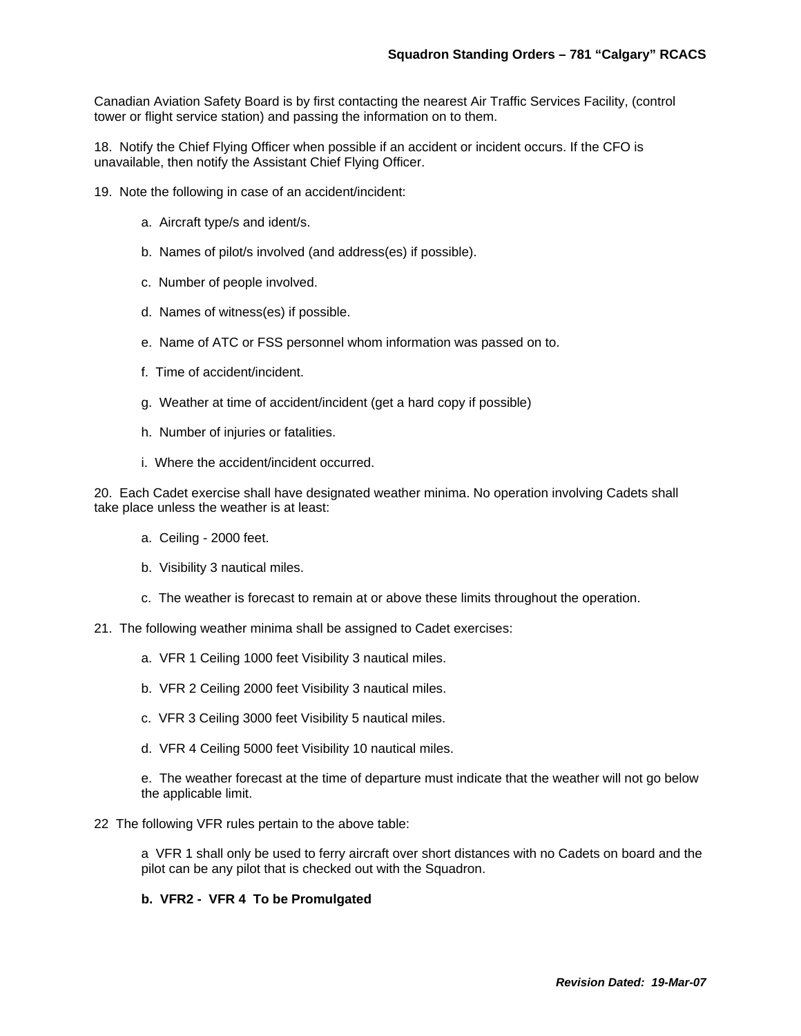Canadian Aviation Safety Board is by first contacting the nearest Air Traffic Services Facility, (control tower or flight service station) and passing the information on to them.

18. Notify the Chief Flying Officer when possible if an accident or incident occurs. If the CFO is unavailable, then notify the Assistant Chief Flying Officer.

19. Note the following in case of an accident/incident:

a. Aircraft type/s and ident/s.

b. Names of pilot/s involved (and address(es) if possible).

c. Number of people involved.

d. Names of witness(es) if possible.

e. Name of ATC or FSS personnel whom information was passed on to.

f. Time of accident/incident.

g. Weather at time of accident/incident (get a hard copy if possible)

h. Number of injuries or fatalities.

i. Where the accident/incident occurred.

20. Each Cadet exercise shall have designated weather minima. No operation involving Cadets shall take place unless the weather is at least:

a. Ceiling - 2000 feet.

b. Visibility 3 nautical miles.

c. The weather is forecast to remain at or above these limits throughout the operation.

21. The following weather minima shall be assigned to Cadet exercises:

a. VFR 1 Ceiling 1000 feet Visibility 3 nautical miles.

b. VFR 2 Ceiling 2000 feet Visibility 3 nautical miles.

c. VFR 3 Ceiling 3000 feet Visibility 5 nautical miles.

d. VFR 4 Ceiling 5000 feet Visibility 10 nautical miles.

e. The weather forecast at the time of departure must indicate that the weather will not go below the applicable limit.

22 The following VFR rules pertain to the above table:

a VFR 1 shall only be used to ferry aircraft over short distances with no Cadets on board and the pilot can be any pilot that is checked out with the Squadron.

**b. VFR2 - VFR 4 To be Promulgated**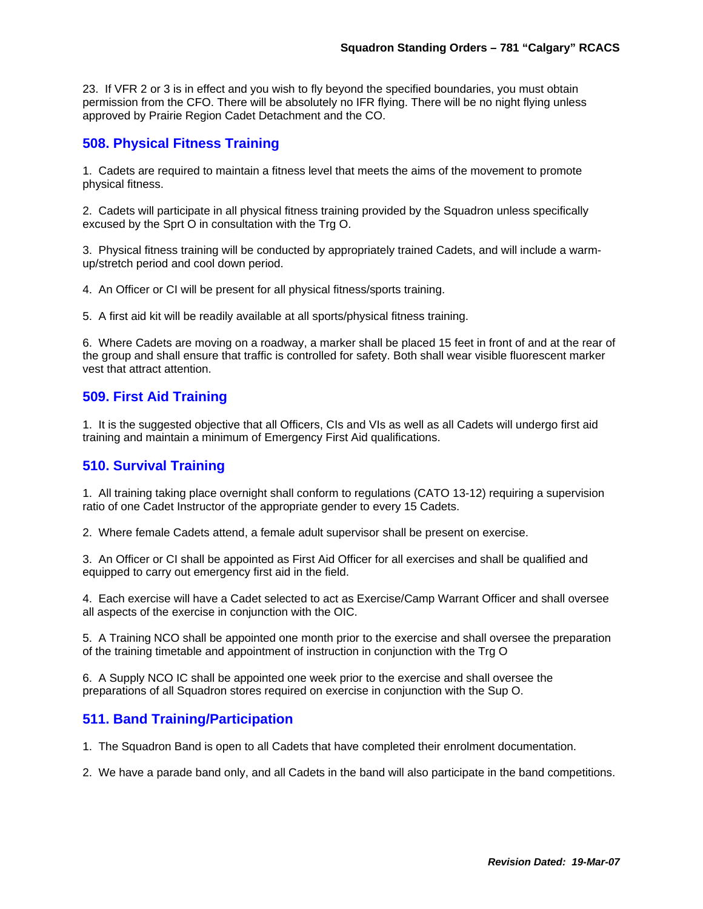23. If VFR 2 or 3 is in effect and you wish to fly beyond the specified boundaries, you must obtain permission from the CFO. There will be absolutely no IFR flying. There will be no night flying unless approved by Prairie Region Cadet Detachment and the CO.

## 508. Physical Fitness Training

1. Cadets are required to maintain a fitness level that meets the aims of the movement to promote physical fitness.

2. Cadets will participate in all physical fitness training provided by the Squadron unless specifically excused by the Sprt O in consultation with the Trg O.

3. Physical fitness training will be conducted by appropriately trained Cadets, and will include a warm-up/stretch period and cool down period.

4. An Officer or CI will be present for all physical fitness/sports training.

5. A first aid kit will be readily available at all sports/physical fitness training.

6. Where Cadets are moving on a roadway, a marker shall be placed 15 feet in front of and at the rear of the group and shall ensure that traffic is controlled for safety. Both shall wear visible fluorescent marker vest that attract attention.

## 509. First Aid Training

1. It is the suggested objective that all Officers, CIs and VIs as well as all Cadets will undergo first aid training and maintain a minimum of Emergency First Aid qualifications.

## 510. Survival Training

1. All training taking place overnight shall conform to regulations (CATO 13-12) requiring a supervision ratio of one Cadet Instructor of the appropriate gender to every 15 Cadets.

2. Where female Cadets attend, a female adult supervisor shall be present on exercise.

3. An Officer or CI shall be appointed as First Aid Officer for all exercises and shall be qualified and equipped to carry out emergency first aid in the field.

4. Each exercise will have a Cadet selected to act as Exercise/Camp Warrant Officer and shall oversee all aspects of the exercise in conjunction with the OIC.

5. A Training NCO shall be appointed one month prior to the exercise and shall oversee the preparation of the training timetable and appointment of instruction in conjunction with the Trg O

6. A Supply NCO IC shall be appointed one week prior to the exercise and shall oversee the preparations of all Squadron stores required on exercise in conjunction with the Sup O.

## 511. Band Training/Participation

1. The Squadron Band is open to all Cadets that have completed their enrolment documentation.

2. We have a parade band only, and all Cadets in the band will also participate in the band competitions.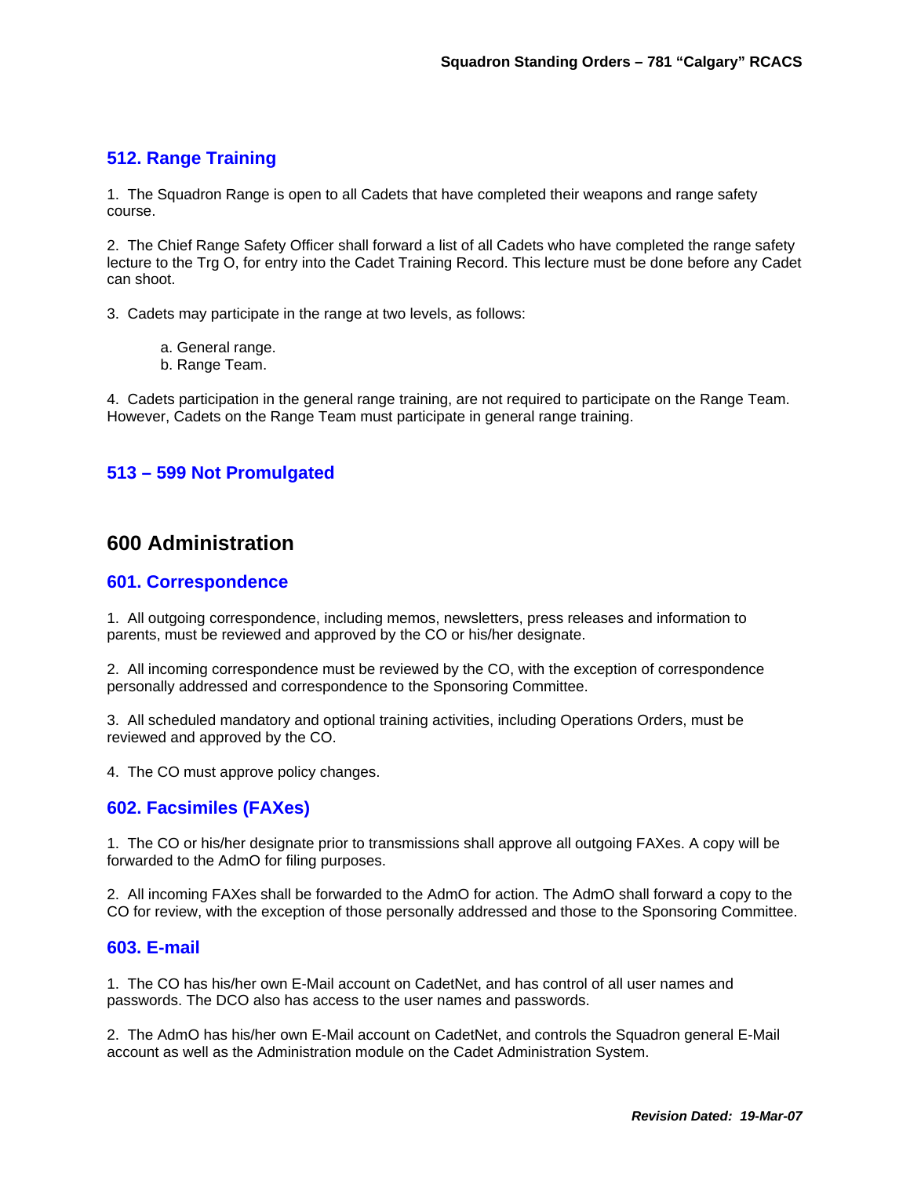## 512. Range Training

1. The Squadron Range is open to all Cadets that have completed their weapons and range safety course.

2. The Chief Range Safety Officer shall forward a list of all Cadets who have completed the range safety lecture to the Trg O, for entry into the Cadet Training Record. This lecture must be done before any Cadet can shoot.

3. Cadets may participate in the range at two levels, as follows:

   a. General range.
   b. Range Team.

4. Cadets participation in the general range training, are not required to participate on the Range Team. However, Cadets on the Range Team must participate in general range training.

## 513 – 599 Not Promulgated

# 600 Administration

## 601. Correspondence

1. All outgoing correspondence, including memos, newsletters, press releases and information to parents, must be reviewed and approved by the CO or his/her designate.

2. All incoming correspondence must be reviewed by the CO, with the exception of correspondence personally addressed and correspondence to the Sponsoring Committee.

3. All scheduled mandatory and optional training activities, including Operations Orders, must be reviewed and approved by the CO.

4. The CO must approve policy changes.

## 602. Facsimiles (FAXes)

1. The CO or his/her designate prior to transmissions shall approve all outgoing FAXes. A copy will be forwarded to the AdmO for filing purposes.

2. All incoming FAXes shall be forwarded to the AdmO for action. The AdmO shall forward a copy to the CO for review, with the exception of those personally addressed and those to the Sponsoring Committee.

## 603. E-mail

1. The CO has his/her own E-Mail account on CadetNet, and has control of all user names and passwords. The DCO also has access to the user names and passwords.

2. The AdmO has his/her own E-Mail account on CadetNet, and controls the Squadron general E-Mail account as well as the Administration module on the Cadet Administration System.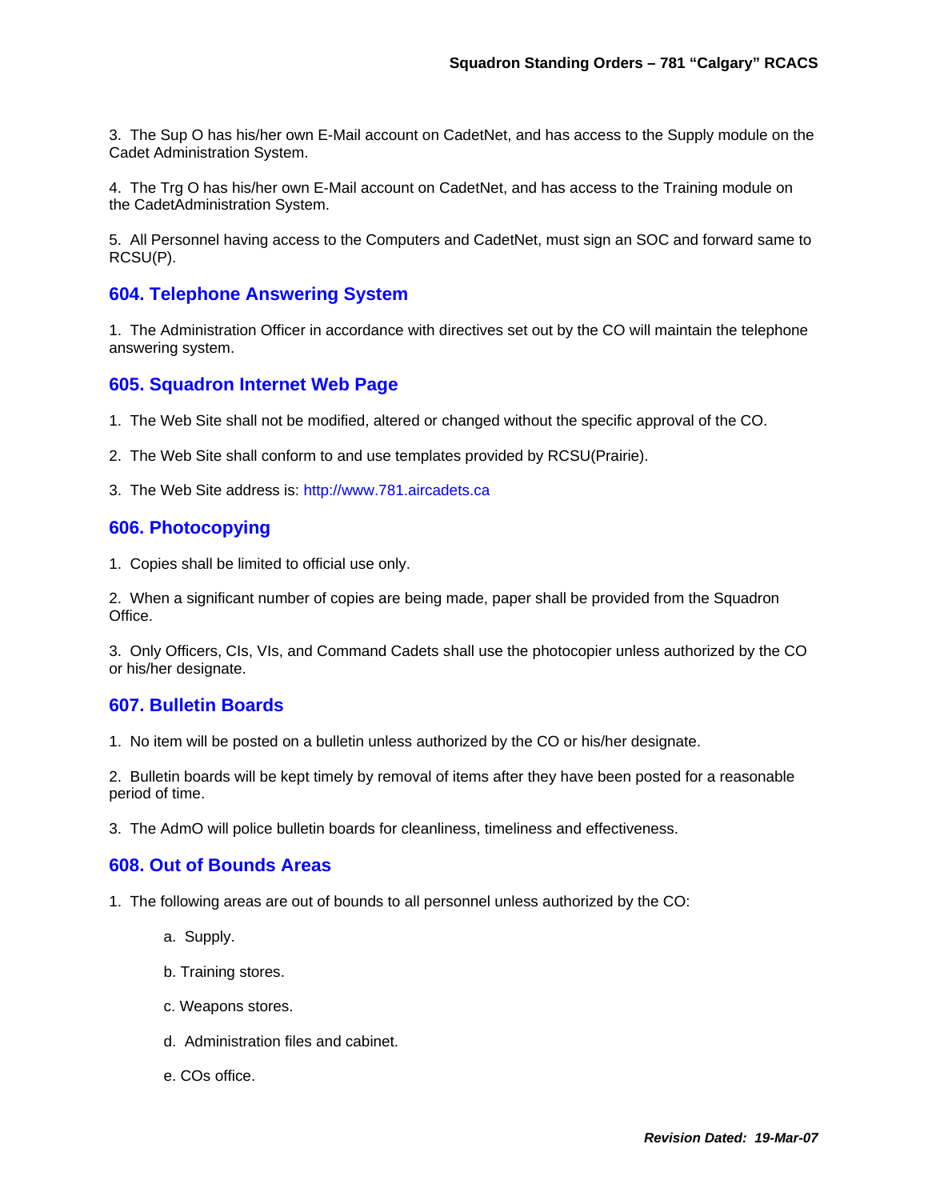3. The Sup O has his/her own E-Mail account on CadetNet, and has access to the Supply module on the Cadet Administration System.

4. The Trg O has his/her own E-Mail account on CadetNet, and has access to the Training module on the CadetAdministration System.

5. All Personnel having access to the Computers and CadetNet, must sign an SOC and forward same to RCSU(P).

## 604. Telephone Answering System

1. The Administration Officer in accordance with directives set out by the CO will maintain the telephone answering system.

## 605. Squadron Internet Web Page

1. The Web Site shall not be modified, altered or changed without the specific approval of the CO.

2. The Web Site shall conform to and use templates provided by RCSU(Prairie).

3. The Web Site address is: http://www.781.aircadets.ca

## 606. Photocopying

1. Copies shall be limited to official use only.

2. When a significant number of copies are being made, paper shall be provided from the Squadron Office.

3. Only Officers, CIs, VIs, and Command Cadets shall use the photocopier unless authorized by the CO or his/her designate.

## 607. Bulletin Boards

1. No item will be posted on a bulletin unless authorized by the CO or his/her designate.

2. Bulletin boards will be kept timely by removal of items after they have been posted for a reasonable period of time.

3. The AdmO will police bulletin boards for cleanliness, timeliness and effectiveness.

## 608. Out of Bounds Areas

1. The following areas are out of bounds to all personnel unless authorized by the CO:

   a. Supply.

   b. Training stores.

   c. Weapons stores.

   d. Administration files and cabinet.

   e. COs office.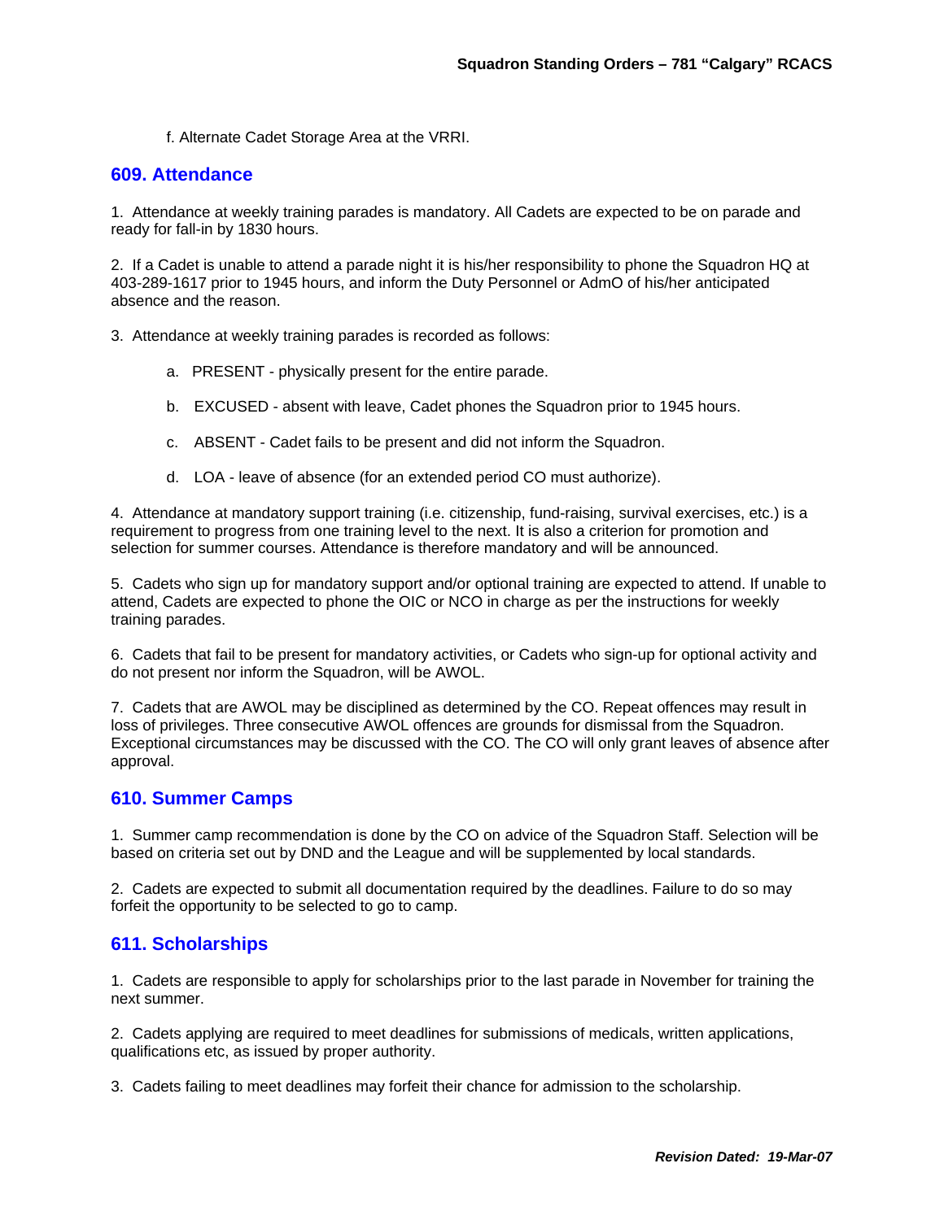f. Alternate Cadet Storage Area at the VRRI.

## 609. Attendance

1. Attendance at weekly training parades is mandatory. All Cadets are expected to be on parade and ready for fall-in by 1830 hours.

2. If a Cadet is unable to attend a parade night it is his/her responsibility to phone the Squadron HQ at 403-289-1617 prior to 1945 hours, and inform the Duty Personnel or AdmO of his/her anticipated absence and the reason.

3. Attendance at weekly training parades is recorded as follows:

   a. PRESENT - physically present for the entire parade.

   b. EXCUSED - absent with leave, Cadet phones the Squadron prior to 1945 hours.

   c. ABSENT - Cadet fails to be present and did not inform the Squadron.

   d. LOA - leave of absence (for an extended period CO must authorize).

4. Attendance at mandatory support training (i.e. citizenship, fund-raising, survival exercises, etc.) is a requirement to progress from one training level to the next. It is also a criterion for promotion and selection for summer courses. Attendance is therefore mandatory and will be announced.

5. Cadets who sign up for mandatory support and/or optional training are expected to attend. If unable to attend, Cadets are expected to phone the OIC or NCO in charge as per the instructions for weekly training parades.

6. Cadets that fail to be present for mandatory activities, or Cadets who sign-up for optional activity and do not present nor inform the Squadron, will be AWOL.

7. Cadets that are AWOL may be disciplined as determined by the CO. Repeat offences may result in loss of privileges. Three consecutive AWOL offences are grounds for dismissal from the Squadron. Exceptional circumstances may be discussed with the CO. The CO will only grant leaves of absence after approval.

## 610. Summer Camps

1. Summer camp recommendation is done by the CO on advice of the Squadron Staff. Selection will be based on criteria set out by DND and the League and will be supplemented by local standards.

2. Cadets are expected to submit all documentation required by the deadlines. Failure to do so may forfeit the opportunity to be selected to go to camp.

## 611. Scholarships

1. Cadets are responsible to apply for scholarships prior to the last parade in November for training the next summer.

2. Cadets applying are required to meet deadlines for submissions of medicals, written applications, qualifications etc, as issued by proper authority.

3. Cadets failing to meet deadlines may forfeit their chance for admission to the scholarship.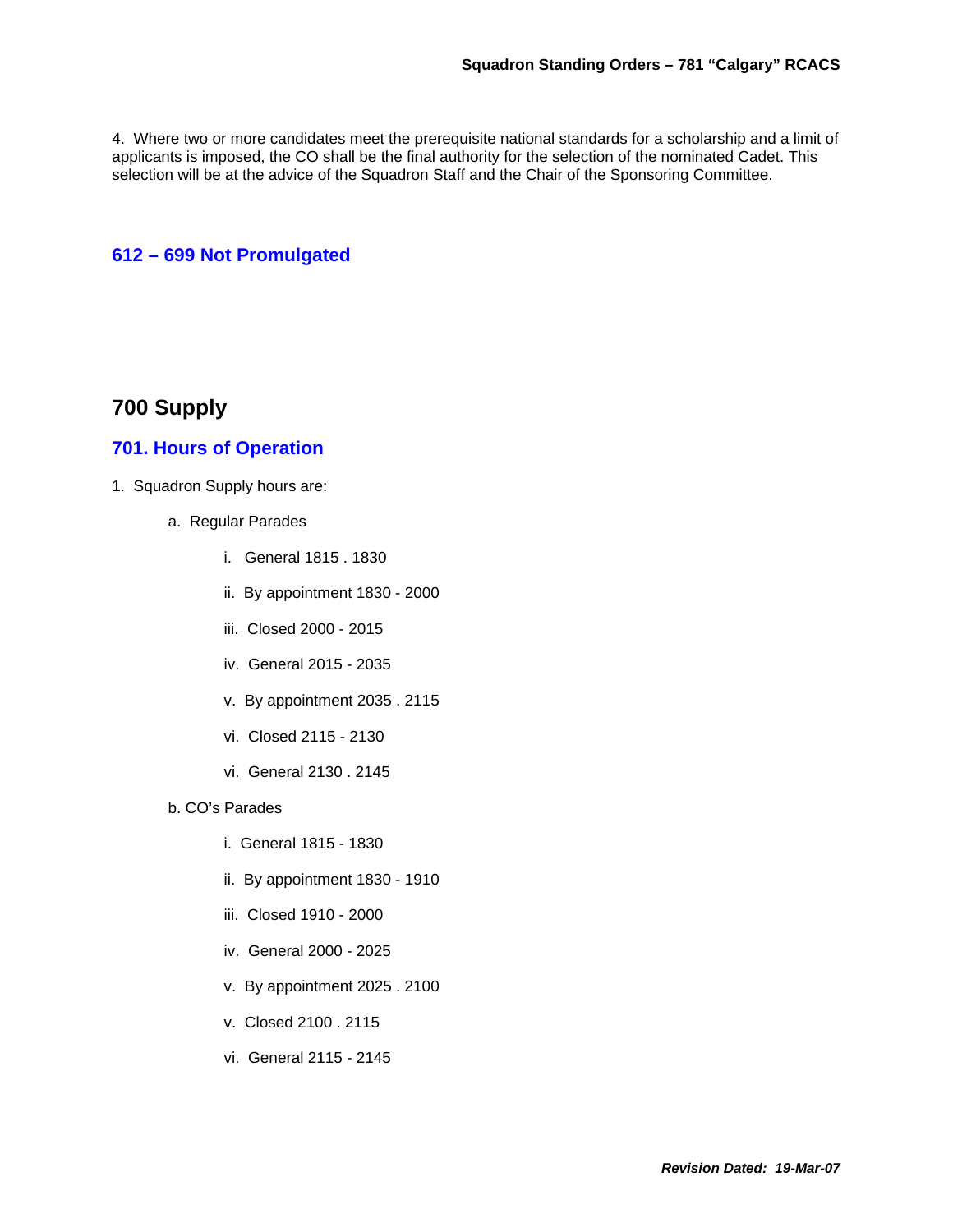4. Where two or more candidates meet the prerequisite national standards for a scholarship and a limit of applicants is imposed, the CO shall be the final authority for the selection of the nominated Cadet. This selection will be at the advice of the Squadron Staff and the Chair of the Sponsoring Committee.

### 612 – 699 Not Promulgated

## 700 Supply

### 701. Hours of Operation

1. Squadron Supply hours are:

    a. Regular Parades

        i. General 1815 . 1830

        ii. By appointment 1830 - 2000

        iii. Closed 2000 - 2015

        iv. General 2015 - 2035

        v. By appointment 2035 . 2115

        vi. Closed 2115 - 2130

        vi. General 2130 . 2145

    b. CO's Parades

        i. General 1815 - 1830

        ii. By appointment 1830 - 1910

        iii. Closed 1910 - 2000

        iv. General 2000 - 2025

        v. By appointment 2025 . 2100

        v. Closed 2100 . 2115

        vi. General 2115 - 2145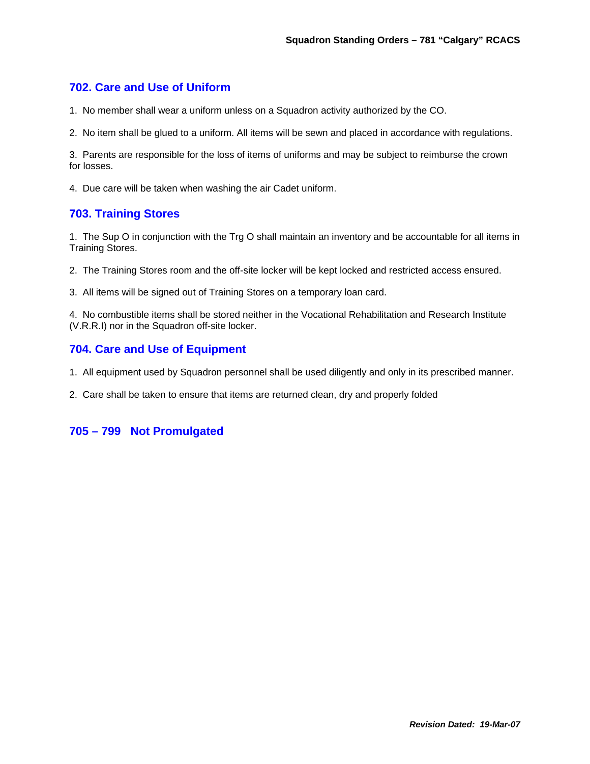## 702. Care and Use of Uniform

1. No member shall wear a uniform unless on a Squadron activity authorized by the CO.

2. No item shall be glued to a uniform. All items will be sewn and placed in accordance with regulations.

3. Parents are responsible for the loss of items of uniforms and may be subject to reimburse the crown for losses.

4. Due care will be taken when washing the air Cadet uniform.

## 703. Training Stores

1. The Sup O in conjunction with the Trg O shall maintain an inventory and be accountable for all items in Training Stores.

2. The Training Stores room and the off-site locker will be kept locked and restricted access ensured.

3. All items will be signed out of Training Stores on a temporary loan card.

4. No combustible items shall be stored neither in the Vocational Rehabilitation and Research Institute (V.R.R.I) nor in the Squadron off-site locker.

## 704. Care and Use of Equipment

1. All equipment used by Squadron personnel shall be used diligently and only in its prescribed manner.

2. Care shall be taken to ensure that items are returned clean, dry and properly folded

## 705 – 799 Not Promulgated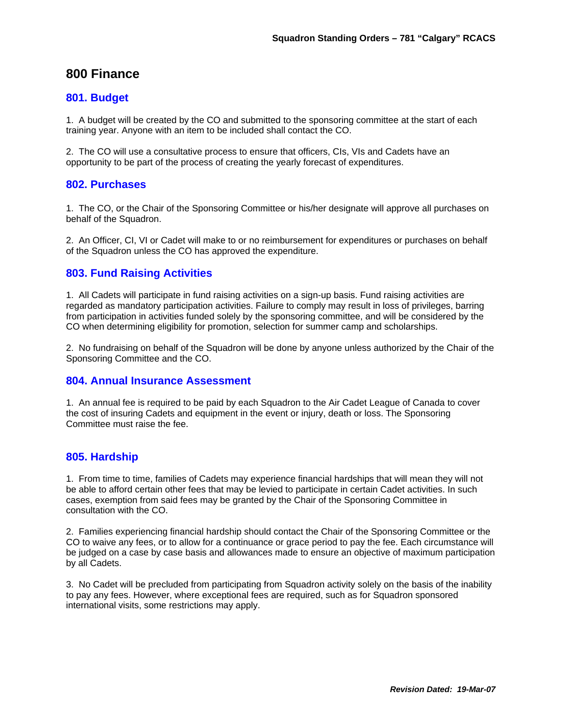# 800 Finance

## 801. Budget

1. A budget will be created by the CO and submitted to the sponsoring committee at the start of each training year. Anyone with an item to be included shall contact the CO.

2. The CO will use a consultative process to ensure that officers, CIs, VIs and Cadets have an opportunity to be part of the process of creating the yearly forecast of expenditures.

## 802. Purchases

1. The CO, or the Chair of the Sponsoring Committee or his/her designate will approve all purchases on behalf of the Squadron.

2. An Officer, CI, VI or Cadet will make to or no reimbursement for expenditures or purchases on behalf of the Squadron unless the CO has approved the expenditure.

## 803. Fund Raising Activities

1. All Cadets will participate in fund raising activities on a sign-up basis. Fund raising activities are regarded as mandatory participation activities. Failure to comply may result in loss of privileges, barring from participation in activities funded solely by the sponsoring committee, and will be considered by the CO when determining eligibility for promotion, selection for summer camp and scholarships.

2. No fundraising on behalf of the Squadron will be done by anyone unless authorized by the Chair of the Sponsoring Committee and the CO.

## 804. Annual Insurance Assessment

1. An annual fee is required to be paid by each Squadron to the Air Cadet League of Canada to cover the cost of insuring Cadets and equipment in the event or injury, death or loss. The Sponsoring Committee must raise the fee.

## 805. Hardship

1. From time to time, families of Cadets may experience financial hardships that will mean they will not be able to afford certain other fees that may be levied to participate in certain Cadet activities. In such cases, exemption from said fees may be granted by the Chair of the Sponsoring Committee in consultation with the CO.

2. Families experiencing financial hardship should contact the Chair of the Sponsoring Committee or the CO to waive any fees, or to allow for a continuance or grace period to pay the fee. Each circumstance will be judged on a case by case basis and allowances made to ensure an objective of maximum participation by all Cadets.

3. No Cadet will be precluded from participating from Squadron activity solely on the basis of the inability to pay any fees. However, where exceptional fees are required, such as for Squadron sponsored international visits, some restrictions may apply.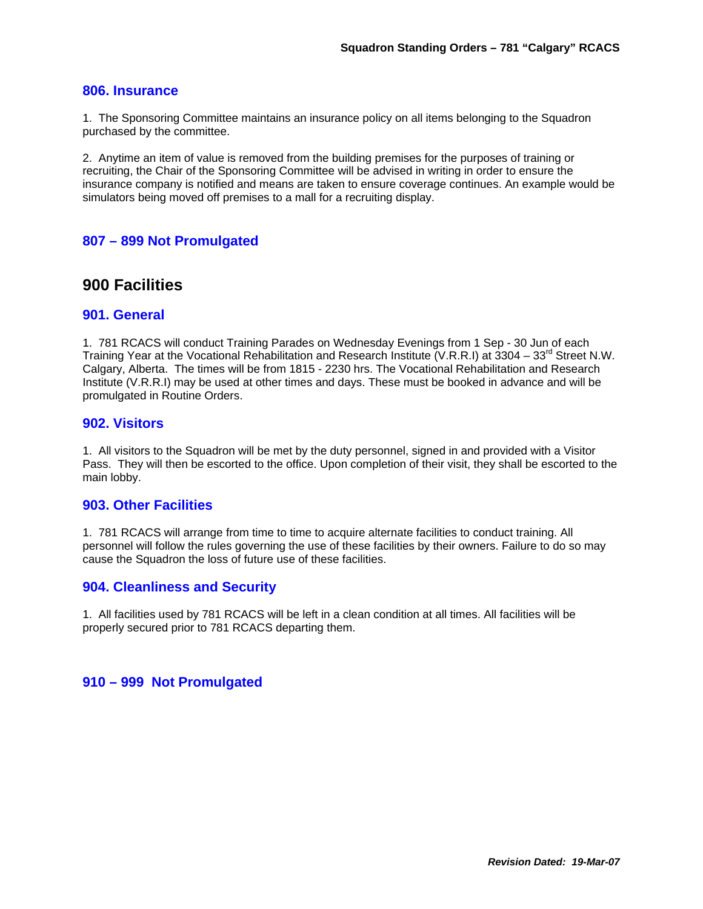### 806. Insurance

1. The Sponsoring Committee maintains an insurance policy on all items belonging to the Squadron purchased by the committee.

2. Anytime an item of value is removed from the building premises for the purposes of training or recruiting, the Chair of the Sponsoring Committee will be advised in writing in order to ensure the insurance company is notified and means are taken to ensure coverage continues. An example would be simulators being moved off premises to a mall for a recruiting display.

### 807 – 899 Not Promulgated

## 900 Facilities

### 901. General

1. 781 RCACS will conduct Training Parades on Wednesday Evenings from 1 Sep - 30 Jun of each Training Year at the Vocational Rehabilitation and Research Institute (V.R.R.I) at 3304 – 33rd Street N.W. Calgary, Alberta. The times will be from 1815 - 2230 hrs. The Vocational Rehabilitation and Research Institute (V.R.R.I) may be used at other times and days. These must be booked in advance and will be promulgated in Routine Orders.

### 902. Visitors

1. All visitors to the Squadron will be met by the duty personnel, signed in and provided with a Visitor Pass. They will then be escorted to the office. Upon completion of their visit, they shall be escorted to the main lobby.

### 903. Other Facilities

1. 781 RCACS will arrange from time to time to acquire alternate facilities to conduct training. All personnel will follow the rules governing the use of these facilities by their owners. Failure to do so may cause the Squadron the loss of future use of these facilities.

### 904. Cleanliness and Security

1. All facilities used by 781 RCACS will be left in a clean condition at all times. All facilities will be properly secured prior to 781 RCACS departing them.

### 910 – 999 Not Promulgated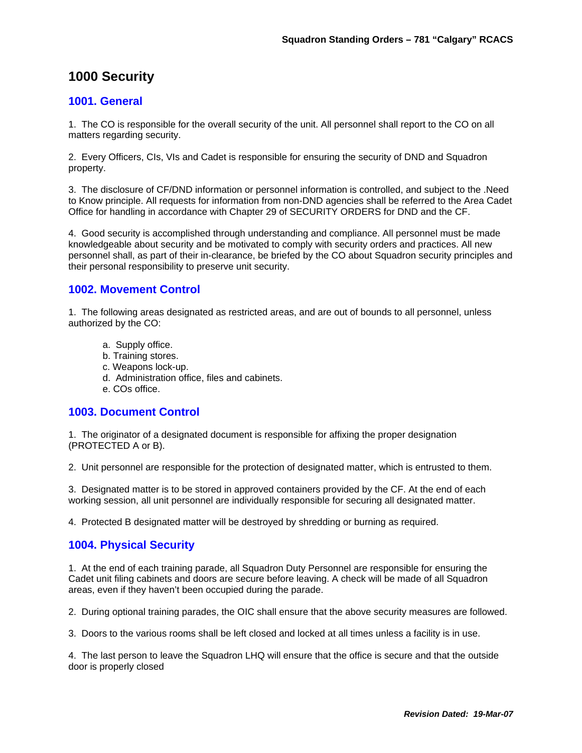# 1000 Security

## 1001. General

1. The CO is responsible for the overall security of the unit. All personnel shall report to the CO on all matters regarding security.

2. Every Officers, CIs, VIs and Cadet is responsible for ensuring the security of DND and Squadron property.

3. The disclosure of CF/DND information or personnel information is controlled, and subject to the .Need to Know principle. All requests for information from non-DND agencies shall be referred to the Area Cadet Office for handling in accordance with Chapter 29 of SECURITY ORDERS for DND and the CF.

4. Good security is accomplished through understanding and compliance. All personnel must be made knowledgeable about security and be motivated to comply with security orders and practices. All new personnel shall, as part of their in-clearance, be briefed by the CO about Squadron security principles and their personal responsibility to preserve unit security.

## 1002. Movement Control

1. The following areas designated as restricted areas, and are out of bounds to all personnel, unless authorized by the CO:

   a. Supply office.
   b. Training stores.
   c. Weapons lock-up.
   d. Administration office, files and cabinets.
   e. COs office.

## 1003. Document Control

1. The originator of a designated document is responsible for affixing the proper designation (PROTECTED A or B).

2. Unit personnel are responsible for the protection of designated matter, which is entrusted to them.

3. Designated matter is to be stored in approved containers provided by the CF. At the end of each working session, all unit personnel are individually responsible for securing all designated matter.

4. Protected B designated matter will be destroyed by shredding or burning as required.

## 1004. Physical Security

1. At the end of each training parade, all Squadron Duty Personnel are responsible for ensuring the Cadet unit filing cabinets and doors are secure before leaving. A check will be made of all Squadron areas, even if they haven't been occupied during the parade.

2. During optional training parades, the OIC shall ensure that the above security measures are followed.

3. Doors to the various rooms shall be left closed and locked at all times unless a facility is in use.

4. The last person to leave the Squadron LHQ will ensure that the office is secure and that the outside door is properly closed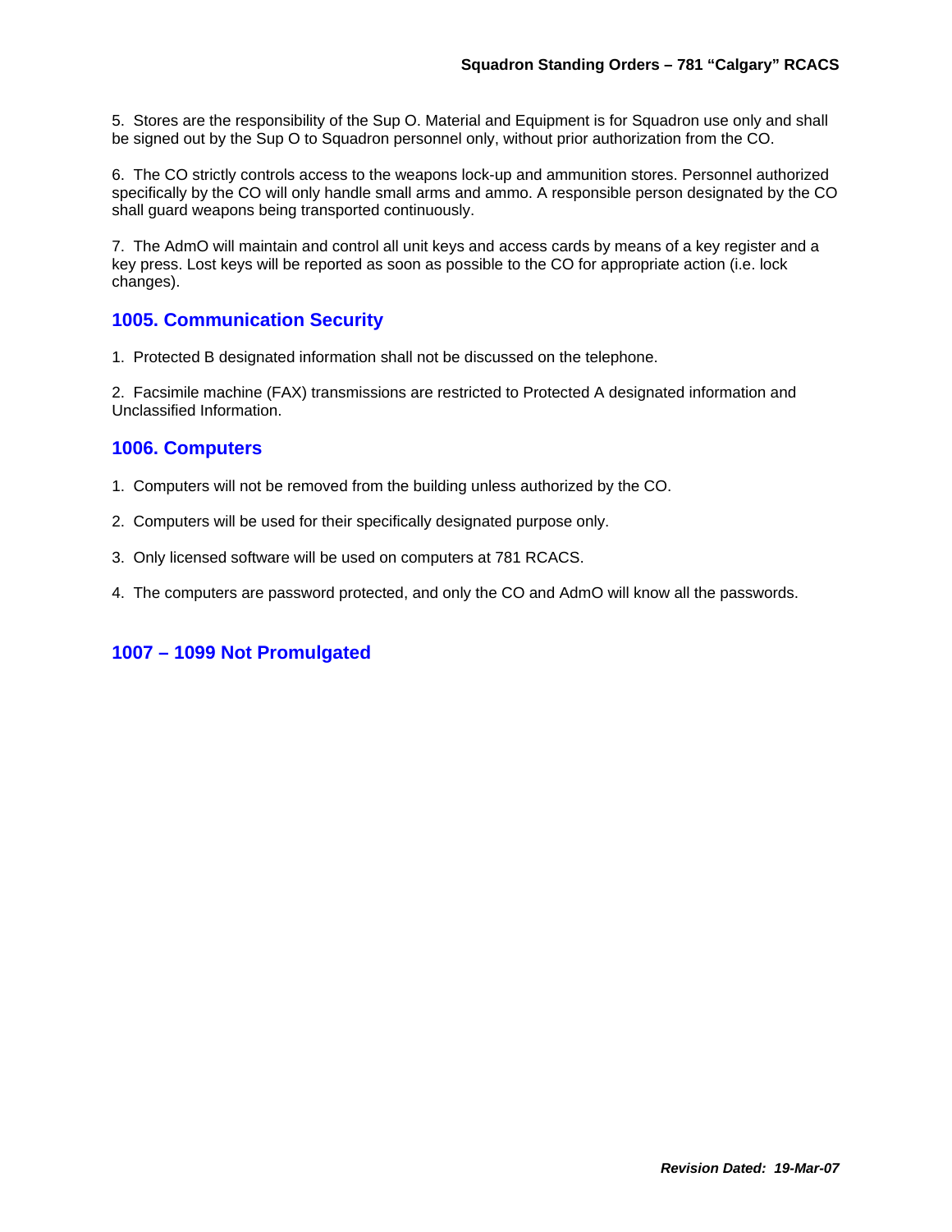5. Stores are the responsibility of the Sup O. Material and Equipment is for Squadron use only and shall be signed out by the Sup O to Squadron personnel only, without prior authorization from the CO.

6. The CO strictly controls access to the weapons lock-up and ammunition stores. Personnel authorized specifically by the CO will only handle small arms and ammo. A responsible person designated by the CO shall guard weapons being transported continuously.

7. The AdmO will maintain and control all unit keys and access cards by means of a key register and a key press. Lost keys will be reported as soon as possible to the CO for appropriate action (i.e. lock changes).

## 1005. Communication Security

1. Protected B designated information shall not be discussed on the telephone.

2. Facsimile machine (FAX) transmissions are restricted to Protected A designated information and Unclassified Information.

## 1006. Computers

1. Computers will not be removed from the building unless authorized by the CO.

2. Computers will be used for their specifically designated purpose only.

3. Only licensed software will be used on computers at 781 RCACS.

4. The computers are password protected, and only the CO and AdmO will know all the passwords.

## 1007 – 1099 Not Promulgated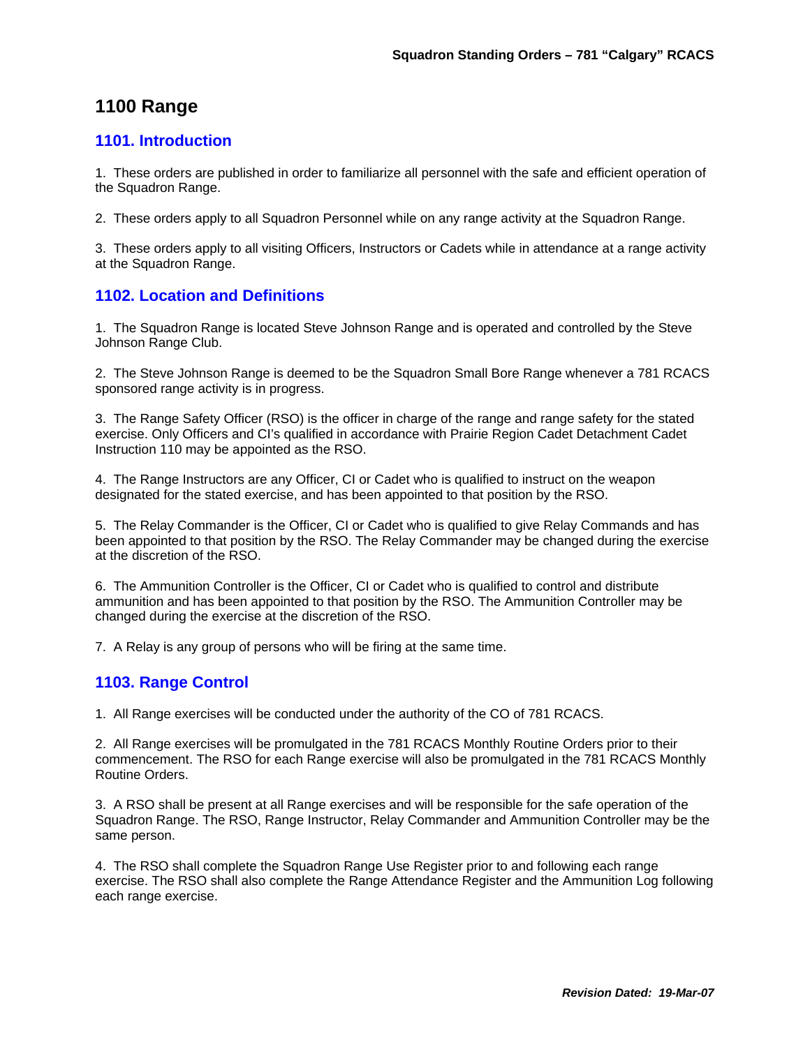# 1100 Range

## 1101. Introduction

1. These orders are published in order to familiarize all personnel with the safe and efficient operation of the Squadron Range.

2. These orders apply to all Squadron Personnel while on any range activity at the Squadron Range.

3. These orders apply to all visiting Officers, Instructors or Cadets while in attendance at a range activity at the Squadron Range.

## 1102. Location and Definitions

1. The Squadron Range is located Steve Johnson Range and is operated and controlled by the Steve Johnson Range Club.

2. The Steve Johnson Range is deemed to be the Squadron Small Bore Range whenever a 781 RCACS sponsored range activity is in progress.

3. The Range Safety Officer (RSO) is the officer in charge of the range and range safety for the stated exercise. Only Officers and CI's qualified in accordance with Prairie Region Cadet Detachment Cadet Instruction 110 may be appointed as the RSO.

4. The Range Instructors are any Officer, CI or Cadet who is qualified to instruct on the weapon designated for the stated exercise, and has been appointed to that position by the RSO.

5. The Relay Commander is the Officer, CI or Cadet who is qualified to give Relay Commands and has been appointed to that position by the RSO. The Relay Commander may be changed during the exercise at the discretion of the RSO.

6. The Ammunition Controller is the Officer, CI or Cadet who is qualified to control and distribute ammunition and has been appointed to that position by the RSO. The Ammunition Controller may be changed during the exercise at the discretion of the RSO.

7. A Relay is any group of persons who will be firing at the same time.

## 1103. Range Control

1. All Range exercises will be conducted under the authority of the CO of 781 RCACS.

2. All Range exercises will be promulgated in the 781 RCACS Monthly Routine Orders prior to their commencement. The RSO for each Range exercise will also be promulgated in the 781 RCACS Monthly Routine Orders.

3. A RSO shall be present at all Range exercises and will be responsible for the safe operation of the Squadron Range. The RSO, Range Instructor, Relay Commander and Ammunition Controller may be the same person.

4. The RSO shall complete the Squadron Range Use Register prior to and following each range exercise. The RSO shall also complete the Range Attendance Register and the Ammunition Log following each range exercise.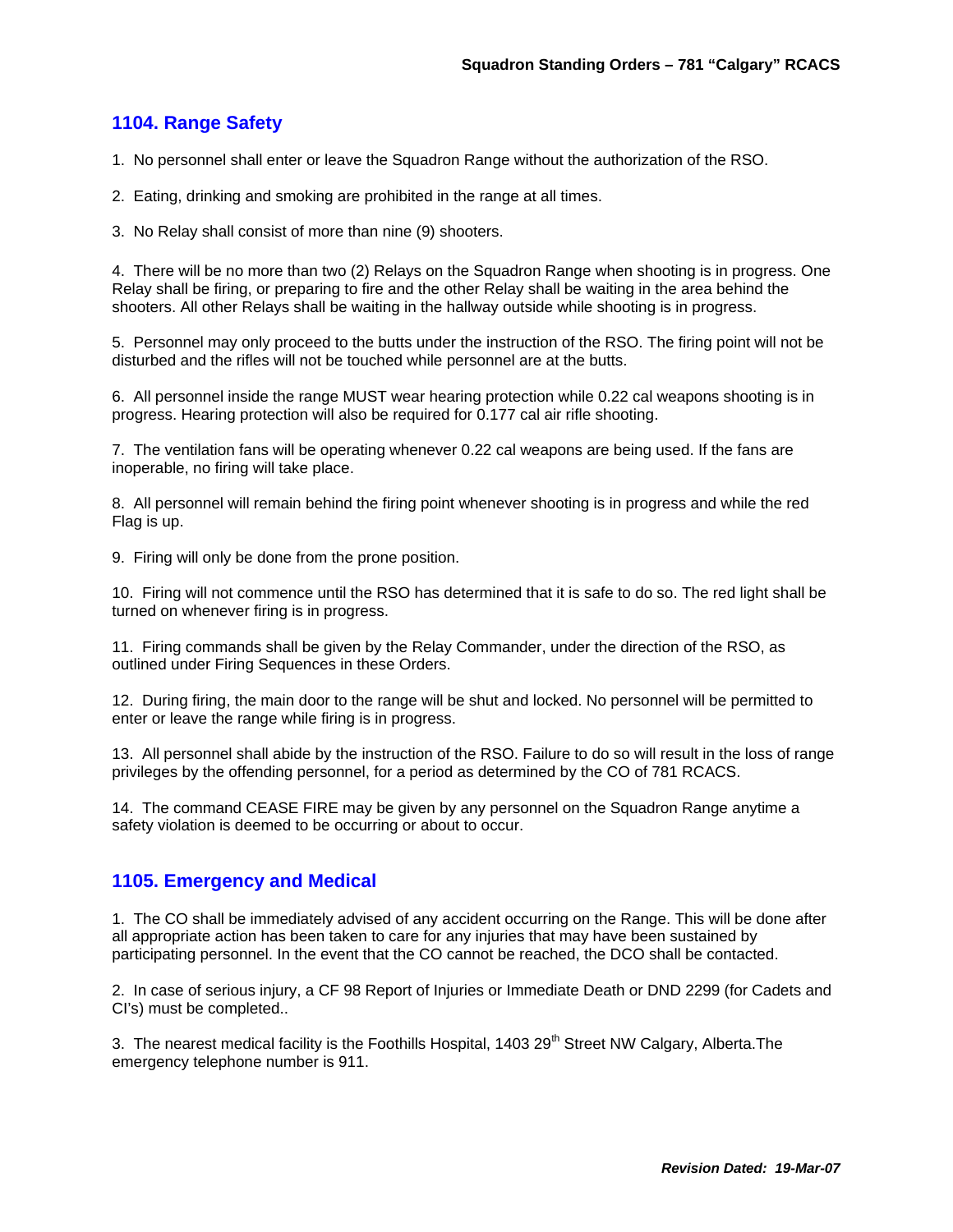## 1104. Range Safety

1. No personnel shall enter or leave the Squadron Range without the authorization of the RSO.

2. Eating, drinking and smoking are prohibited in the range at all times.

3. No Relay shall consist of more than nine (9) shooters.

4. There will be no more than two (2) Relays on the Squadron Range when shooting is in progress. One Relay shall be firing, or preparing to fire and the other Relay shall be waiting in the area behind the shooters. All other Relays shall be waiting in the hallway outside while shooting is in progress.

5. Personnel may only proceed to the butts under the instruction of the RSO. The firing point will not be disturbed and the rifles will not be touched while personnel are at the butts.

6. All personnel inside the range MUST wear hearing protection while 0.22 cal weapons shooting is in progress. Hearing protection will also be required for 0.177 cal air rifle shooting.

7. The ventilation fans will be operating whenever 0.22 cal weapons are being used. If the fans are inoperable, no firing will take place.

8. All personnel will remain behind the firing point whenever shooting is in progress and while the red Flag is up.

9. Firing will only be done from the prone position.

10. Firing will not commence until the RSO has determined that it is safe to do so. The red light shall be turned on whenever firing is in progress.

11. Firing commands shall be given by the Relay Commander, under the direction of the RSO, as outlined under Firing Sequences in these Orders.

12. During firing, the main door to the range will be shut and locked. No personnel will be permitted to enter or leave the range while firing is in progress.

13. All personnel shall abide by the instruction of the RSO. Failure to do so will result in the loss of range privileges by the offending personnel, for a period as determined by the CO of 781 RCACS.

14. The command CEASE FIRE may be given by any personnel on the Squadron Range anytime a safety violation is deemed to be occurring or about to occur.

## 1105. Emergency and Medical

1. The CO shall be immediately advised of any accident occurring on the Range. This will be done after all appropriate action has been taken to care for any injuries that may have been sustained by participating personnel. In the event that the CO cannot be reached, the DCO shall be contacted.

2. In case of serious injury, a CF 98 Report of Injuries or Immediate Death or DND 2299 (for Cadets and CI's) must be completed..

3. The nearest medical facility is the Foothills Hospital, 1403 29th Street NW Calgary, Alberta.The emergency telephone number is 911.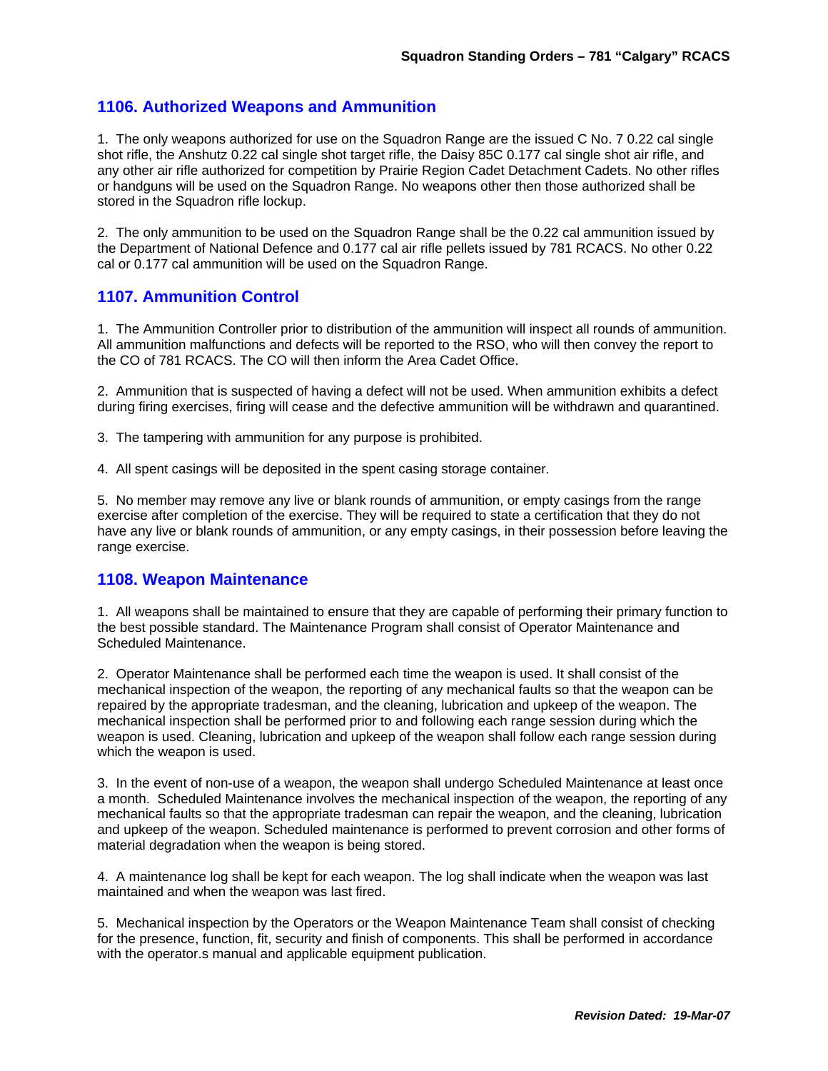## 1106. Authorized Weapons and Ammunition

1. The only weapons authorized for use on the Squadron Range are the issued C No. 7 0.22 cal single shot rifle, the Anshutz 0.22 cal single shot target rifle, the Daisy 85C 0.177 cal single shot air rifle, and any other air rifle authorized for competition by Prairie Region Cadet Detachment Cadets. No other rifles or handguns will be used on the Squadron Range. No weapons other then those authorized shall be stored in the Squadron rifle lockup.

2. The only ammunition to be used on the Squadron Range shall be the 0.22 cal ammunition issued by the Department of National Defence and 0.177 cal air rifle pellets issued by 781 RCACS. No other 0.22 cal or 0.177 cal ammunition will be used on the Squadron Range.

## 1107. Ammunition Control

1. The Ammunition Controller prior to distribution of the ammunition will inspect all rounds of ammunition. All ammunition malfunctions and defects will be reported to the RSO, who will then convey the report to the CO of 781 RCACS. The CO will then inform the Area Cadet Office.

2. Ammunition that is suspected of having a defect will not be used. When ammunition exhibits a defect during firing exercises, firing will cease and the defective ammunition will be withdrawn and quarantined.

3. The tampering with ammunition for any purpose is prohibited.

4. All spent casings will be deposited in the spent casing storage container.

5. No member may remove any live or blank rounds of ammunition, or empty casings from the range exercise after completion of the exercise. They will be required to state a certification that they do not have any live or blank rounds of ammunition, or any empty casings, in their possession before leaving the range exercise.

## 1108. Weapon Maintenance

1. All weapons shall be maintained to ensure that they are capable of performing their primary function to the best possible standard. The Maintenance Program shall consist of Operator Maintenance and Scheduled Maintenance.

2. Operator Maintenance shall be performed each time the weapon is used. It shall consist of the mechanical inspection of the weapon, the reporting of any mechanical faults so that the weapon can be repaired by the appropriate tradesman, and the cleaning, lubrication and upkeep of the weapon. The mechanical inspection shall be performed prior to and following each range session during which the weapon is used. Cleaning, lubrication and upkeep of the weapon shall follow each range session during which the weapon is used.

3. In the event of non-use of a weapon, the weapon shall undergo Scheduled Maintenance at least once a month. Scheduled Maintenance involves the mechanical inspection of the weapon, the reporting of any mechanical faults so that the appropriate tradesman can repair the weapon, and the cleaning, lubrication and upkeep of the weapon. Scheduled maintenance is performed to prevent corrosion and other forms of material degradation when the weapon is being stored.

4. A maintenance log shall be kept for each weapon. The log shall indicate when the weapon was last maintained and when the weapon was last fired.

5. Mechanical inspection by the Operators or the Weapon Maintenance Team shall consist of checking for the presence, function, fit, security and finish of components. This shall be performed in accordance with the operator.s manual and applicable equipment publication.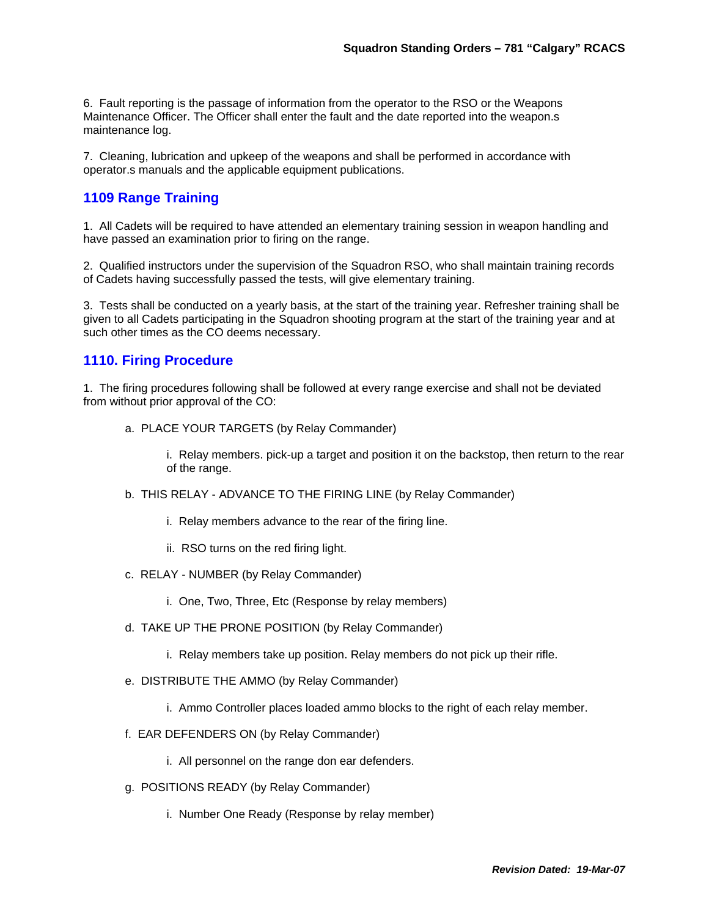6. Fault reporting is the passage of information from the operator to the RSO or the Weapons Maintenance Officer. The Officer shall enter the fault and the date reported into the weapon.s maintenance log.

7. Cleaning, lubrication and upkeep of the weapons and shall be performed in accordance with operator.s manuals and the applicable equipment publications.

## 1109 Range Training

1. All Cadets will be required to have attended an elementary training session in weapon handling and have passed an examination prior to firing on the range.

2. Qualified instructors under the supervision of the Squadron RSO, who shall maintain training records of Cadets having successfully passed the tests, will give elementary training.

3. Tests shall be conducted on a yearly basis, at the start of the training year. Refresher training shall be given to all Cadets participating in the Squadron shooting program at the start of the training year and at such other times as the CO deems necessary.

## 1110. Firing Procedure

1. The firing procedures following shall be followed at every range exercise and shall not be deviated from without prior approval of the CO:

a. PLACE YOUR TARGETS (by Relay Commander)

   i. Relay members. pick-up a target and position it on the backstop, then return to the rear of the range.

b. THIS RELAY - ADVANCE TO THE FIRING LINE (by Relay Commander)

   i. Relay members advance to the rear of the firing line.

   ii. RSO turns on the red firing light.

c. RELAY - NUMBER (by Relay Commander)

   i. One, Two, Three, Etc (Response by relay members)

d. TAKE UP THE PRONE POSITION (by Relay Commander)

   i. Relay members take up position. Relay members do not pick up their rifle.

e. DISTRIBUTE THE AMMO (by Relay Commander)

   i. Ammo Controller places loaded ammo blocks to the right of each relay member.

f. EAR DEFENDERS ON (by Relay Commander)

   i. All personnel on the range don ear defenders.

g. POSITIONS READY (by Relay Commander)

   i. Number One Ready (Response by relay member)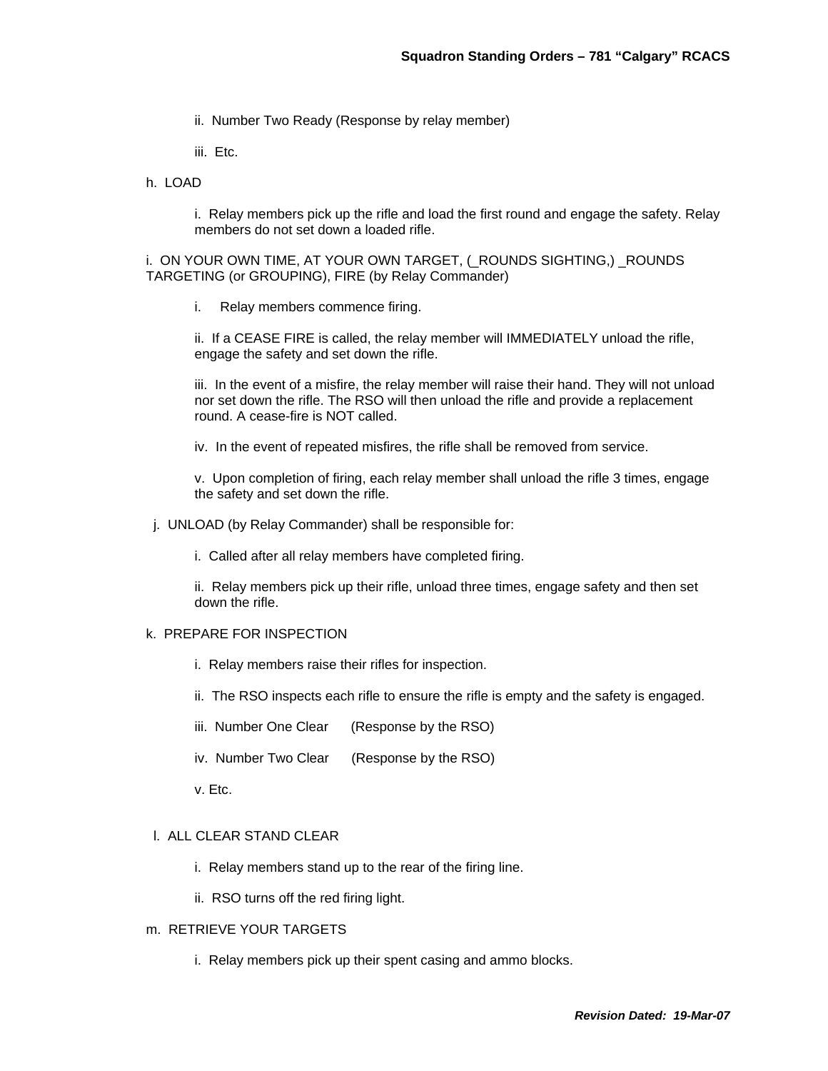ii. Number Two Ready (Response by relay member)

iii. Etc.

h. LOAD

i. Relay members pick up the rifle and load the first round and engage the safety. Relay members do not set down a loaded rifle.

i. ON YOUR OWN TIME, AT YOUR OWN TARGET, (_ROUNDS SIGHTING,) _ROUNDS TARGETING (or GROUPING), FIRE (by Relay Commander)

i. Relay members commence firing.

ii. If a CEASE FIRE is called, the relay member will IMMEDIATELY unload the rifle, engage the safety and set down the rifle.

iii. In the event of a misfire, the relay member will raise their hand. They will not unload nor set down the rifle. The RSO will then unload the rifle and provide a replacement round. A cease-fire is NOT called.

iv. In the event of repeated misfires, the rifle shall be removed from service.

v. Upon completion of firing, each relay member shall unload the rifle 3 times, engage the safety and set down the rifle.

j. UNLOAD (by Relay Commander) shall be responsible for:

i. Called after all relay members have completed firing.

ii. Relay members pick up their rifle, unload three times, engage safety and then set down the rifle.

k. PREPARE FOR INSPECTION

i. Relay members raise their rifles for inspection.

ii. The RSO inspects each rifle to ensure the rifle is empty and the safety is engaged.

iii. Number One Clear (Response by the RSO)

iv. Number Two Clear (Response by the RSO)

v. Etc.

l. ALL CLEAR STAND CLEAR

i. Relay members stand up to the rear of the firing line.

ii. RSO turns off the red firing light.

m. RETRIEVE YOUR TARGETS

i. Relay members pick up their spent casing and ammo blocks.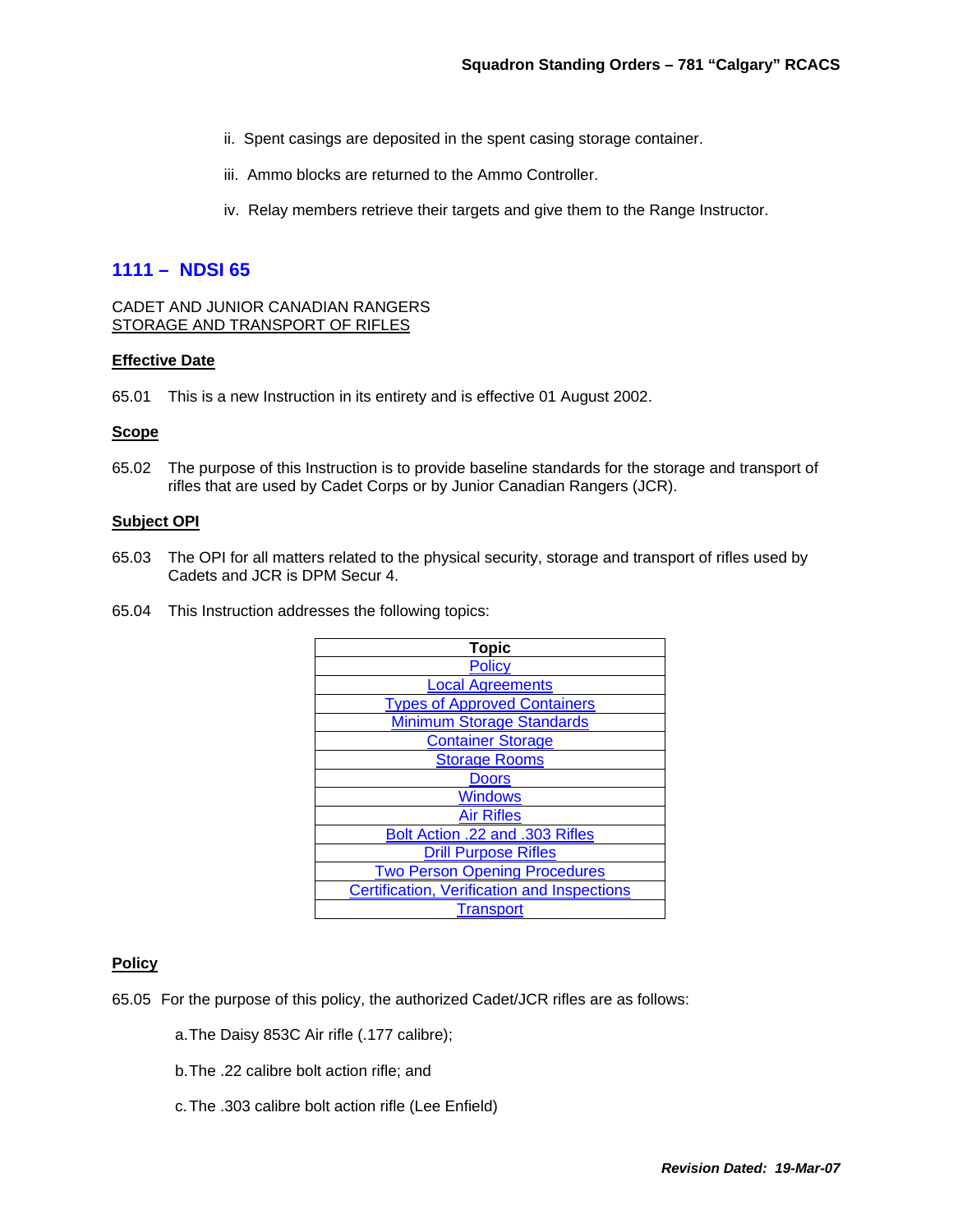ii. Spent casings are deposited in the spent casing storage container.

iii. Ammo blocks are returned to the Ammo Controller.

iv. Relay members retrieve their targets and give them to the Range Instructor.

## 1111 – NDSI 65

CADET AND JUNIOR CANADIAN RANGERS
STORAGE AND TRANSPORT OF RIFLES

**Effective Date**

65.01 This is a new Instruction in its entirety and is effective 01 August 2002.

**Scope**

65.02 The purpose of this Instruction is to provide baseline standards for the storage and transport of rifles that are used by Cadet Corps or by Junior Canadian Rangers (JCR).

**Subject OPI**

65.03 The OPI for all matters related to the physical security, storage and transport of rifles used by Cadets and JCR is DPM Secur 4.

65.04 This Instruction addresses the following topics:

| Topic |
|---|
| Policy |
| Local Agreements |
| Types of Approved Containers |
| Minimum Storage Standards |
| Container Storage |
| Storage Rooms |
| Doors |
| Windows |
| Air Rifles |
| Bolt Action .22 and .303 Rifles |
| Drill Purpose Rifles |
| Two Person Opening Procedures |
| Certification, Verification and Inspections |
| Transport |

**Policy**

65.05 For the purpose of this policy, the authorized Cadet/JCR rifles are as follows:

a. The Daisy 853C Air rifle (.177 calibre);

b. The .22 calibre bolt action rifle; and

c. The .303 calibre bolt action rifle (Lee Enfield)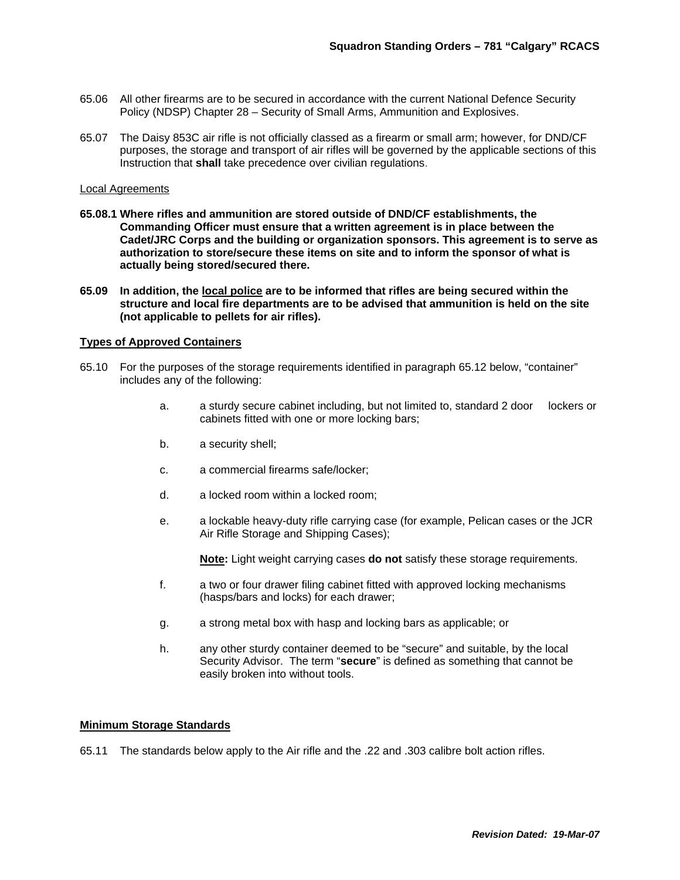65.06 All other firearms are to be secured in accordance with the current National Defence Security Policy (NDSP) Chapter 28 – Security of Small Arms, Ammunition and Explosives.

65.07 The Daisy 853C air rifle is not officially classed as a firearm or small arm; however, for DND/CF purposes, the storage and transport of air rifles will be governed by the applicable sections of this Instruction that **shall** take precedence over civilian regulations.

Local Agreements

**65.08.1 Where rifles and ammunition are stored outside of DND/CF establishments, the Commanding Officer must ensure that a written agreement is in place between the Cadet/JRC Corps and the building or organization sponsors. This agreement is to serve as authorization to store/secure these items on site and to inform the sponsor of what is actually being stored/secured there.**

**65.09 In addition, the local police are to be informed that rifles are being secured within the structure and local fire departments are to be advised that ammunition is held on the site (not applicable to pellets for air rifles).**

## Types of Approved Containers

65.10 For the purposes of the storage requirements identified in paragraph 65.12 below, "container" includes any of the following:

a. a sturdy secure cabinet including, but not limited to, standard 2 door lockers or cabinets fitted with one or more locking bars;

b. a security shell;

c. a commercial firearms safe/locker;

d. a locked room within a locked room;

e. a lockable heavy-duty rifle carrying case (for example, Pelican cases or the JCR Air Rifle Storage and Shipping Cases);

**Note:** Light weight carrying cases **do not** satisfy these storage requirements.

f. a two or four drawer filing cabinet fitted with approved locking mechanisms (hasps/bars and locks) for each drawer;

g. a strong metal box with hasp and locking bars as applicable; or

h. any other sturdy container deemed to be "secure" and suitable, by the local Security Advisor. The term "**secure**" is defined as something that cannot be easily broken into without tools.

## Minimum Storage Standards

65.11 The standards below apply to the Air rifle and the .22 and .303 calibre bolt action rifles.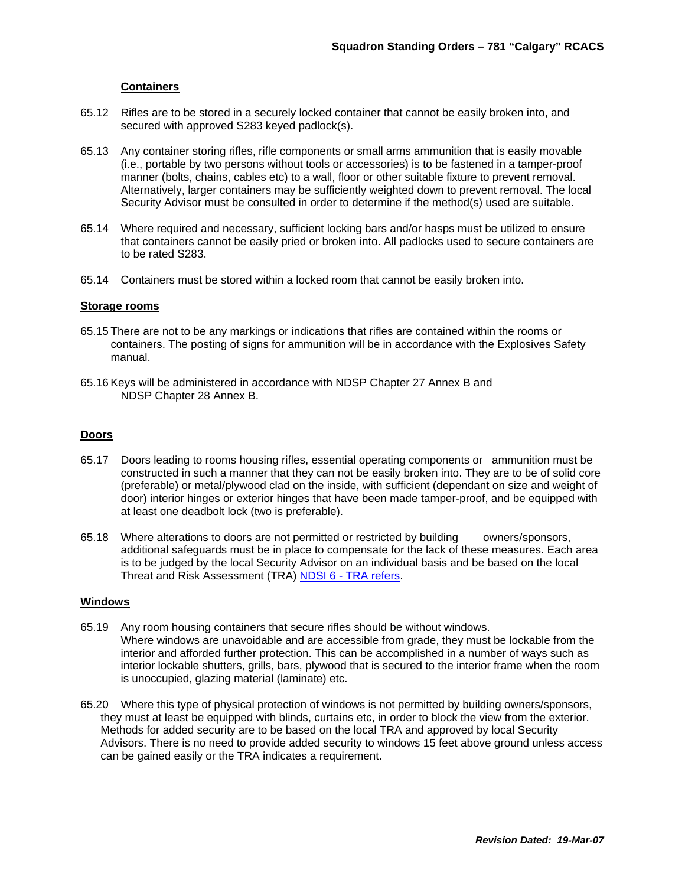#### Containers

65.12 Rifles are to be stored in a securely locked container that cannot be easily broken into, and secured with approved S283 keyed padlock(s).

65.13 Any container storing rifles, rifle components or small arms ammunition that is easily movable (i.e., portable by two persons without tools or accessories) is to be fastened in a tamper-proof manner (bolts, chains, cables etc) to a wall, floor or other suitable fixture to prevent removal. Alternatively, larger containers may be sufficiently weighted down to prevent removal. The local Security Advisor must be consulted in order to determine if the method(s) used are suitable.

65.14 Where required and necessary, sufficient locking bars and/or hasps must be utilized to ensure that containers cannot be easily pried or broken into. All padlocks used to secure containers are to be rated S283.

65.14 Containers must be stored within a locked room that cannot be easily broken into.

#### Storage rooms

65.15 There are not to be any markings or indications that rifles are contained within the rooms or containers. The posting of signs for ammunition will be in accordance with the Explosives Safety manual.

65.16 Keys will be administered in accordance with NDSP Chapter 27 Annex B and NDSP Chapter 28 Annex B.

#### Doors

65.17 Doors leading to rooms housing rifles, essential operating components or ammunition must be constructed in such a manner that they can not be easily broken into. They are to be of solid core (preferable) or metal/plywood clad on the inside, with sufficient (dependant on size and weight of door) interior hinges or exterior hinges that have been made tamper-proof, and be equipped with at least one deadbolt lock (two is preferable).

65.18 Where alterations to doors are not permitted or restricted by building owners/sponsors, additional safeguards must be in place to compensate for the lack of these measures. Each area is to be judged by the local Security Advisor on an individual basis and be based on the local Threat and Risk Assessment (TRA) NDSI 6 - TRA refers.

#### Windows

65.19 Any room housing containers that secure rifles should be without windows. Where windows are unavoidable and are accessible from grade, they must be lockable from the interior and afforded further protection. This can be accomplished in a number of ways such as interior lockable shutters, grills, bars, plywood that is secured to the interior frame when the room is unoccupied, glazing material (laminate) etc.

65.20 Where this type of physical protection of windows is not permitted by building owners/sponsors, they must at least be equipped with blinds, curtains etc, in order to block the view from the exterior. Methods for added security are to be based on the local TRA and approved by local Security Advisors. There is no need to provide added security to windows 15 feet above ground unless access can be gained easily or the TRA indicates a requirement.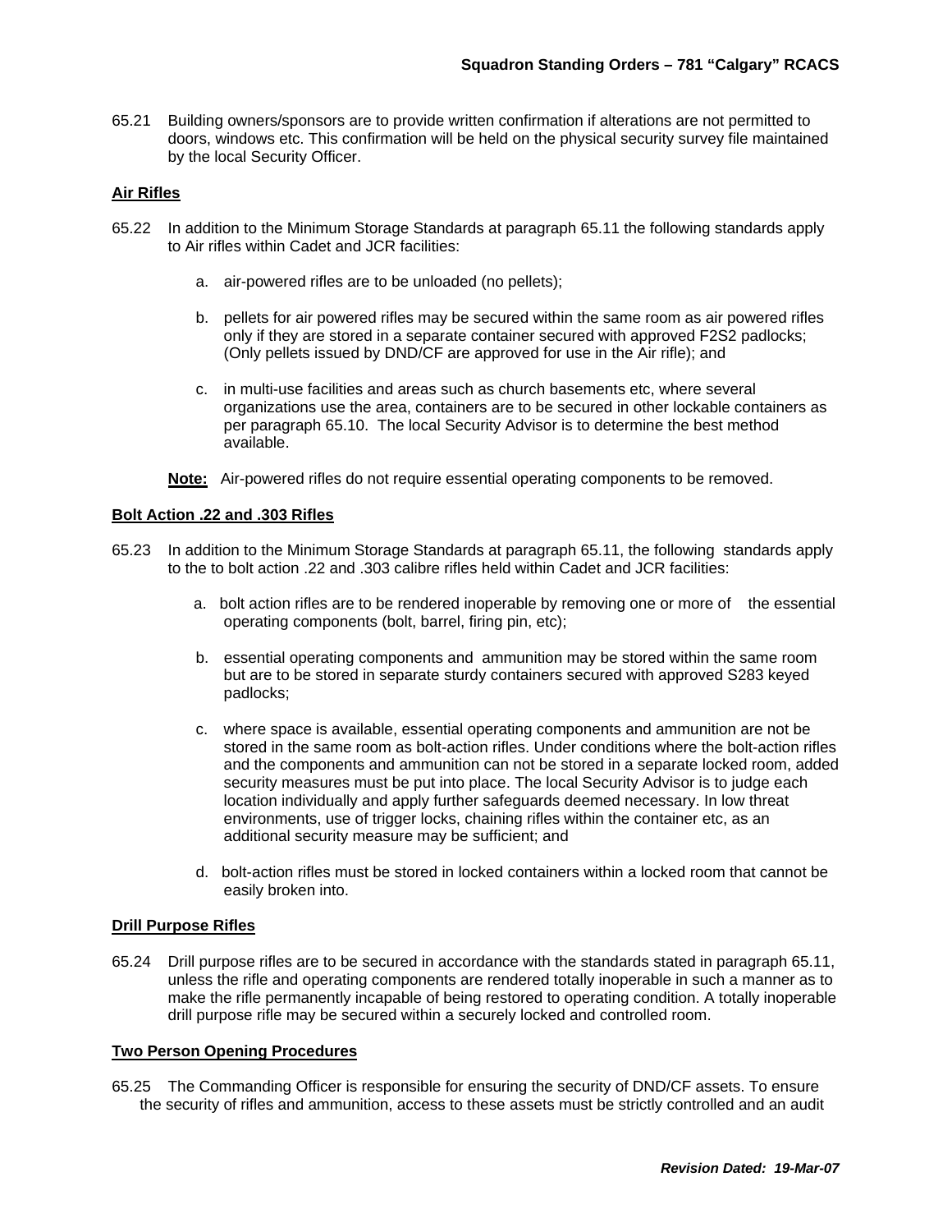65.21 Building owners/sponsors are to provide written confirmation if alterations are not permitted to doors, windows etc. This confirmation will be held on the physical security survey file maintained by the local Security Officer.

**Air Rifles**

65.22 In addition to the Minimum Storage Standards at paragraph 65.11 the following standards apply to Air rifles within Cadet and JCR facilities:

a. air-powered rifles are to be unloaded (no pellets);

b. pellets for air powered rifles may be secured within the same room as air powered rifles only if they are stored in a separate container secured with approved F2S2 padlocks; (Only pellets issued by DND/CF are approved for use in the Air rifle); and

c. in multi-use facilities and areas such as church basements etc, where several organizations use the area, containers are to be secured in other lockable containers as per paragraph 65.10. The local Security Advisor is to determine the best method available.

**Note:** Air-powered rifles do not require essential operating components to be removed.

**Bolt Action .22 and .303 Rifles**

65.23 In addition to the Minimum Storage Standards at paragraph 65.11, the following standards apply to the to bolt action .22 and .303 calibre rifles held within Cadet and JCR facilities:

a. bolt action rifles are to be rendered inoperable by removing one or more of the essential operating components (bolt, barrel, firing pin, etc);

b. essential operating components and ammunition may be stored within the same room but are to be stored in separate sturdy containers secured with approved S283 keyed padlocks;

c. where space is available, essential operating components and ammunition are not be stored in the same room as bolt-action rifles. Under conditions where the bolt-action rifles and the components and ammunition can not be stored in a separate locked room, added security measures must be put into place. The local Security Advisor is to judge each location individually and apply further safeguards deemed necessary. In low threat environments, use of trigger locks, chaining rifles within the container etc, as an additional security measure may be sufficient; and

d. bolt-action rifles must be stored in locked containers within a locked room that cannot be easily broken into.

**Drill Purpose Rifles**

65.24 Drill purpose rifles are to be secured in accordance with the standards stated in paragraph 65.11, unless the rifle and operating components are rendered totally inoperable in such a manner as to make the rifle permanently incapable of being restored to operating condition. A totally inoperable drill purpose rifle may be secured within a securely locked and controlled room.

**Two Person Opening Procedures**

65.25 The Commanding Officer is responsible for ensuring the security of DND/CF assets. To ensure the security of rifles and ammunition, access to these assets must be strictly controlled and an audit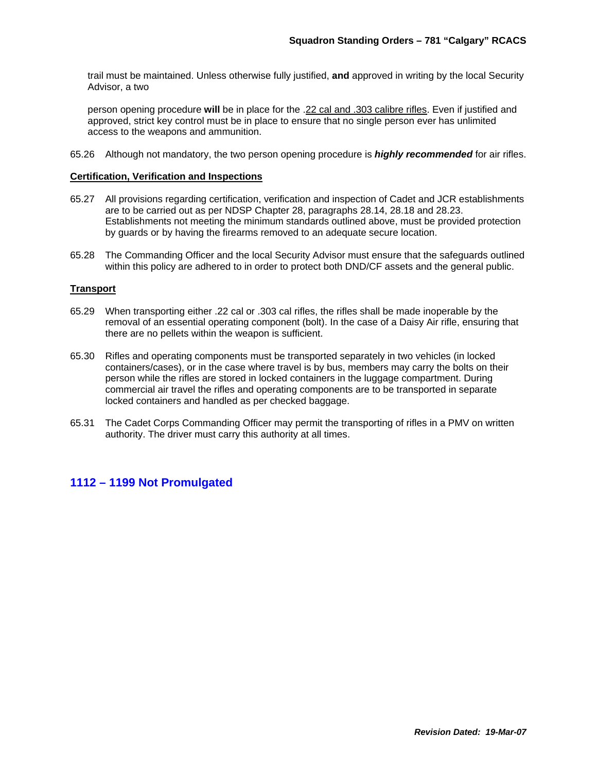trail must be maintained. Unless otherwise fully justified, **and** approved in writing by the local Security Advisor, a two

person opening procedure **will** be in place for the .22 cal and .303 calibre rifles. Even if justified and approved, strict key control must be in place to ensure that no single person ever has unlimited access to the weapons and ammunition.

65.26 Although not mandatory, the two person opening procedure is ***highly recommended*** for air rifles.

**Certification, Verification and Inspections**

65.27 All provisions regarding certification, verification and inspection of Cadet and JCR establishments are to be carried out as per NDSP Chapter 28, paragraphs 28.14, 28.18 and 28.23. Establishments not meeting the minimum standards outlined above, must be provided protection by guards or by having the firearms removed to an adequate secure location.

65.28 The Commanding Officer and the local Security Advisor must ensure that the safeguards outlined within this policy are adhered to in order to protect both DND/CF assets and the general public.

**Transport**

65.29 When transporting either .22 cal or .303 cal rifles, the rifles shall be made inoperable by the removal of an essential operating component (bolt). In the case of a Daisy Air rifle, ensuring that there are no pellets within the weapon is sufficient.

65.30 Rifles and operating components must be transported separately in two vehicles (in locked containers/cases), or in the case where travel is by bus, members may carry the bolts on their person while the rifles are stored in locked containers in the luggage compartment. During commercial air travel the rifles and operating components are to be transported in separate locked containers and handled as per checked baggage.

65.31 The Cadet Corps Commanding Officer may permit the transporting of rifles in a PMV on written authority. The driver must carry this authority at all times.

## 1112 – 1199 Not Promulgated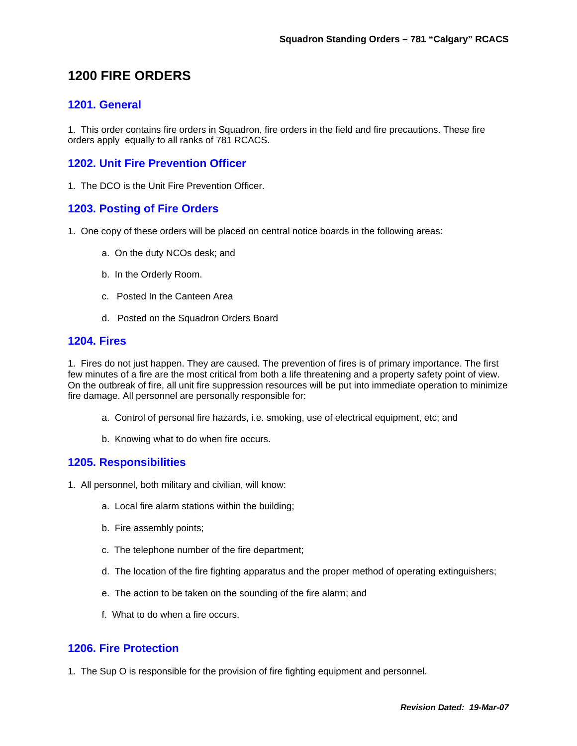# 1200 FIRE ORDERS

## 1201. General

1. This order contains fire orders in Squadron, fire orders in the field and fire precautions. These fire orders apply equally to all ranks of 781 RCACS.

## 1202. Unit Fire Prevention Officer

1. The DCO is the Unit Fire Prevention Officer.

## 1203. Posting of Fire Orders

1. One copy of these orders will be placed on central notice boards in the following areas:

   a. On the duty NCOs desk; and

   b. In the Orderly Room.

   c. Posted In the Canteen Area

   d. Posted on the Squadron Orders Board

## 1204. Fires

1. Fires do not just happen. They are caused. The prevention of fires is of primary importance. The first few minutes of a fire are the most critical from both a life threatening and a property safety point of view. On the outbreak of fire, all unit fire suppression resources will be put into immediate operation to minimize fire damage. All personnel are personally responsible for:

   a. Control of personal fire hazards, i.e. smoking, use of electrical equipment, etc; and

   b. Knowing what to do when fire occurs.

## 1205. Responsibilities

1. All personnel, both military and civilian, will know:

   a. Local fire alarm stations within the building;

   b. Fire assembly points;

   c. The telephone number of the fire department;

   d. The location of the fire fighting apparatus and the proper method of operating extinguishers;

   e. The action to be taken on the sounding of the fire alarm; and

   f. What to do when a fire occurs.

## 1206. Fire Protection

1. The Sup O is responsible for the provision of fire fighting equipment and personnel.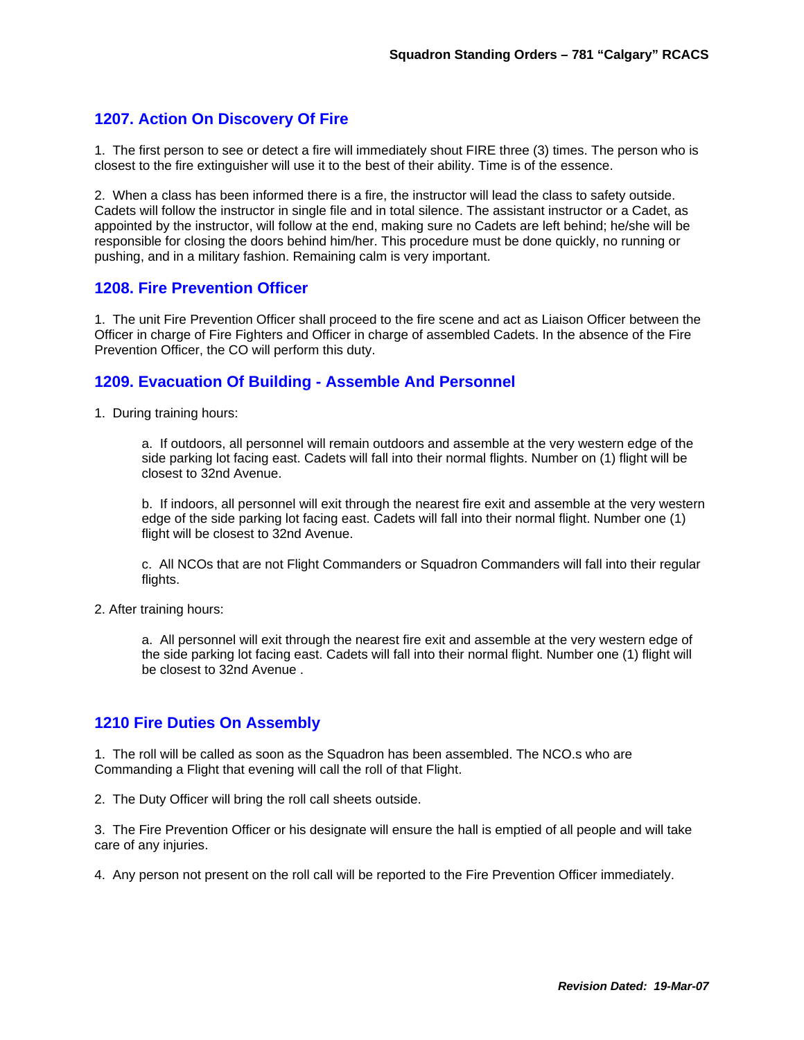## 1207. Action On Discovery Of Fire

1. The first person to see or detect a fire will immediately shout FIRE three (3) times. The person who is closest to the fire extinguisher will use it to the best of their ability. Time is of the essence.

2. When a class has been informed there is a fire, the instructor will lead the class to safety outside. Cadets will follow the instructor in single file and in total silence. The assistant instructor or a Cadet, as appointed by the instructor, will follow at the end, making sure no Cadets are left behind; he/she will be responsible for closing the doors behind him/her. This procedure must be done quickly, no running or pushing, and in a military fashion. Remaining calm is very important.

## 1208. Fire Prevention Officer

1. The unit Fire Prevention Officer shall proceed to the fire scene and act as Liaison Officer between the Officer in charge of Fire Fighters and Officer in charge of assembled Cadets. In the absence of the Fire Prevention Officer, the CO will perform this duty.

## 1209. Evacuation Of Building - Assemble And Personnel

1. During training hours:

    a. If outdoors, all personnel will remain outdoors and assemble at the very western edge of the side parking lot facing east. Cadets will fall into their normal flights. Number on (1) flight will be closest to 32nd Avenue.

    b. If indoors, all personnel will exit through the nearest fire exit and assemble at the very western edge of the side parking lot facing east. Cadets will fall into their normal flight. Number one (1) flight will be closest to 32nd Avenue.

    c. All NCOs that are not Flight Commanders or Squadron Commanders will fall into their regular flights.

2. After training hours:

    a. All personnel will exit through the nearest fire exit and assemble at the very western edge of the side parking lot facing east. Cadets will fall into their normal flight. Number one (1) flight will be closest to 32nd Avenue .

## 1210 Fire Duties On Assembly

1. The roll will be called as soon as the Squadron has been assembled. The NCO.s who are Commanding a Flight that evening will call the roll of that Flight.

2. The Duty Officer will bring the roll call sheets outside.

3. The Fire Prevention Officer or his designate will ensure the hall is emptied of all people and will take care of any injuries.

4. Any person not present on the roll call will be reported to the Fire Prevention Officer immediately.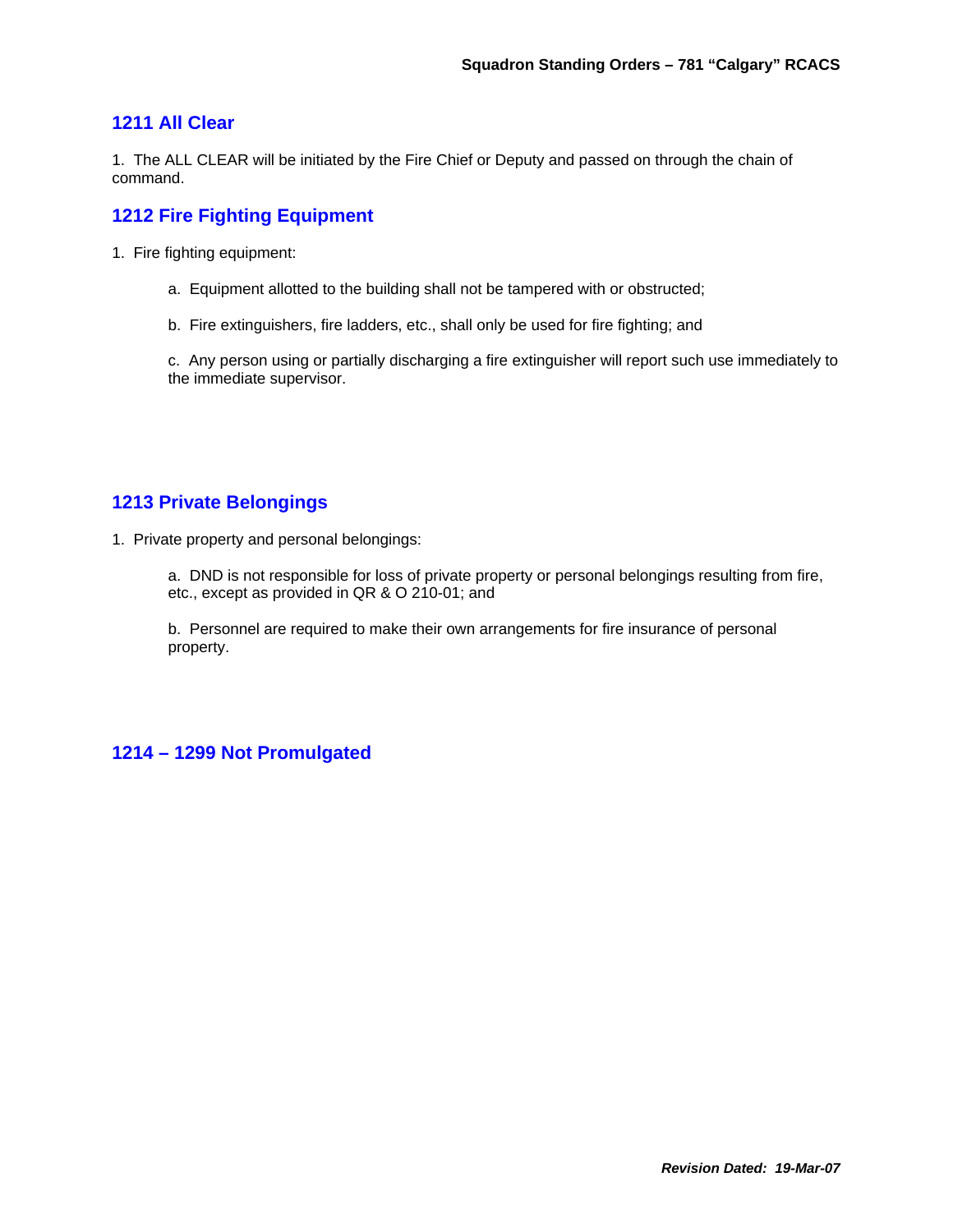## 1211 All Clear

1. The ALL CLEAR will be initiated by the Fire Chief or Deputy and passed on through the chain of command.

## 1212 Fire Fighting Equipment

1. Fire fighting equipment:

   a. Equipment allotted to the building shall not be tampered with or obstructed;

   b. Fire extinguishers, fire ladders, etc., shall only be used for fire fighting; and

   c. Any person using or partially discharging a fire extinguisher will report such use immediately to the immediate supervisor.

## 1213 Private Belongings

1. Private property and personal belongings:

   a. DND is not responsible for loss of private property or personal belongings resulting from fire, etc., except as provided in QR & O 210-01; and

   b. Personnel are required to make their own arrangements for fire insurance of personal property.

## 1214 – 1299 Not Promulgated